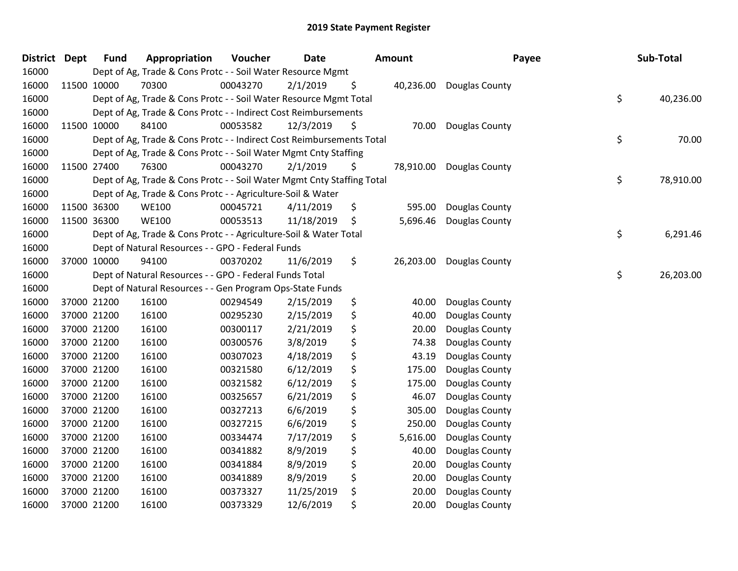# 2019 State Payment Register

| District | Dept | Fund | Appropriation | Voucher | Date | Amount | Payee | Sub-Total |
|---|---|---|---|---|---|---|---|---|
| 16000 | | Dept of Ag, Trade & Cons Protc - - Soil Water Resource Mgmt | | | | | | |
| 16000 | 11500 | 10000 | 70300 | 00043270 | 2/1/2019 | $ 40,236.00 | Douglas County | |
| 16000 | | Dept of Ag, Trade & Cons Protc - - Soil Water Resource Mgmt Total | | | | | | $ 40,236.00 |
| 16000 | | Dept of Ag, Trade & Cons Protc - - Indirect Cost Reimbursements | | | | | | |
| 16000 | 11500 | 10000 | 84100 | 00053582 | 12/3/2019 | $ 70.00 | Douglas County | |
| 16000 | | Dept of Ag, Trade & Cons Protc - - Indirect Cost Reimbursements Total | | | | | | $ 70.00 |
| 16000 | | Dept of Ag, Trade & Cons Protc - - Soil Water Mgmt Cnty Staffing | | | | | | |
| 16000 | 11500 | 27400 | 76300 | 00043270 | 2/1/2019 | $ 78,910.00 | Douglas County | |
| 16000 | | Dept of Ag, Trade & Cons Protc - - Soil Water Mgmt Cnty Staffing Total | | | | | | $ 78,910.00 |
| 16000 | | Dept of Ag, Trade & Cons Protc - - Agriculture-Soil & Water | | | | | | |
| 16000 | 11500 | 36300 | WE100 | 00045721 | 4/11/2019 | $ 595.00 | Douglas County | |
| 16000 | 11500 | 36300 | WE100 | 00053513 | 11/18/2019 | $ 5,696.46 | Douglas County | |
| 16000 | | Dept of Ag, Trade & Cons Protc - - Agriculture-Soil & Water Total | | | | | | $ 6,291.46 |
| 16000 | | Dept of Natural Resources - - GPO - Federal Funds | | | | | | |
| 16000 | 37000 | 10000 | 94100 | 00370202 | 11/6/2019 | $ 26,203.00 | Douglas County | |
| 16000 | | Dept of Natural Resources - - GPO - Federal Funds Total | | | | | | $ 26,203.00 |
| 16000 | | Dept of Natural Resources - - Gen Program Ops-State Funds | | | | | | |
| 16000 | 37000 | 21200 | 16100 | 00294549 | 2/15/2019 | $ 40.00 | Douglas County | |
| 16000 | 37000 | 21200 | 16100 | 00295230 | 2/15/2019 | $ 40.00 | Douglas County | |
| 16000 | 37000 | 21200 | 16100 | 00300117 | 2/21/2019 | $ 20.00 | Douglas County | |
| 16000 | 37000 | 21200 | 16100 | 00300576 | 3/8/2019 | $ 74.38 | Douglas County | |
| 16000 | 37000 | 21200 | 16100 | 00307023 | 4/18/2019 | $ 43.19 | Douglas County | |
| 16000 | 37000 | 21200 | 16100 | 00321580 | 6/12/2019 | $ 175.00 | Douglas County | |
| 16000 | 37000 | 21200 | 16100 | 00321582 | 6/12/2019 | $ 175.00 | Douglas County | |
| 16000 | 37000 | 21200 | 16100 | 00325657 | 6/21/2019 | $ 46.07 | Douglas County | |
| 16000 | 37000 | 21200 | 16100 | 00327213 | 6/6/2019 | $ 305.00 | Douglas County | |
| 16000 | 37000 | 21200 | 16100 | 00327215 | 6/6/2019 | $ 250.00 | Douglas County | |
| 16000 | 37000 | 21200 | 16100 | 00334474 | 7/17/2019 | $ 5,616.00 | Douglas County | |
| 16000 | 37000 | 21200 | 16100 | 00341882 | 8/9/2019 | $ 40.00 | Douglas County | |
| 16000 | 37000 | 21200 | 16100 | 00341884 | 8/9/2019 | $ 20.00 | Douglas County | |
| 16000 | 37000 | 21200 | 16100 | 00341889 | 8/9/2019 | $ 20.00 | Douglas County | |
| 16000 | 37000 | 21200 | 16100 | 00373327 | 11/25/2019 | $ 20.00 | Douglas County | |
| 16000 | 37000 | 21200 | 16100 | 00373329 | 12/6/2019 | $ 20.00 | Douglas County | |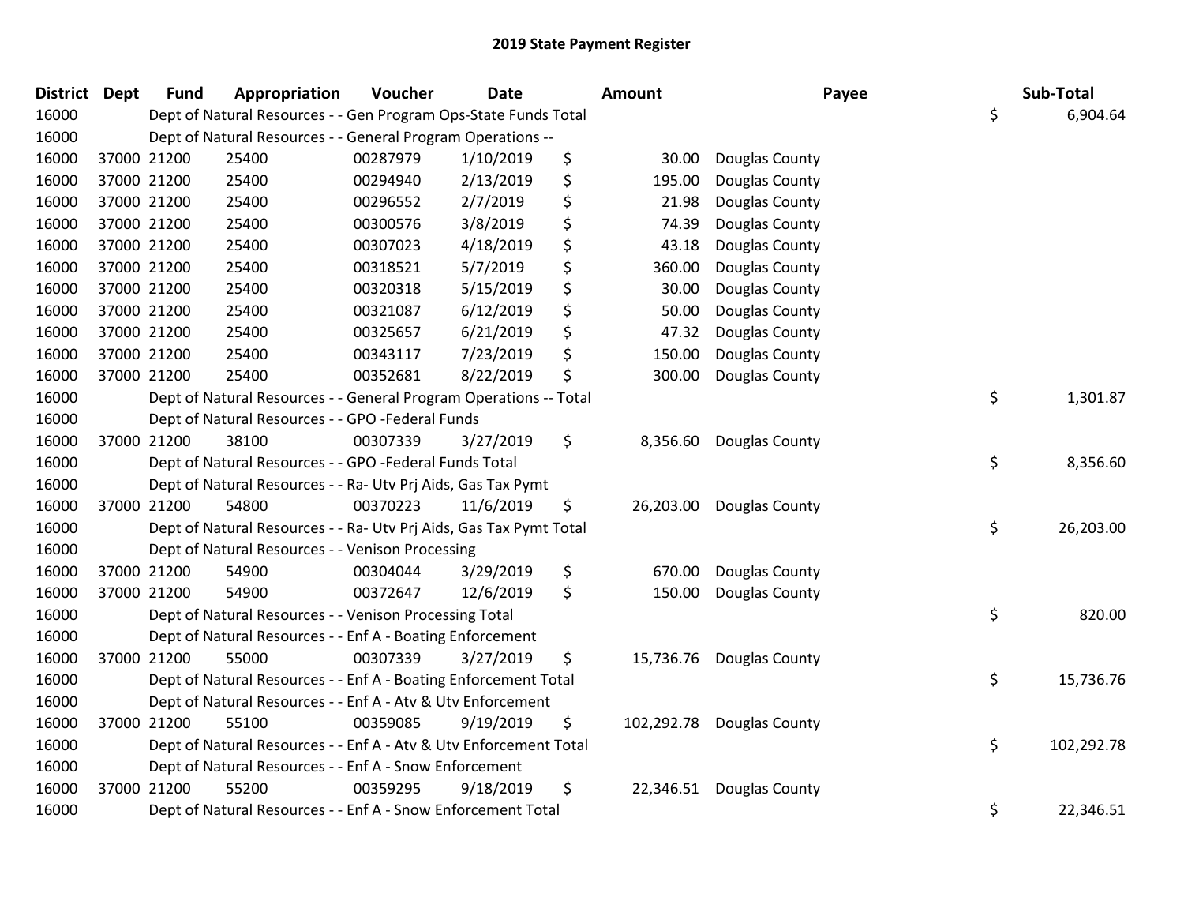# 2019 State Payment Register

| District | Dept | Fund | Appropriation | Voucher | Date | Amount | Payee | Sub-Total |
|---|---|---|---|---|---|---|---|---|
| 16000 | | Dept of Natural Resources - - Gen Program Ops-State Funds Total | | | | | | $ 6,904.64 |
| 16000 | | Dept of Natural Resources - - General Program Operations -- | | | | | | |
| 16000 | 37000 | 21200 | 25400 | 00287979 | 1/10/2019 | $ 30.00 | Douglas County | |
| 16000 | 37000 | 21200 | 25400 | 00294940 | 2/13/2019 | $ 195.00 | Douglas County | |
| 16000 | 37000 | 21200 | 25400 | 00296552 | 2/7/2019 | $ 21.98 | Douglas County | |
| 16000 | 37000 | 21200 | 25400 | 00300576 | 3/8/2019 | $ 74.39 | Douglas County | |
| 16000 | 37000 | 21200 | 25400 | 00307023 | 4/18/2019 | $ 43.18 | Douglas County | |
| 16000 | 37000 | 21200 | 25400 | 00318521 | 5/7/2019 | $ 360.00 | Douglas County | |
| 16000 | 37000 | 21200 | 25400 | 00320318 | 5/15/2019 | $ 30.00 | Douglas County | |
| 16000 | 37000 | 21200 | 25400 | 00321087 | 6/12/2019 | $ 50.00 | Douglas County | |
| 16000 | 37000 | 21200 | 25400 | 00325657 | 6/21/2019 | $ 47.32 | Douglas County | |
| 16000 | 37000 | 21200 | 25400 | 00343117 | 7/23/2019 | $ 150.00 | Douglas County | |
| 16000 | 37000 | 21200 | 25400 | 00352681 | 8/22/2019 | $ 300.00 | Douglas County | |
| 16000 | | Dept of Natural Resources - - General Program Operations -- Total | | | | | | $ 1,301.87 |
| 16000 | | Dept of Natural Resources - - GPO -Federal Funds | | | | | | |
| 16000 | 37000 | 21200 | 38100 | 00307339 | 3/27/2019 | $ 8,356.60 | Douglas County | |
| 16000 | | Dept of Natural Resources - - GPO -Federal Funds Total | | | | | | $ 8,356.60 |
| 16000 | | Dept of Natural Resources - - Ra- Utv Prj Aids, Gas Tax Pymt | | | | | | |
| 16000 | 37000 | 21200 | 54800 | 00370223 | 11/6/2019 | $ 26,203.00 | Douglas County | |
| 16000 | | Dept of Natural Resources - - Ra- Utv Prj Aids, Gas Tax Pymt Total | | | | | | $ 26,203.00 |
| 16000 | | Dept of Natural Resources - - Venison Processing | | | | | | |
| 16000 | 37000 | 21200 | 54900 | 00304044 | 3/29/2019 | $ 670.00 | Douglas County | |
| 16000 | 37000 | 21200 | 54900 | 00372647 | 12/6/2019 | $ 150.00 | Douglas County | |
| 16000 | | Dept of Natural Resources - - Venison Processing Total | | | | | | $ 820.00 |
| 16000 | | Dept of Natural Resources - - Enf A - Boating Enforcement | | | | | | |
| 16000 | 37000 | 21200 | 55000 | 00307339 | 3/27/2019 | $ 15,736.76 | Douglas County | |
| 16000 | | Dept of Natural Resources - - Enf A - Boating Enforcement Total | | | | | | $ 15,736.76 |
| 16000 | | Dept of Natural Resources - - Enf A - Atv & Utv Enforcement | | | | | | |
| 16000 | 37000 | 21200 | 55100 | 00359085 | 9/19/2019 | $ 102,292.78 | Douglas County | |
| 16000 | | Dept of Natural Resources - - Enf A - Atv & Utv Enforcement Total | | | | | | $ 102,292.78 |
| 16000 | | Dept of Natural Resources - - Enf A - Snow Enforcement | | | | | | |
| 16000 | 37000 | 21200 | 55200 | 00359295 | 9/18/2019 | $ 22,346.51 | Douglas County | |
| 16000 | | Dept of Natural Resources - - Enf A - Snow Enforcement Total | | | | | | $ 22,346.51 |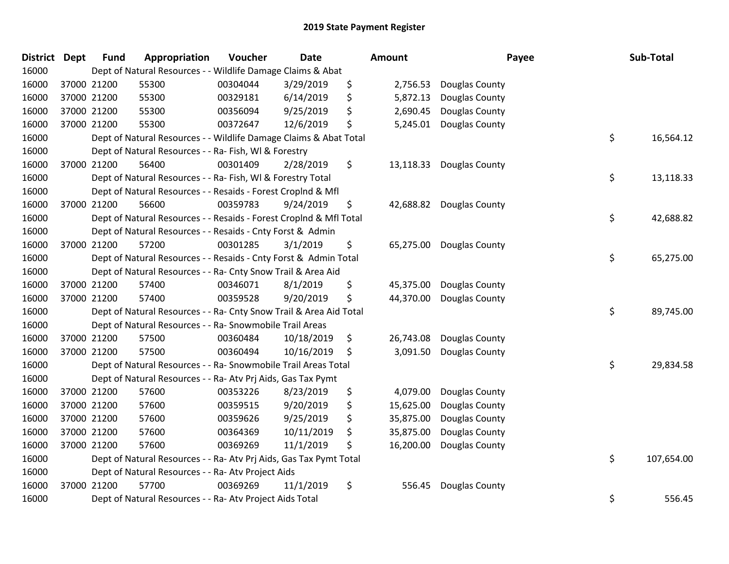## 2019 State Payment Register

| District | Dept | Fund | Appropriation | Voucher | Date | Amount | Payee | Sub-Total |
|---|---|---|---|---|---|---|---|---|
| 16000 | | Dept of Natural Resources - - Wildlife Damage Claims & Abat | | | | | | |
| 16000 | 37000 | 21200 | 55300 | 00304044 | 3/29/2019 | $ 2,756.53 | Douglas County | |
| 16000 | 37000 | 21200 | 55300 | 00329181 | 6/14/2019 | $ 5,872.13 | Douglas County | |
| 16000 | 37000 | 21200 | 55300 | 00356094 | 9/25/2019 | $ 2,690.45 | Douglas County | |
| 16000 | 37000 | 21200 | 55300 | 00372647 | 12/6/2019 | $ 5,245.01 | Douglas County | |
| 16000 | | Dept of Natural Resources - - Wildlife Damage Claims & Abat Total | | | | | | $ 16,564.12 |
| 16000 | | Dept of Natural Resources - - Ra- Fish, Wl & Forestry | | | | | | |
| 16000 | 37000 | 21200 | 56400 | 00301409 | 2/28/2019 | $ 13,118.33 | Douglas County | |
| 16000 | | Dept of Natural Resources - - Ra- Fish, Wl & Forestry Total | | | | | | $ 13,118.33 |
| 16000 | | Dept of Natural Resources - - Resaids - Forest Croplnd & Mfl | | | | | | |
| 16000 | 37000 | 21200 | 56600 | 00359783 | 9/24/2019 | $ 42,688.82 | Douglas County | |
| 16000 | | Dept of Natural Resources - - Resaids - Forest Croplnd & Mfl Total | | | | | | $ 42,688.82 |
| 16000 | | Dept of Natural Resources - - Resaids - Cnty Forst & Admin | | | | | | |
| 16000 | 37000 | 21200 | 57200 | 00301285 | 3/1/2019 | $ 65,275.00 | Douglas County | |
| 16000 | | Dept of Natural Resources - - Resaids - Cnty Forst & Admin Total | | | | | | $ 65,275.00 |
| 16000 | | Dept of Natural Resources - - Ra- Cnty Snow Trail & Area Aid | | | | | | |
| 16000 | 37000 | 21200 | 57400 | 00346071 | 8/1/2019 | $ 45,375.00 | Douglas County | |
| 16000 | 37000 | 21200 | 57400 | 00359528 | 9/20/2019 | $ 44,370.00 | Douglas County | |
| 16000 | | Dept of Natural Resources - - Ra- Cnty Snow Trail & Area Aid Total | | | | | | $ 89,745.00 |
| 16000 | | Dept of Natural Resources - - Ra- Snowmobile Trail Areas | | | | | | |
| 16000 | 37000 | 21200 | 57500 | 00360484 | 10/18/2019 | $ 26,743.08 | Douglas County | |
| 16000 | 37000 | 21200 | 57500 | 00360494 | 10/16/2019 | $ 3,091.50 | Douglas County | |
| 16000 | | Dept of Natural Resources - - Ra- Snowmobile Trail Areas Total | | | | | | $ 29,834.58 |
| 16000 | | Dept of Natural Resources - - Ra- Atv Prj Aids, Gas Tax Pymt | | | | | | |
| 16000 | 37000 | 21200 | 57600 | 00353226 | 8/23/2019 | $ 4,079.00 | Douglas County | |
| 16000 | 37000 | 21200 | 57600 | 00359515 | 9/20/2019 | $ 15,625.00 | Douglas County | |
| 16000 | 37000 | 21200 | 57600 | 00359626 | 9/25/2019 | $ 35,875.00 | Douglas County | |
| 16000 | 37000 | 21200 | 57600 | 00364369 | 10/11/2019 | $ 35,875.00 | Douglas County | |
| 16000 | 37000 | 21200 | 57600 | 00369269 | 11/1/2019 | $ 16,200.00 | Douglas County | |
| 16000 | | Dept of Natural Resources - - Ra- Atv Prj Aids, Gas Tax Pymt Total | | | | | | $ 107,654.00 |
| 16000 | | Dept of Natural Resources - - Ra- Atv Project Aids | | | | | | |
| 16000 | 37000 | 21200 | 57700 | 00369269 | 11/1/2019 | $ 556.45 | Douglas County | |
| 16000 | | Dept of Natural Resources - - Ra- Atv Project Aids Total | | | | | | $ 556.45 |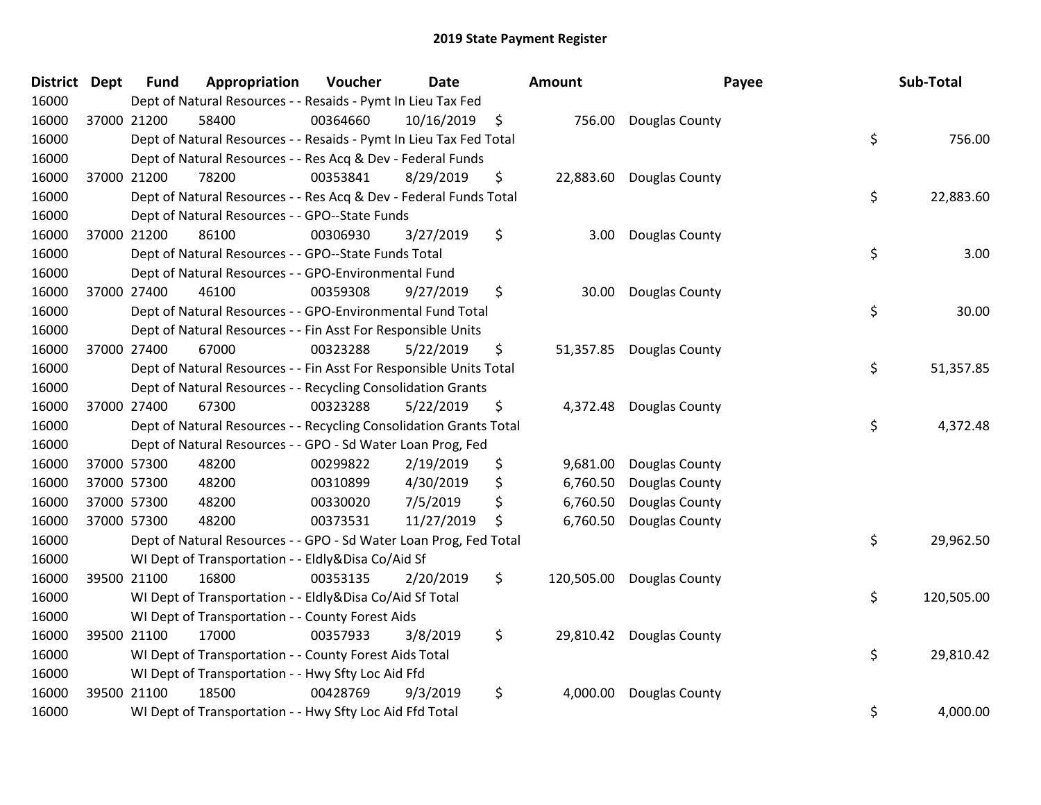# 2019 State Payment Register

| District | Dept | Fund | Appropriation | Voucher | Date | Amount | Payee | Sub-Total |
|---|---|---|---|---|---|---|---|---|
| 16000 | | Dept of Natural Resources - - Resaids - Pymt In Lieu Tax Fed | | | | | | |
| 16000 | 37000 | 21200 | 58400 | 00364660 | 10/16/2019 | $ 756.00 | Douglas County | |
| 16000 | | Dept of Natural Resources - - Resaids - Pymt In Lieu Tax Fed Total | | | | | | $ 756.00 |
| 16000 | | Dept of Natural Resources - - Res Acq & Dev - Federal Funds | | | | | | |
| 16000 | 37000 | 21200 | 78200 | 00353841 | 8/29/2019 | $ 22,883.60 | Douglas County | |
| 16000 | | Dept of Natural Resources - - Res Acq & Dev - Federal Funds Total | | | | | | $ 22,883.60 |
| 16000 | | Dept of Natural Resources - - GPO--State Funds | | | | | | |
| 16000 | 37000 | 21200 | 86100 | 00306930 | 3/27/2019 | $ 3.00 | Douglas County | |
| 16000 | | Dept of Natural Resources - - GPO--State Funds Total | | | | | | $ 3.00 |
| 16000 | | Dept of Natural Resources - - GPO-Environmental Fund | | | | | | |
| 16000 | 37000 | 27400 | 46100 | 00359308 | 9/27/2019 | $ 30.00 | Douglas County | |
| 16000 | | Dept of Natural Resources - - GPO-Environmental Fund Total | | | | | | $ 30.00 |
| 16000 | | Dept of Natural Resources - - Fin Asst For Responsible Units | | | | | | |
| 16000 | 37000 | 27400 | 67000 | 00323288 | 5/22/2019 | $ 51,357.85 | Douglas County | |
| 16000 | | Dept of Natural Resources - - Fin Asst For Responsible Units Total | | | | | | $ 51,357.85 |
| 16000 | | Dept of Natural Resources - - Recycling Consolidation Grants | | | | | | |
| 16000 | 37000 | 27400 | 67300 | 00323288 | 5/22/2019 | $ 4,372.48 | Douglas County | |
| 16000 | | Dept of Natural Resources - - Recycling Consolidation Grants Total | | | | | | $ 4,372.48 |
| 16000 | | Dept of Natural Resources - - GPO - Sd Water Loan Prog, Fed | | | | | | |
| 16000 | 37000 | 57300 | 48200 | 00299822 | 2/19/2019 | $ 9,681.00 | Douglas County | |
| 16000 | 37000 | 57300 | 48200 | 00310899 | 4/30/2019 | $ 6,760.50 | Douglas County | |
| 16000 | 37000 | 57300 | 48200 | 00330020 | 7/5/2019 | $ 6,760.50 | Douglas County | |
| 16000 | 37000 | 57300 | 48200 | 00373531 | 11/27/2019 | $ 6,760.50 | Douglas County | |
| 16000 | | Dept of Natural Resources - - GPO - Sd Water Loan Prog, Fed Total | | | | | | $ 29,962.50 |
| 16000 | | WI Dept of Transportation - - Eldly&Disa Co/Aid Sf | | | | | | |
| 16000 | 39500 | 21100 | 16800 | 00353135 | 2/20/2019 | $ 120,505.00 | Douglas County | |
| 16000 | | WI Dept of Transportation - - Eldly&Disa Co/Aid Sf Total | | | | | | $ 120,505.00 |
| 16000 | | WI Dept of Transportation - - County Forest Aids | | | | | | |
| 16000 | 39500 | 21100 | 17000 | 00357933 | 3/8/2019 | $ 29,810.42 | Douglas County | |
| 16000 | | WI Dept of Transportation - - County Forest Aids Total | | | | | | $ 29,810.42 |
| 16000 | | WI Dept of Transportation - - Hwy Sfty Loc Aid Ffd | | | | | | |
| 16000 | 39500 | 21100 | 18500 | 00428769 | 9/3/2019 | $ 4,000.00 | Douglas County | |
| 16000 | | WI Dept of Transportation - - Hwy Sfty Loc Aid Ffd Total | | | | | | $ 4,000.00 |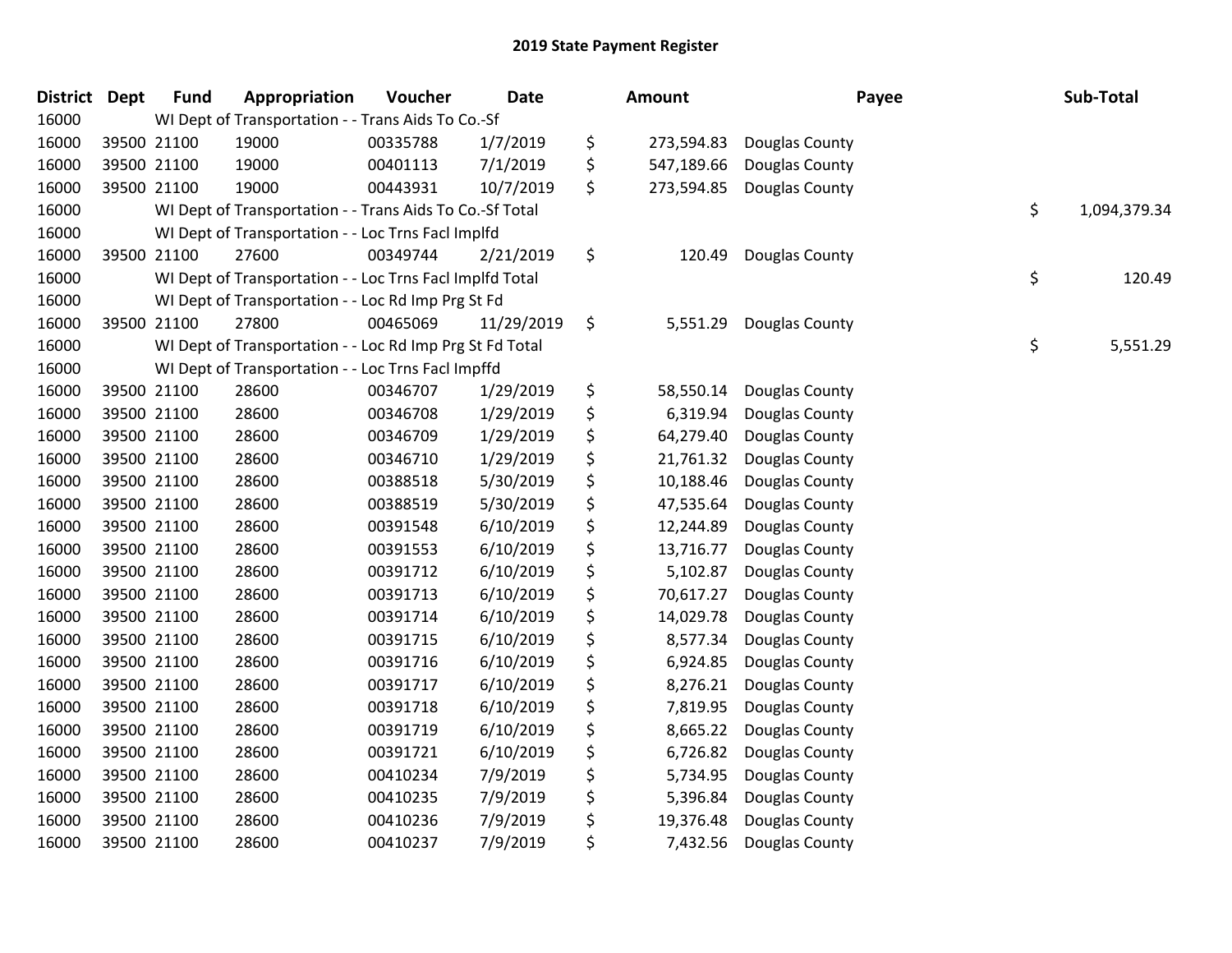# 2019 State Payment Register

| District | Dept | Fund | Appropriation | Voucher | Date | Amount | Payee | Sub-Total |
|---|---|---|---|---|---|---|---|---|
| 16000 | | WI Dept of Transportation - - Trans Aids To Co.-Sf | | | | | | |
| 16000 | 39500 | 21100 | 19000 | 00335788 | 1/7/2019 | $ 273,594.83 | Douglas County | |
| 16000 | 39500 | 21100 | 19000 | 00401113 | 7/1/2019 | $ 547,189.66 | Douglas County | |
| 16000 | 39500 | 21100 | 19000 | 00443931 | 10/7/2019 | $ 273,594.85 | Douglas County | |
| 16000 | | WI Dept of Transportation - - Trans Aids To Co.-Sf Total | | | | | | $ 1,094,379.34 |
| 16000 | | WI Dept of Transportation - - Loc Trns Facl Implfd | | | | | | |
| 16000 | 39500 | 21100 | 27600 | 00349744 | 2/21/2019 | $ 120.49 | Douglas County | |
| 16000 | | WI Dept of Transportation - - Loc Trns Facl Implfd Total | | | | | | $ 120.49 |
| 16000 | | WI Dept of Transportation - - Loc Rd Imp Prg St Fd | | | | | | |
| 16000 | 39500 | 21100 | 27800 | 00465069 | 11/29/2019 | $ 5,551.29 | Douglas County | |
| 16000 | | WI Dept of Transportation - - Loc Rd Imp Prg St Fd Total | | | | | | $ 5,551.29 |
| 16000 | | WI Dept of Transportation - - Loc Trns Facl Impffd | | | | | | |
| 16000 | 39500 | 21100 | 28600 | 00346707 | 1/29/2019 | $ 58,550.14 | Douglas County | |
| 16000 | 39500 | 21100 | 28600 | 00346708 | 1/29/2019 | $ 6,319.94 | Douglas County | |
| 16000 | 39500 | 21100 | 28600 | 00346709 | 1/29/2019 | $ 64,279.40 | Douglas County | |
| 16000 | 39500 | 21100 | 28600 | 00346710 | 1/29/2019 | $ 21,761.32 | Douglas County | |
| 16000 | 39500 | 21100 | 28600 | 00388518 | 5/30/2019 | $ 10,188.46 | Douglas County | |
| 16000 | 39500 | 21100 | 28600 | 00388519 | 5/30/2019 | $ 47,535.64 | Douglas County | |
| 16000 | 39500 | 21100 | 28600 | 00391548 | 6/10/2019 | $ 12,244.89 | Douglas County | |
| 16000 | 39500 | 21100 | 28600 | 00391553 | 6/10/2019 | $ 13,716.77 | Douglas County | |
| 16000 | 39500 | 21100 | 28600 | 00391712 | 6/10/2019 | $ 5,102.87 | Douglas County | |
| 16000 | 39500 | 21100 | 28600 | 00391713 | 6/10/2019 | $ 70,617.27 | Douglas County | |
| 16000 | 39500 | 21100 | 28600 | 00391714 | 6/10/2019 | $ 14,029.78 | Douglas County | |
| 16000 | 39500 | 21100 | 28600 | 00391715 | 6/10/2019 | $ 8,577.34 | Douglas County | |
| 16000 | 39500 | 21100 | 28600 | 00391716 | 6/10/2019 | $ 6,924.85 | Douglas County | |
| 16000 | 39500 | 21100 | 28600 | 00391717 | 6/10/2019 | $ 8,276.21 | Douglas County | |
| 16000 | 39500 | 21100 | 28600 | 00391718 | 6/10/2019 | $ 7,819.95 | Douglas County | |
| 16000 | 39500 | 21100 | 28600 | 00391719 | 6/10/2019 | $ 8,665.22 | Douglas County | |
| 16000 | 39500 | 21100 | 28600 | 00391721 | 6/10/2019 | $ 6,726.82 | Douglas County | |
| 16000 | 39500 | 21100 | 28600 | 00410234 | 7/9/2019 | $ 5,734.95 | Douglas County | |
| 16000 | 39500 | 21100 | 28600 | 00410235 | 7/9/2019 | $ 5,396.84 | Douglas County | |
| 16000 | 39500 | 21100 | 28600 | 00410236 | 7/9/2019 | $ 19,376.48 | Douglas County | |
| 16000 | 39500 | 21100 | 28600 | 00410237 | 7/9/2019 | $ 7,432.56 | Douglas County | |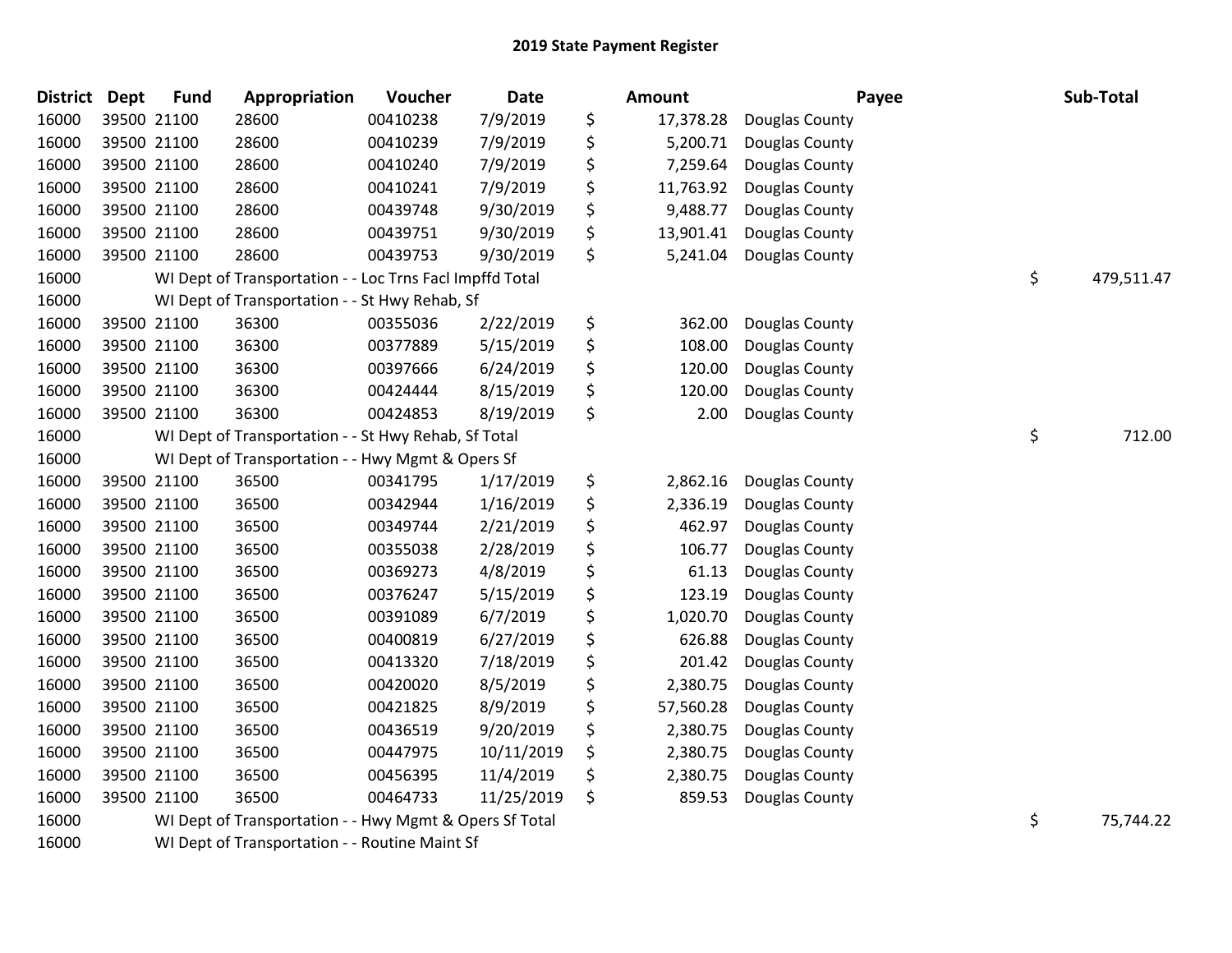# 2019 State Payment Register

| District | Dept | Fund | Appropriation | Voucher | Date | | Amount | Payee | | Sub-Total |
|---|---|---|---|---|---|---|---|---|---|---|
| 16000 | 39500 | 21100 | 28600 | 00410238 | 7/9/2019 | $ | 17,378.28 | Douglas County | | |
| 16000 | 39500 | 21100 | 28600 | 00410239 | 7/9/2019 | $ | 5,200.71 | Douglas County | | |
| 16000 | 39500 | 21100 | 28600 | 00410240 | 7/9/2019 | $ | 7,259.64 | Douglas County | | |
| 16000 | 39500 | 21100 | 28600 | 00410241 | 7/9/2019 | $ | 11,763.92 | Douglas County | | |
| 16000 | 39500 | 21100 | 28600 | 00439748 | 9/30/2019 | $ | 9,488.77 | Douglas County | | |
| 16000 | 39500 | 21100 | 28600 | 00439751 | 9/30/2019 | $ | 13,901.41 | Douglas County | | |
| 16000 | 39500 | 21100 | 28600 | 00439753 | 9/30/2019 | $ | 5,241.04 | Douglas County | | |
| 16000 | | WI Dept of Transportation - - Loc Trns Facl Impffd Total | | | | | | | $ | 479,511.47 |
| 16000 | | WI Dept of Transportation - - St Hwy Rehab, Sf | | | | | | | | |
| 16000 | 39500 | 21100 | 36300 | 00355036 | 2/22/2019 | $ | 362.00 | Douglas County | | |
| 16000 | 39500 | 21100 | 36300 | 00377889 | 5/15/2019 | $ | 108.00 | Douglas County | | |
| 16000 | 39500 | 21100 | 36300 | 00397666 | 6/24/2019 | $ | 120.00 | Douglas County | | |
| 16000 | 39500 | 21100 | 36300 | 00424444 | 8/15/2019 | $ | 120.00 | Douglas County | | |
| 16000 | 39500 | 21100 | 36300 | 00424853 | 8/19/2019 | $ | 2.00 | Douglas County | | |
| 16000 | | WI Dept of Transportation - - St Hwy Rehab, Sf Total | | | | | | | $ | 712.00 |
| 16000 | | WI Dept of Transportation - - Hwy Mgmt & Opers Sf | | | | | | | | |
| 16000 | 39500 | 21100 | 36500 | 00341795 | 1/17/2019 | $ | 2,862.16 | Douglas County | | |
| 16000 | 39500 | 21100 | 36500 | 00342944 | 1/16/2019 | $ | 2,336.19 | Douglas County | | |
| 16000 | 39500 | 21100 | 36500 | 00349744 | 2/21/2019 | $ | 462.97 | Douglas County | | |
| 16000 | 39500 | 21100 | 36500 | 00355038 | 2/28/2019 | $ | 106.77 | Douglas County | | |
| 16000 | 39500 | 21100 | 36500 | 00369273 | 4/8/2019 | $ | 61.13 | Douglas County | | |
| 16000 | 39500 | 21100 | 36500 | 00376247 | 5/15/2019 | $ | 123.19 | Douglas County | | |
| 16000 | 39500 | 21100 | 36500 | 00391089 | 6/7/2019 | $ | 1,020.70 | Douglas County | | |
| 16000 | 39500 | 21100 | 36500 | 00400819 | 6/27/2019 | $ | 626.88 | Douglas County | | |
| 16000 | 39500 | 21100 | 36500 | 00413320 | 7/18/2019 | $ | 201.42 | Douglas County | | |
| 16000 | 39500 | 21100 | 36500 | 00420020 | 8/5/2019 | $ | 2,380.75 | Douglas County | | |
| 16000 | 39500 | 21100 | 36500 | 00421825 | 8/9/2019 | $ | 57,560.28 | Douglas County | | |
| 16000 | 39500 | 21100 | 36500 | 00436519 | 9/20/2019 | $ | 2,380.75 | Douglas County | | |
| 16000 | 39500 | 21100 | 36500 | 00447975 | 10/11/2019 | $ | 2,380.75 | Douglas County | | |
| 16000 | 39500 | 21100 | 36500 | 00456395 | 11/4/2019 | $ | 2,380.75 | Douglas County | | |
| 16000 | 39500 | 21100 | 36500 | 00464733 | 11/25/2019 | $ | 859.53 | Douglas County | | |
| 16000 | | WI Dept of Transportation - - Hwy Mgmt & Opers Sf Total | | | | | | | $ | 75,744.22 |
| 16000 | | WI Dept of Transportation - - Routine Maint Sf | | | | | | | | |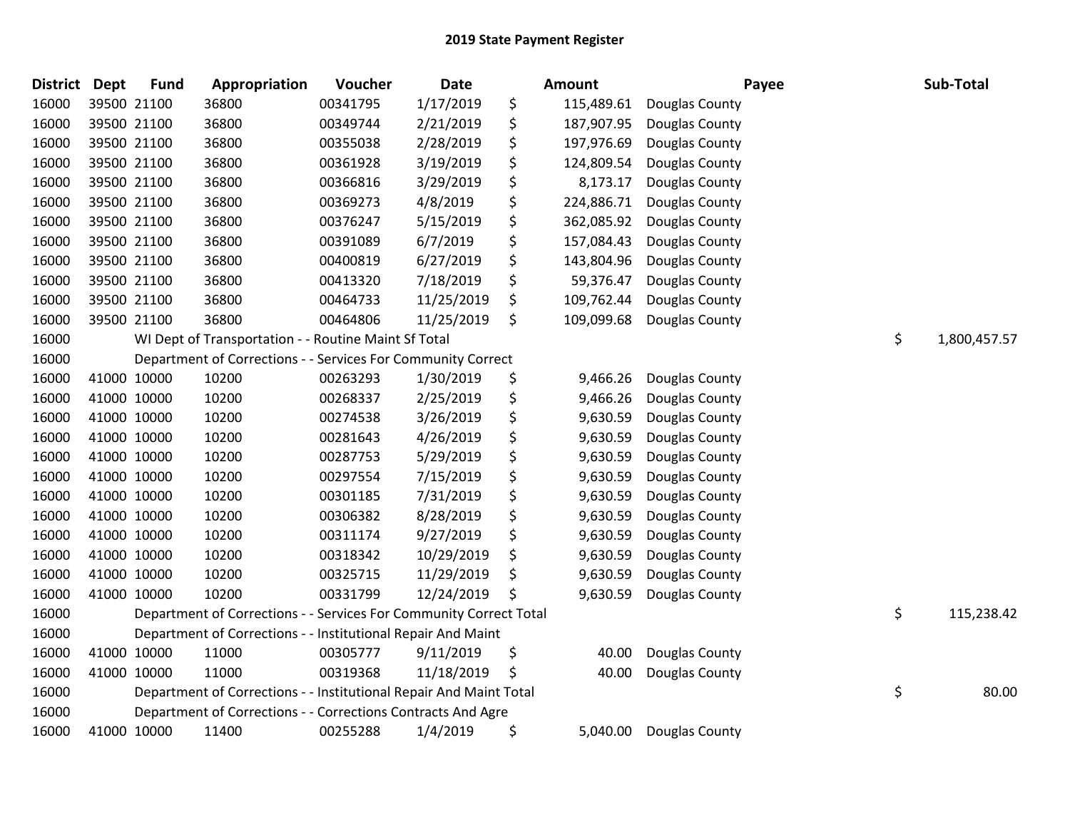# 2019 State Payment Register

| District | Dept | Fund | Appropriation | Voucher | Date | Amount | Payee | Sub-Total |
|---|---|---|---|---|---|---|---|---|
| 16000 | 39500 | 21100 | 36800 | 00341795 | 1/17/2019 | $ 115,489.61 | Douglas County | |
| 16000 | 39500 | 21100 | 36800 | 00349744 | 2/21/2019 | $ 187,907.95 | Douglas County | |
| 16000 | 39500 | 21100 | 36800 | 00355038 | 2/28/2019 | $ 197,976.69 | Douglas County | |
| 16000 | 39500 | 21100 | 36800 | 00361928 | 3/19/2019 | $ 124,809.54 | Douglas County | |
| 16000 | 39500 | 21100 | 36800 | 00366816 | 3/29/2019 | $ 8,173.17 | Douglas County | |
| 16000 | 39500 | 21100 | 36800 | 00369273 | 4/8/2019 | $ 224,886.71 | Douglas County | |
| 16000 | 39500 | 21100 | 36800 | 00376247 | 5/15/2019 | $ 362,085.92 | Douglas County | |
| 16000 | 39500 | 21100 | 36800 | 00391089 | 6/7/2019 | $ 157,084.43 | Douglas County | |
| 16000 | 39500 | 21100 | 36800 | 00400819 | 6/27/2019 | $ 143,804.96 | Douglas County | |
| 16000 | 39500 | 21100 | 36800 | 00413320 | 7/18/2019 | $ 59,376.47 | Douglas County | |
| 16000 | 39500 | 21100 | 36800 | 00464733 | 11/25/2019 | $ 109,762.44 | Douglas County | |
| 16000 | 39500 | 21100 | 36800 | 00464806 | 11/25/2019 | $ 109,099.68 | Douglas County | |
| 16000 | | WI Dept of Transportation - - Routine Maint Sf Total | | | | | | $ 1,800,457.57 |
| 16000 | | Department of Corrections - - Services For Community Correct | | | | | | |
| 16000 | 41000 | 10000 | 10200 | 00263293 | 1/30/2019 | $ 9,466.26 | Douglas County | |
| 16000 | 41000 | 10000 | 10200 | 00268337 | 2/25/2019 | $ 9,466.26 | Douglas County | |
| 16000 | 41000 | 10000 | 10200 | 00274538 | 3/26/2019 | $ 9,630.59 | Douglas County | |
| 16000 | 41000 | 10000 | 10200 | 00281643 | 4/26/2019 | $ 9,630.59 | Douglas County | |
| 16000 | 41000 | 10000 | 10200 | 00287753 | 5/29/2019 | $ 9,630.59 | Douglas County | |
| 16000 | 41000 | 10000 | 10200 | 00297554 | 7/15/2019 | $ 9,630.59 | Douglas County | |
| 16000 | 41000 | 10000 | 10200 | 00301185 | 7/31/2019 | $ 9,630.59 | Douglas County | |
| 16000 | 41000 | 10000 | 10200 | 00306382 | 8/28/2019 | $ 9,630.59 | Douglas County | |
| 16000 | 41000 | 10000 | 10200 | 00311174 | 9/27/2019 | $ 9,630.59 | Douglas County | |
| 16000 | 41000 | 10000 | 10200 | 00318342 | 10/29/2019 | $ 9,630.59 | Douglas County | |
| 16000 | 41000 | 10000 | 10200 | 00325715 | 11/29/2019 | $ 9,630.59 | Douglas County | |
| 16000 | 41000 | 10000 | 10200 | 00331799 | 12/24/2019 | $ 9,630.59 | Douglas County | |
| 16000 | | Department of Corrections - - Services For Community Correct Total | | | | | | $ 115,238.42 |
| 16000 | | Department of Corrections - - Institutional Repair And Maint | | | | | | |
| 16000 | 41000 | 10000 | 11000 | 00305777 | 9/11/2019 | $ 40.00 | Douglas County | |
| 16000 | 41000 | 10000 | 11000 | 00319368 | 11/18/2019 | $ 40.00 | Douglas County | |
| 16000 | | Department of Corrections - - Institutional Repair And Maint Total | | | | | | $ 80.00 |
| 16000 | | Department of Corrections - - Corrections Contracts And Agre | | | | | | |
| 16000 | 41000 | 10000 | 11400 | 00255288 | 1/4/2019 | $ 5,040.00 | Douglas County | |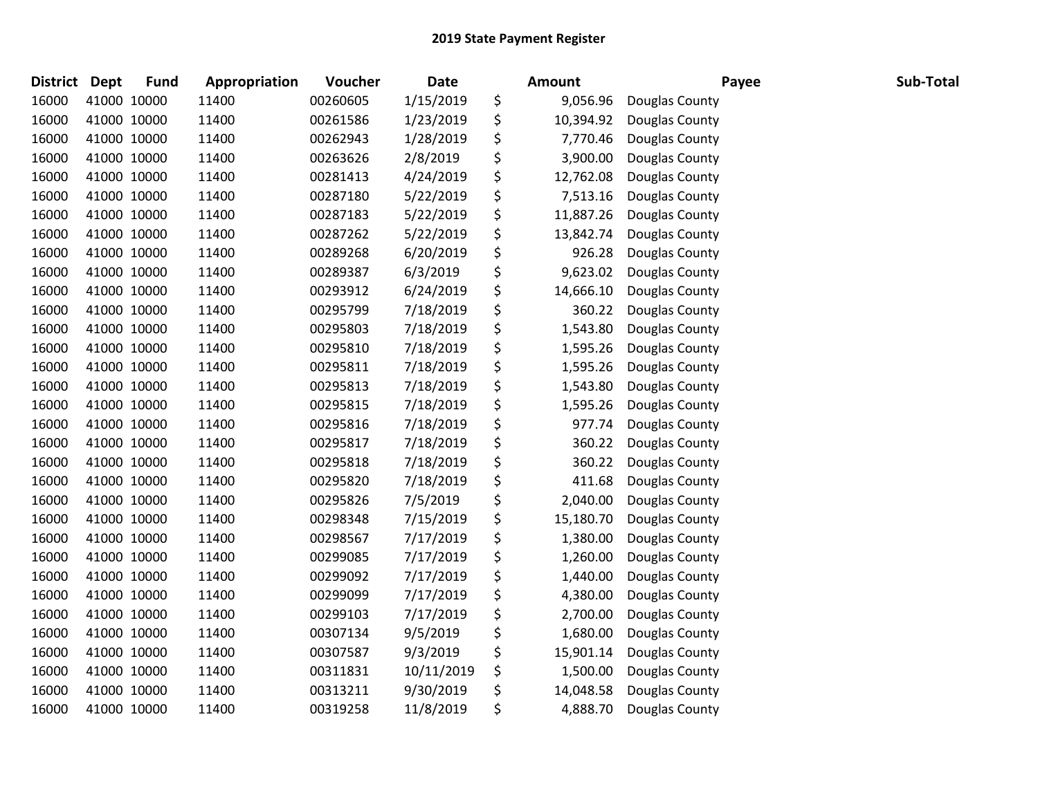# 2019 State Payment Register

| District | Dept | Fund | Appropriation | Voucher | Date | Amount | Payee | Sub-Total |
|---|---|---|---|---|---|---|---|---|
| 16000 | 41000 | 10000 | 11400 | 00260605 | 1/15/2019 | $ 9,056.96 | Douglas County | |
| 16000 | 41000 | 10000 | 11400 | 00261586 | 1/23/2019 | $ 10,394.92 | Douglas County | |
| 16000 | 41000 | 10000 | 11400 | 00262943 | 1/28/2019 | $ 7,770.46 | Douglas County | |
| 16000 | 41000 | 10000 | 11400 | 00263626 | 2/8/2019 | $ 3,900.00 | Douglas County | |
| 16000 | 41000 | 10000 | 11400 | 00281413 | 4/24/2019 | $ 12,762.08 | Douglas County | |
| 16000 | 41000 | 10000 | 11400 | 00287180 | 5/22/2019 | $ 7,513.16 | Douglas County | |
| 16000 | 41000 | 10000 | 11400 | 00287183 | 5/22/2019 | $ 11,887.26 | Douglas County | |
| 16000 | 41000 | 10000 | 11400 | 00287262 | 5/22/2019 | $ 13,842.74 | Douglas County | |
| 16000 | 41000 | 10000 | 11400 | 00289268 | 6/20/2019 | $ 926.28 | Douglas County | |
| 16000 | 41000 | 10000 | 11400 | 00289387 | 6/3/2019 | $ 9,623.02 | Douglas County | |
| 16000 | 41000 | 10000 | 11400 | 00293912 | 6/24/2019 | $ 14,666.10 | Douglas County | |
| 16000 | 41000 | 10000 | 11400 | 00295799 | 7/18/2019 | $ 360.22 | Douglas County | |
| 16000 | 41000 | 10000 | 11400 | 00295803 | 7/18/2019 | $ 1,543.80 | Douglas County | |
| 16000 | 41000 | 10000 | 11400 | 00295810 | 7/18/2019 | $ 1,595.26 | Douglas County | |
| 16000 | 41000 | 10000 | 11400 | 00295811 | 7/18/2019 | $ 1,595.26 | Douglas County | |
| 16000 | 41000 | 10000 | 11400 | 00295813 | 7/18/2019 | $ 1,543.80 | Douglas County | |
| 16000 | 41000 | 10000 | 11400 | 00295815 | 7/18/2019 | $ 1,595.26 | Douglas County | |
| 16000 | 41000 | 10000 | 11400 | 00295816 | 7/18/2019 | $ 977.74 | Douglas County | |
| 16000 | 41000 | 10000 | 11400 | 00295817 | 7/18/2019 | $ 360.22 | Douglas County | |
| 16000 | 41000 | 10000 | 11400 | 00295818 | 7/18/2019 | $ 360.22 | Douglas County | |
| 16000 | 41000 | 10000 | 11400 | 00295820 | 7/18/2019 | $ 411.68 | Douglas County | |
| 16000 | 41000 | 10000 | 11400 | 00295826 | 7/5/2019 | $ 2,040.00 | Douglas County | |
| 16000 | 41000 | 10000 | 11400 | 00298348 | 7/15/2019 | $ 15,180.70 | Douglas County | |
| 16000 | 41000 | 10000 | 11400 | 00298567 | 7/17/2019 | $ 1,380.00 | Douglas County | |
| 16000 | 41000 | 10000 | 11400 | 00299085 | 7/17/2019 | $ 1,260.00 | Douglas County | |
| 16000 | 41000 | 10000 | 11400 | 00299092 | 7/17/2019 | $ 1,440.00 | Douglas County | |
| 16000 | 41000 | 10000 | 11400 | 00299099 | 7/17/2019 | $ 4,380.00 | Douglas County | |
| 16000 | 41000 | 10000 | 11400 | 00299103 | 7/17/2019 | $ 2,700.00 | Douglas County | |
| 16000 | 41000 | 10000 | 11400 | 00307134 | 9/5/2019 | $ 1,680.00 | Douglas County | |
| 16000 | 41000 | 10000 | 11400 | 00307587 | 9/3/2019 | $ 15,901.14 | Douglas County | |
| 16000 | 41000 | 10000 | 11400 | 00311831 | 10/11/2019 | $ 1,500.00 | Douglas County | |
| 16000 | 41000 | 10000 | 11400 | 00313211 | 9/30/2019 | $ 14,048.58 | Douglas County | |
| 16000 | 41000 | 10000 | 11400 | 00319258 | 11/8/2019 | $ 4,888.70 | Douglas County | |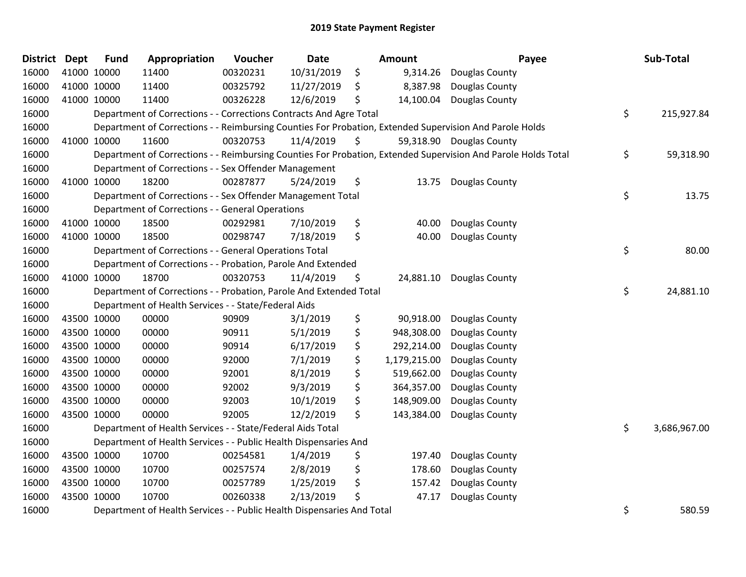## 2019 State Payment Register

| District | Dept | Fund | Appropriation | Voucher | Date | Amount | Payee | Sub-Total |
|---|---|---|---|---|---|---|---|---|
| 16000 | 41000 | 10000 | 11400 | 00320231 | 10/31/2019 | $ 9,314.26 | Douglas County | |
| 16000 | 41000 | 10000 | 11400 | 00325792 | 11/27/2019 | $ 8,387.98 | Douglas County | |
| 16000 | 41000 | 10000 | 11400 | 00326228 | 12/6/2019 | $ 14,100.04 | Douglas County | |
| 16000 | | Department of Corrections - - Corrections Contracts And Agre Total | | | | | | $ 215,927.84 |
| 16000 | | Department of Corrections - - Reimbursing Counties For Probation, Extended Supervision And Parole Holds | | | | | | |
| 16000 | 41000 | 10000 | 11600 | 00320753 | 11/4/2019 | $ 59,318.90 | Douglas County | |
| 16000 | | Department of Corrections - - Reimbursing Counties For Probation, Extended Supervision And Parole Holds Total | | | | | | $ 59,318.90 |
| 16000 | | Department of Corrections - - Sex Offender Management | | | | | | |
| 16000 | 41000 | 10000 | 18200 | 00287877 | 5/24/2019 | $ 13.75 | Douglas County | |
| 16000 | | Department of Corrections - - Sex Offender Management Total | | | | | | $ 13.75 |
| 16000 | | Department of Corrections - - General Operations | | | | | | |
| 16000 | 41000 | 10000 | 18500 | 00292981 | 7/10/2019 | $ 40.00 | Douglas County | |
| 16000 | 41000 | 10000 | 18500 | 00298747 | 7/18/2019 | $ 40.00 | Douglas County | |
| 16000 | | Department of Corrections - - General Operations Total | | | | | | $ 80.00 |
| 16000 | | Department of Corrections - - Probation, Parole And Extended | | | | | | |
| 16000 | 41000 | 10000 | 18700 | 00320753 | 11/4/2019 | $ 24,881.10 | Douglas County | |
| 16000 | | Department of Corrections - - Probation, Parole And Extended Total | | | | | | $ 24,881.10 |
| 16000 | | Department of Health Services - - State/Federal Aids | | | | | | |
| 16000 | 43500 | 10000 | 00000 | 90909 | 3/1/2019 | $ 90,918.00 | Douglas County | |
| 16000 | 43500 | 10000 | 00000 | 90911 | 5/1/2019 | $ 948,308.00 | Douglas County | |
| 16000 | 43500 | 10000 | 00000 | 90914 | 6/17/2019 | $ 292,214.00 | Douglas County | |
| 16000 | 43500 | 10000 | 00000 | 92000 | 7/1/2019 | $ 1,179,215.00 | Douglas County | |
| 16000 | 43500 | 10000 | 00000 | 92001 | 8/1/2019 | $ 519,662.00 | Douglas County | |
| 16000 | 43500 | 10000 | 00000 | 92002 | 9/3/2019 | $ 364,357.00 | Douglas County | |
| 16000 | 43500 | 10000 | 00000 | 92003 | 10/1/2019 | $ 148,909.00 | Douglas County | |
| 16000 | 43500 | 10000 | 00000 | 92005 | 12/2/2019 | $ 143,384.00 | Douglas County | |
| 16000 | | Department of Health Services - - State/Federal Aids Total | | | | | | $ 3,686,967.00 |
| 16000 | | Department of Health Services - - Public Health Dispensaries And | | | | | | |
| 16000 | 43500 | 10000 | 10700 | 00254581 | 1/4/2019 | $ 197.40 | Douglas County | |
| 16000 | 43500 | 10000 | 10700 | 00257574 | 2/8/2019 | $ 178.60 | Douglas County | |
| 16000 | 43500 | 10000 | 10700 | 00257789 | 1/25/2019 | $ 157.42 | Douglas County | |
| 16000 | 43500 | 10000 | 10700 | 00260338 | 2/13/2019 | $ 47.17 | Douglas County | |
| 16000 | | Department of Health Services - - Public Health Dispensaries And Total | | | | | | $ 580.59 |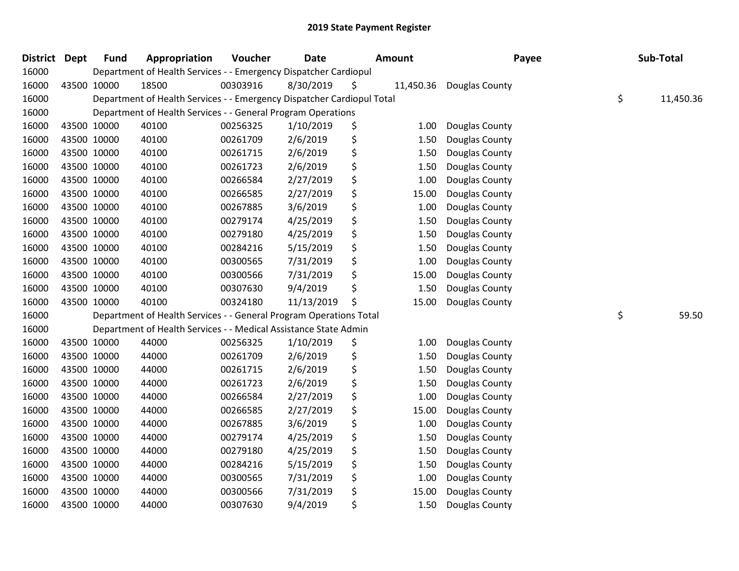## 2019 State Payment Register

| District | Dept | Fund | Appropriation | Voucher | Date | Amount | Payee | Sub-Total |
|---|---|---|---|---|---|---|---|---|
| 16000 | | Department of Health Services - - Emergency Dispatcher Cardiopul | | | | | | |
| 16000 | 43500 | 10000 | 18500 | 00303916 | 8/30/2019 | $ 11,450.36 | Douglas County | |
| 16000 | | Department of Health Services - - Emergency Dispatcher Cardiopul Total | | | | | | $ 11,450.36 |
| 16000 | | Department of Health Services - - General Program Operations | | | | | | |
| 16000 | 43500 | 10000 | 40100 | 00256325 | 1/10/2019 | $ 1.00 | Douglas County | |
| 16000 | 43500 | 10000 | 40100 | 00261709 | 2/6/2019 | $ 1.50 | Douglas County | |
| 16000 | 43500 | 10000 | 40100 | 00261715 | 2/6/2019 | $ 1.50 | Douglas County | |
| 16000 | 43500 | 10000 | 40100 | 00261723 | 2/6/2019 | $ 1.50 | Douglas County | |
| 16000 | 43500 | 10000 | 40100 | 00266584 | 2/27/2019 | $ 1.00 | Douglas County | |
| 16000 | 43500 | 10000 | 40100 | 00266585 | 2/27/2019 | $ 15.00 | Douglas County | |
| 16000 | 43500 | 10000 | 40100 | 00267885 | 3/6/2019 | $ 1.00 | Douglas County | |
| 16000 | 43500 | 10000 | 40100 | 00279174 | 4/25/2019 | $ 1.50 | Douglas County | |
| 16000 | 43500 | 10000 | 40100 | 00279180 | 4/25/2019 | $ 1.50 | Douglas County | |
| 16000 | 43500 | 10000 | 40100 | 00284216 | 5/15/2019 | $ 1.50 | Douglas County | |
| 16000 | 43500 | 10000 | 40100 | 00300565 | 7/31/2019 | $ 1.00 | Douglas County | |
| 16000 | 43500 | 10000 | 40100 | 00300566 | 7/31/2019 | $ 15.00 | Douglas County | |
| 16000 | 43500 | 10000 | 40100 | 00307630 | 9/4/2019 | $ 1.50 | Douglas County | |
| 16000 | 43500 | 10000 | 40100 | 00324180 | 11/13/2019 | $ 15.00 | Douglas County | |
| 16000 | | Department of Health Services - - General Program Operations Total | | | | | | $ 59.50 |
| 16000 | | Department of Health Services - - Medical Assistance State Admin | | | | | | |
| 16000 | 43500 | 10000 | 44000 | 00256325 | 1/10/2019 | $ 1.00 | Douglas County | |
| 16000 | 43500 | 10000 | 44000 | 00261709 | 2/6/2019 | $ 1.50 | Douglas County | |
| 16000 | 43500 | 10000 | 44000 | 00261715 | 2/6/2019 | $ 1.50 | Douglas County | |
| 16000 | 43500 | 10000 | 44000 | 00261723 | 2/6/2019 | $ 1.50 | Douglas County | |
| 16000 | 43500 | 10000 | 44000 | 00266584 | 2/27/2019 | $ 1.00 | Douglas County | |
| 16000 | 43500 | 10000 | 44000 | 00266585 | 2/27/2019 | $ 15.00 | Douglas County | |
| 16000 | 43500 | 10000 | 44000 | 00267885 | 3/6/2019 | $ 1.00 | Douglas County | |
| 16000 | 43500 | 10000 | 44000 | 00279174 | 4/25/2019 | $ 1.50 | Douglas County | |
| 16000 | 43500 | 10000 | 44000 | 00279180 | 4/25/2019 | $ 1.50 | Douglas County | |
| 16000 | 43500 | 10000 | 44000 | 00284216 | 5/15/2019 | $ 1.50 | Douglas County | |
| 16000 | 43500 | 10000 | 44000 | 00300565 | 7/31/2019 | $ 1.00 | Douglas County | |
| 16000 | 43500 | 10000 | 44000 | 00300566 | 7/31/2019 | $ 15.00 | Douglas County | |
| 16000 | 43500 | 10000 | 44000 | 00307630 | 9/4/2019 | $ 1.50 | Douglas County | |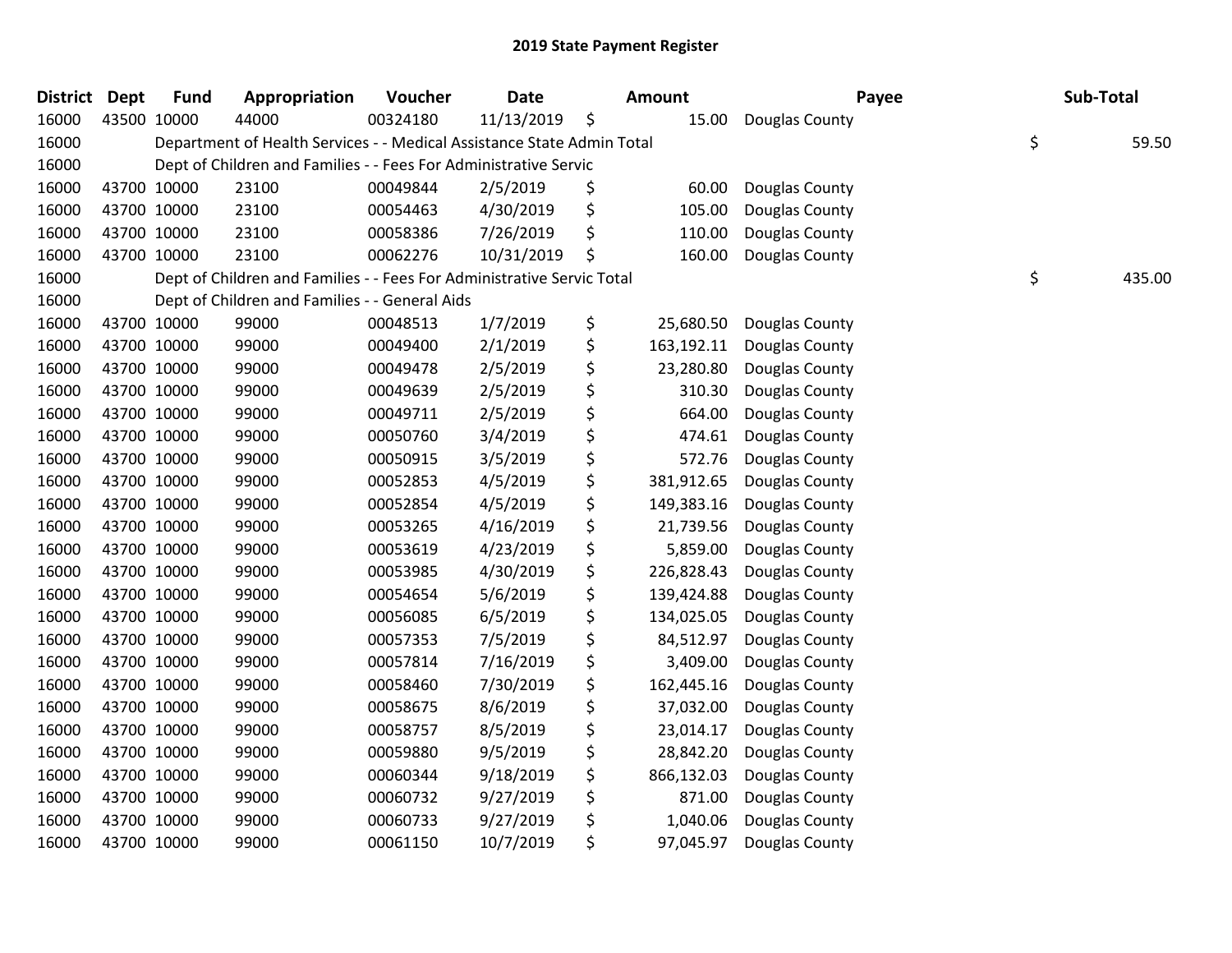## 2019 State Payment Register

| District | Dept | Fund | Appropriation | Voucher | Date | Amount | Payee | Sub-Total |
|---|---|---|---|---|---|---|---|---|
| 16000 | 43500 | 10000 | 44000 | 00324180 | 11/13/2019 | $ 15.00 | Douglas County | |
| 16000 | | Department of Health Services - - Medical Assistance State Admin Total | | | | | | $ 59.50 |
| 16000 | | Dept of Children and Families - - Fees For Administrative Servic | | | | | | |
| 16000 | 43700 | 10000 | 23100 | 00049844 | 2/5/2019 | $ 60.00 | Douglas County | |
| 16000 | 43700 | 10000 | 23100 | 00054463 | 4/30/2019 | $ 105.00 | Douglas County | |
| 16000 | 43700 | 10000 | 23100 | 00058386 | 7/26/2019 | $ 110.00 | Douglas County | |
| 16000 | 43700 | 10000 | 23100 | 00062276 | 10/31/2019 | $ 160.00 | Douglas County | |
| 16000 | | Dept of Children and Families - - Fees For Administrative Servic Total | | | | | | $ 435.00 |
| 16000 | | Dept of Children and Families - - General Aids | | | | | | |
| 16000 | 43700 | 10000 | 99000 | 00048513 | 1/7/2019 | $ 25,680.50 | Douglas County | |
| 16000 | 43700 | 10000 | 99000 | 00049400 | 2/1/2019 | $ 163,192.11 | Douglas County | |
| 16000 | 43700 | 10000 | 99000 | 00049478 | 2/5/2019 | $ 23,280.80 | Douglas County | |
| 16000 | 43700 | 10000 | 99000 | 00049639 | 2/5/2019 | $ 310.30 | Douglas County | |
| 16000 | 43700 | 10000 | 99000 | 00049711 | 2/5/2019 | $ 664.00 | Douglas County | |
| 16000 | 43700 | 10000 | 99000 | 00050760 | 3/4/2019 | $ 474.61 | Douglas County | |
| 16000 | 43700 | 10000 | 99000 | 00050915 | 3/5/2019 | $ 572.76 | Douglas County | |
| 16000 | 43700 | 10000 | 99000 | 00052853 | 4/5/2019 | $ 381,912.65 | Douglas County | |
| 16000 | 43700 | 10000 | 99000 | 00052854 | 4/5/2019 | $ 149,383.16 | Douglas County | |
| 16000 | 43700 | 10000 | 99000 | 00053265 | 4/16/2019 | $ 21,739.56 | Douglas County | |
| 16000 | 43700 | 10000 | 99000 | 00053619 | 4/23/2019 | $ 5,859.00 | Douglas County | |
| 16000 | 43700 | 10000 | 99000 | 00053985 | 4/30/2019 | $ 226,828.43 | Douglas County | |
| 16000 | 43700 | 10000 | 99000 | 00054654 | 5/6/2019 | $ 139,424.88 | Douglas County | |
| 16000 | 43700 | 10000 | 99000 | 00056085 | 6/5/2019 | $ 134,025.05 | Douglas County | |
| 16000 | 43700 | 10000 | 99000 | 00057353 | 7/5/2019 | $ 84,512.97 | Douglas County | |
| 16000 | 43700 | 10000 | 99000 | 00057814 | 7/16/2019 | $ 3,409.00 | Douglas County | |
| 16000 | 43700 | 10000 | 99000 | 00058460 | 7/30/2019 | $ 162,445.16 | Douglas County | |
| 16000 | 43700 | 10000 | 99000 | 00058675 | 8/6/2019 | $ 37,032.00 | Douglas County | |
| 16000 | 43700 | 10000 | 99000 | 00058757 | 8/5/2019 | $ 23,014.17 | Douglas County | |
| 16000 | 43700 | 10000 | 99000 | 00059880 | 9/5/2019 | $ 28,842.20 | Douglas County | |
| 16000 | 43700 | 10000 | 99000 | 00060344 | 9/18/2019 | $ 866,132.03 | Douglas County | |
| 16000 | 43700 | 10000 | 99000 | 00060732 | 9/27/2019 | $ 871.00 | Douglas County | |
| 16000 | 43700 | 10000 | 99000 | 00060733 | 9/27/2019 | $ 1,040.06 | Douglas County | |
| 16000 | 43700 | 10000 | 99000 | 00061150 | 10/7/2019 | $ 97,045.97 | Douglas County | |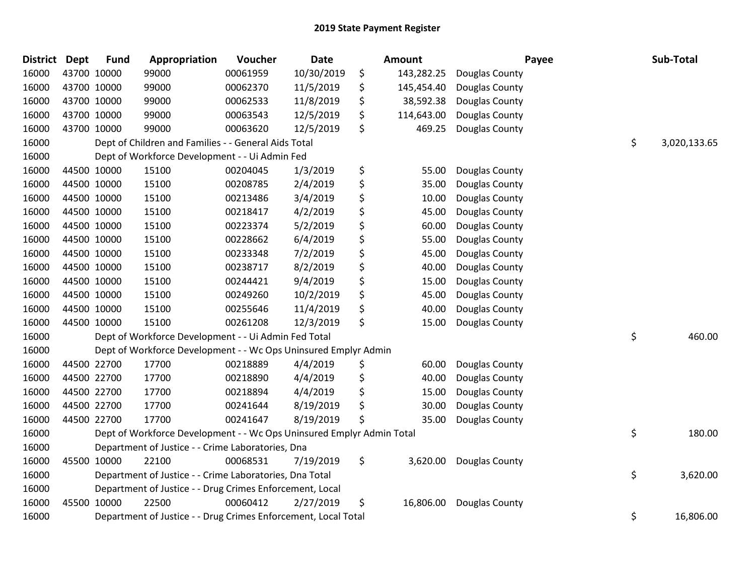## 2019 State Payment Register

| District | Dept | Fund | Appropriation | Voucher | Date | Amount | Payee | Sub-Total |
|---|---|---|---|---|---|---|---|---|
| 16000 | 43700 | 10000 | 99000 | 00061959 | 10/30/2019 | $ 143,282.25 | Douglas County | |
| 16000 | 43700 | 10000 | 99000 | 00062370 | 11/5/2019 | $ 145,454.40 | Douglas County | |
| 16000 | 43700 | 10000 | 99000 | 00062533 | 11/8/2019 | $ 38,592.38 | Douglas County | |
| 16000 | 43700 | 10000 | 99000 | 00063543 | 12/5/2019 | $ 114,643.00 | Douglas County | |
| 16000 | 43700 | 10000 | 99000 | 00063620 | 12/5/2019 | $ 469.25 | Douglas County | |
| 16000 | | | Dept of Children and Families - - General Aids Total | | | | | $ 3,020,133.65 |
| 16000 | | | Dept of Workforce Development - - Ui Admin Fed | | | | | |
| 16000 | 44500 | 10000 | 15100 | 00204045 | 1/3/2019 | $ 55.00 | Douglas County | |
| 16000 | 44500 | 10000 | 15100 | 00208785 | 2/4/2019 | $ 35.00 | Douglas County | |
| 16000 | 44500 | 10000 | 15100 | 00213486 | 3/4/2019 | $ 10.00 | Douglas County | |
| 16000 | 44500 | 10000 | 15100 | 00218417 | 4/2/2019 | $ 45.00 | Douglas County | |
| 16000 | 44500 | 10000 | 15100 | 00223374 | 5/2/2019 | $ 60.00 | Douglas County | |
| 16000 | 44500 | 10000 | 15100 | 00228662 | 6/4/2019 | $ 55.00 | Douglas County | |
| 16000 | 44500 | 10000 | 15100 | 00233348 | 7/2/2019 | $ 45.00 | Douglas County | |
| 16000 | 44500 | 10000 | 15100 | 00238717 | 8/2/2019 | $ 40.00 | Douglas County | |
| 16000 | 44500 | 10000 | 15100 | 00244421 | 9/4/2019 | $ 15.00 | Douglas County | |
| 16000 | 44500 | 10000 | 15100 | 00249260 | 10/2/2019 | $ 45.00 | Douglas County | |
| 16000 | 44500 | 10000 | 15100 | 00255646 | 11/4/2019 | $ 40.00 | Douglas County | |
| 16000 | 44500 | 10000 | 15100 | 00261208 | 12/3/2019 | $ 15.00 | Douglas County | |
| 16000 | | | Dept of Workforce Development - - Ui Admin Fed Total | | | | | $ 460.00 |
| 16000 | | | Dept of Workforce Development - - Wc Ops Uninsured Emplyr Admin | | | | | |
| 16000 | 44500 | 22700 | 17700 | 00218889 | 4/4/2019 | $ 60.00 | Douglas County | |
| 16000 | 44500 | 22700 | 17700 | 00218890 | 4/4/2019 | $ 40.00 | Douglas County | |
| 16000 | 44500 | 22700 | 17700 | 00218894 | 4/4/2019 | $ 15.00 | Douglas County | |
| 16000 | 44500 | 22700 | 17700 | 00241644 | 8/19/2019 | $ 30.00 | Douglas County | |
| 16000 | 44500 | 22700 | 17700 | 00241647 | 8/19/2019 | $ 35.00 | Douglas County | |
| 16000 | | | Dept of Workforce Development - - Wc Ops Uninsured Emplyr Admin Total | | | | | $ 180.00 |
| 16000 | | | Department of Justice - - Crime Laboratories, Dna | | | | | |
| 16000 | 45500 | 10000 | 22100 | 00068531 | 7/19/2019 | $ 3,620.00 | Douglas County | |
| 16000 | | | Department of Justice - - Crime Laboratories, Dna Total | | | | | $ 3,620.00 |
| 16000 | | | Department of Justice - - Drug Crimes Enforcement, Local | | | | | |
| 16000 | 45500 | 10000 | 22500 | 00060412 | 2/27/2019 | $ 16,806.00 | Douglas County | |
| 16000 | | | Department of Justice - - Drug Crimes Enforcement, Local Total | | | | | $ 16,806.00 |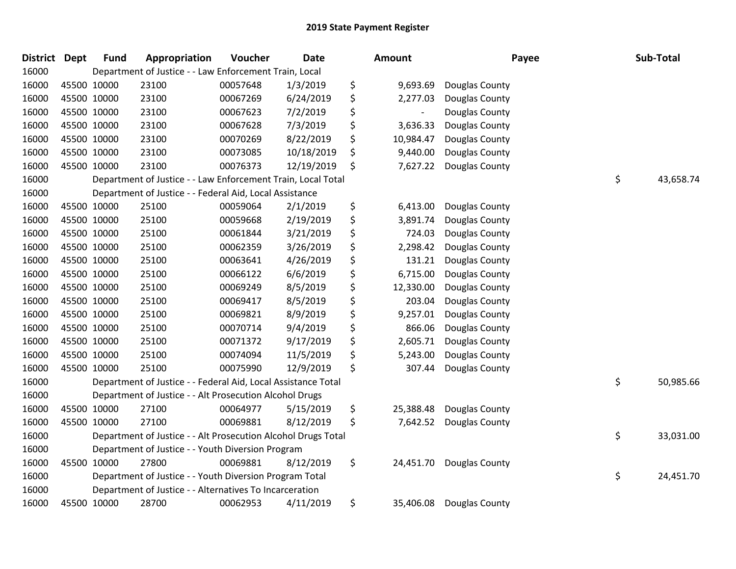# 2019 State Payment Register

| District | Dept | Fund | Appropriation | Voucher | Date | Amount | Payee | Sub-Total |
|---|---|---|---|---|---|---|---|---|
| 16000 | | Department of Justice - - Law Enforcement Train, Local | | | | | | |
| 16000 | 45500 | 10000 | 23100 | 00057648 | 1/3/2019 | $ 9,693.69 | Douglas County | |
| 16000 | 45500 | 10000 | 23100 | 00067269 | 6/24/2019 | $ 2,277.03 | Douglas County | |
| 16000 | 45500 | 10000 | 23100 | 00067623 | 7/2/2019 | $ - | Douglas County | |
| 16000 | 45500 | 10000 | 23100 | 00067628 | 7/3/2019 | $ 3,636.33 | Douglas County | |
| 16000 | 45500 | 10000 | 23100 | 00070269 | 8/22/2019 | $ 10,984.47 | Douglas County | |
| 16000 | 45500 | 10000 | 23100 | 00073085 | 10/18/2019 | $ 9,440.00 | Douglas County | |
| 16000 | 45500 | 10000 | 23100 | 00076373 | 12/19/2019 | $ 7,627.22 | Douglas County | |
| 16000 | | Department of Justice - - Law Enforcement Train, Local Total | | | | | | $ 43,658.74 |
| 16000 | | Department of Justice - - Federal Aid, Local Assistance | | | | | | |
| 16000 | 45500 | 10000 | 25100 | 00059064 | 2/1/2019 | $ 6,413.00 | Douglas County | |
| 16000 | 45500 | 10000 | 25100 | 00059668 | 2/19/2019 | $ 3,891.74 | Douglas County | |
| 16000 | 45500 | 10000 | 25100 | 00061844 | 3/21/2019 | $ 724.03 | Douglas County | |
| 16000 | 45500 | 10000 | 25100 | 00062359 | 3/26/2019 | $ 2,298.42 | Douglas County | |
| 16000 | 45500 | 10000 | 25100 | 00063641 | 4/26/2019 | $ 131.21 | Douglas County | |
| 16000 | 45500 | 10000 | 25100 | 00066122 | 6/6/2019 | $ 6,715.00 | Douglas County | |
| 16000 | 45500 | 10000 | 25100 | 00069249 | 8/5/2019 | $ 12,330.00 | Douglas County | |
| 16000 | 45500 | 10000 | 25100 | 00069417 | 8/5/2019 | $ 203.04 | Douglas County | |
| 16000 | 45500 | 10000 | 25100 | 00069821 | 8/9/2019 | $ 9,257.01 | Douglas County | |
| 16000 | 45500 | 10000 | 25100 | 00070714 | 9/4/2019 | $ 866.06 | Douglas County | |
| 16000 | 45500 | 10000 | 25100 | 00071372 | 9/17/2019 | $ 2,605.71 | Douglas County | |
| 16000 | 45500 | 10000 | 25100 | 00074094 | 11/5/2019 | $ 5,243.00 | Douglas County | |
| 16000 | 45500 | 10000 | 25100 | 00075990 | 12/9/2019 | $ 307.44 | Douglas County | |
| 16000 | | Department of Justice - - Federal Aid, Local Assistance Total | | | | | | $ 50,985.66 |
| 16000 | | Department of Justice - - Alt Prosecution Alcohol Drugs | | | | | | |
| 16000 | 45500 | 10000 | 27100 | 00064977 | 5/15/2019 | $ 25,388.48 | Douglas County | |
| 16000 | 45500 | 10000 | 27100 | 00069881 | 8/12/2019 | $ 7,642.52 | Douglas County | |
| 16000 | | Department of Justice - - Alt Prosecution Alcohol Drugs Total | | | | | | $ 33,031.00 |
| 16000 | | Department of Justice - - Youth Diversion Program | | | | | | |
| 16000 | 45500 | 10000 | 27800 | 00069881 | 8/12/2019 | $ 24,451.70 | Douglas County | |
| 16000 | | Department of Justice - - Youth Diversion Program Total | | | | | | $ 24,451.70 |
| 16000 | | Department of Justice - - Alternatives To Incarceration | | | | | | |
| 16000 | 45500 | 10000 | 28700 | 00062953 | 4/11/2019 | $ 35,406.08 | Douglas County | |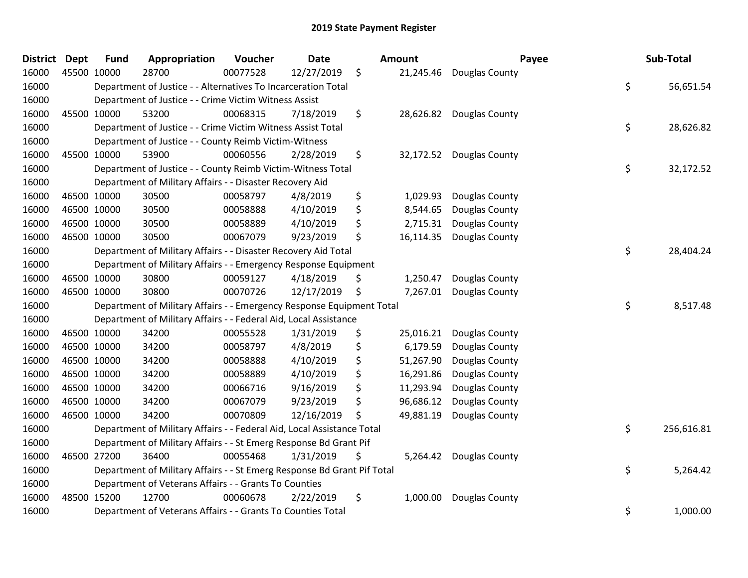# 2019 State Payment Register

| District | Dept | Fund | Appropriation | Voucher | Date | Amount | Payee | Sub-Total |
|---|---|---|---|---|---|---|---|---|
| 16000 | 45500 | 10000 | 28700 | 00077528 | 12/27/2019 | $ 21,245.46 | Douglas County | |
| 16000 | | Department of Justice - - Alternatives To Incarceration Total | | | | | | $ 56,651.54 |
| 16000 | | Department of Justice - - Crime Victim Witness Assist | | | | | | |
| 16000 | 45500 | 10000 | 53200 | 00068315 | 7/18/2019 | $ 28,626.82 | Douglas County | |
| 16000 | | Department of Justice - - Crime Victim Witness Assist Total | | | | | | $ 28,626.82 |
| 16000 | | Department of Justice - - County Reimb Victim-Witness | | | | | | |
| 16000 | 45500 | 10000 | 53900 | 00060556 | 2/28/2019 | $ 32,172.52 | Douglas County | |
| 16000 | | Department of Justice - - County Reimb Victim-Witness Total | | | | | | $ 32,172.52 |
| 16000 | | Department of Military Affairs - - Disaster Recovery Aid | | | | | | |
| 16000 | 46500 | 10000 | 30500 | 00058797 | 4/8/2019 | $ 1,029.93 | Douglas County | |
| 16000 | 46500 | 10000 | 30500 | 00058888 | 4/10/2019 | $ 8,544.65 | Douglas County | |
| 16000 | 46500 | 10000 | 30500 | 00058889 | 4/10/2019 | $ 2,715.31 | Douglas County | |
| 16000 | 46500 | 10000 | 30500 | 00067079 | 9/23/2019 | $ 16,114.35 | Douglas County | |
| 16000 | | Department of Military Affairs - - Disaster Recovery Aid Total | | | | | | $ 28,404.24 |
| 16000 | | Department of Military Affairs - - Emergency Response Equipment | | | | | | |
| 16000 | 46500 | 10000 | 30800 | 00059127 | 4/18/2019 | $ 1,250.47 | Douglas County | |
| 16000 | 46500 | 10000 | 30800 | 00070726 | 12/17/2019 | $ 7,267.01 | Douglas County | |
| 16000 | | Department of Military Affairs - - Emergency Response Equipment Total | | | | | | $ 8,517.48 |
| 16000 | | Department of Military Affairs - - Federal Aid, Local Assistance | | | | | | |
| 16000 | 46500 | 10000 | 34200 | 00055528 | 1/31/2019 | $ 25,016.21 | Douglas County | |
| 16000 | 46500 | 10000 | 34200 | 00058797 | 4/8/2019 | $ 6,179.59 | Douglas County | |
| 16000 | 46500 | 10000 | 34200 | 00058888 | 4/10/2019 | $ 51,267.90 | Douglas County | |
| 16000 | 46500 | 10000 | 34200 | 00058889 | 4/10/2019 | $ 16,291.86 | Douglas County | |
| 16000 | 46500 | 10000 | 34200 | 00066716 | 9/16/2019 | $ 11,293.94 | Douglas County | |
| 16000 | 46500 | 10000 | 34200 | 00067079 | 9/23/2019 | $ 96,686.12 | Douglas County | |
| 16000 | 46500 | 10000 | 34200 | 00070809 | 12/16/2019 | $ 49,881.19 | Douglas County | |
| 16000 | | Department of Military Affairs - - Federal Aid, Local Assistance Total | | | | | | $ 256,616.81 |
| 16000 | | Department of Military Affairs - - St Emerg Response Bd Grant Pif | | | | | | |
| 16000 | 46500 | 27200 | 36400 | 00055468 | 1/31/2019 | $ 5,264.42 | Douglas County | |
| 16000 | | Department of Military Affairs - - St Emerg Response Bd Grant Pif Total | | | | | | $ 5,264.42 |
| 16000 | | Department of Veterans Affairs - - Grants To Counties | | | | | | |
| 16000 | 48500 | 15200 | 12700 | 00060678 | 2/22/2019 | $ 1,000.00 | Douglas County | |
| 16000 | | Department of Veterans Affairs - - Grants To Counties Total | | | | | | $ 1,000.00 |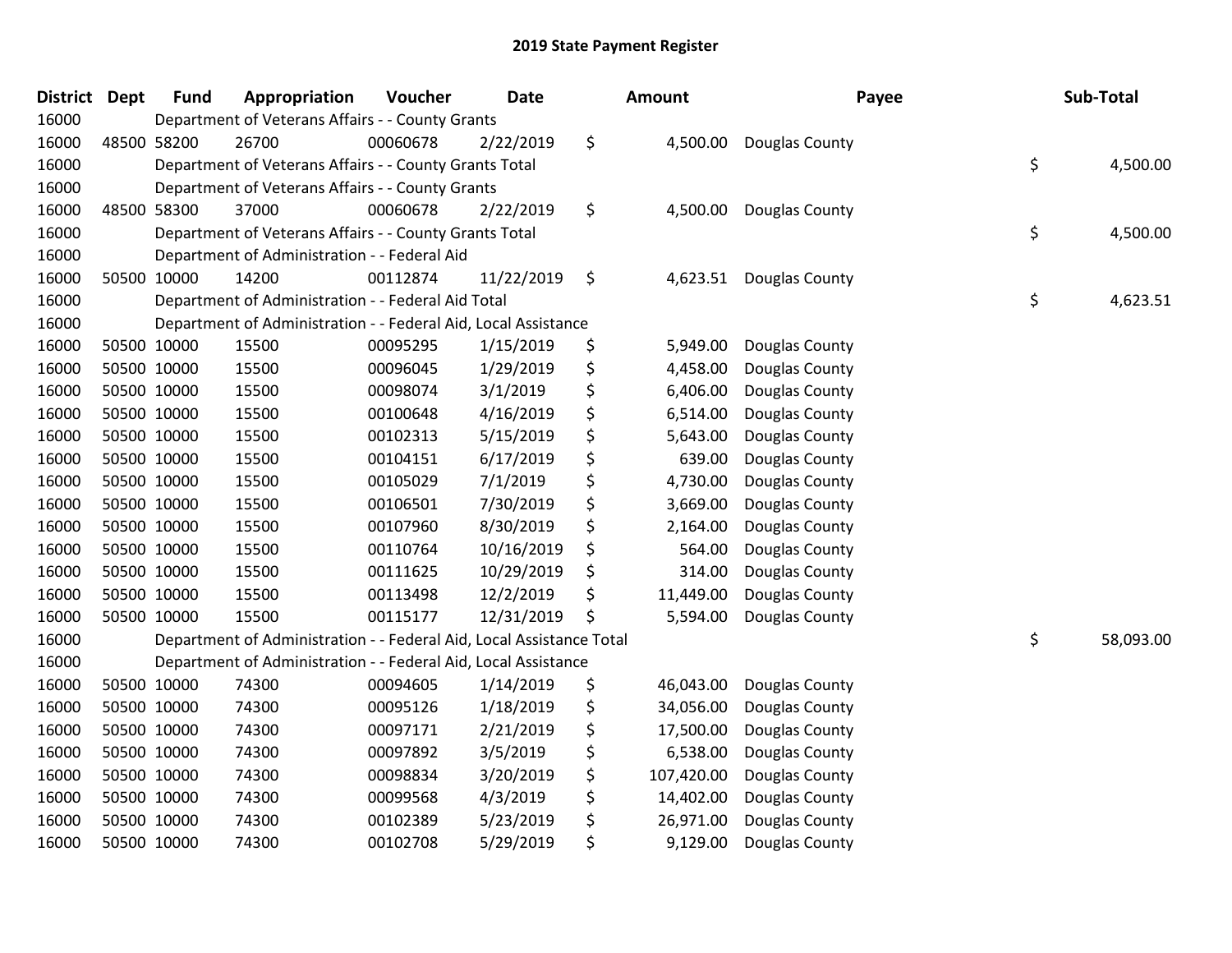## 2019 State Payment Register

| District | Dept | Fund | Appropriation | Voucher | Date | Amount | Payee | Sub-Total |
|---|---|---|---|---|---|---|---|---|
| 16000 | | Department of Veterans Affairs - - County Grants | | | | | | |
| 16000 | 48500 | 58200 | 26700 | 00060678 | 2/22/2019 | $ 4,500.00 | Douglas County | |
| 16000 | | Department of Veterans Affairs - - County Grants Total | | | | | | $ 4,500.00 |
| 16000 | | Department of Veterans Affairs - - County Grants | | | | | | |
| 16000 | 48500 | 58300 | 37000 | 00060678 | 2/22/2019 | $ 4,500.00 | Douglas County | |
| 16000 | | Department of Veterans Affairs - - County Grants Total | | | | | | $ 4,500.00 |
| 16000 | | Department of Administration - - Federal Aid | | | | | | |
| 16000 | 50500 | 10000 | 14200 | 00112874 | 11/22/2019 | $ 4,623.51 | Douglas County | |
| 16000 | | Department of Administration - - Federal Aid Total | | | | | | $ 4,623.51 |
| 16000 | | Department of Administration - - Federal Aid, Local Assistance | | | | | | |
| 16000 | 50500 | 10000 | 15500 | 00095295 | 1/15/2019 | $ 5,949.00 | Douglas County | |
| 16000 | 50500 | 10000 | 15500 | 00096045 | 1/29/2019 | $ 4,458.00 | Douglas County | |
| 16000 | 50500 | 10000 | 15500 | 00098074 | 3/1/2019 | $ 6,406.00 | Douglas County | |
| 16000 | 50500 | 10000 | 15500 | 00100648 | 4/16/2019 | $ 6,514.00 | Douglas County | |
| 16000 | 50500 | 10000 | 15500 | 00102313 | 5/15/2019 | $ 5,643.00 | Douglas County | |
| 16000 | 50500 | 10000 | 15500 | 00104151 | 6/17/2019 | $ 639.00 | Douglas County | |
| 16000 | 50500 | 10000 | 15500 | 00105029 | 7/1/2019 | $ 4,730.00 | Douglas County | |
| 16000 | 50500 | 10000 | 15500 | 00106501 | 7/30/2019 | $ 3,669.00 | Douglas County | |
| 16000 | 50500 | 10000 | 15500 | 00107960 | 8/30/2019 | $ 2,164.00 | Douglas County | |
| 16000 | 50500 | 10000 | 15500 | 00110764 | 10/16/2019 | $ 564.00 | Douglas County | |
| 16000 | 50500 | 10000 | 15500 | 00111625 | 10/29/2019 | $ 314.00 | Douglas County | |
| 16000 | 50500 | 10000 | 15500 | 00113498 | 12/2/2019 | $ 11,449.00 | Douglas County | |
| 16000 | 50500 | 10000 | 15500 | 00115177 | 12/31/2019 | $ 5,594.00 | Douglas County | |
| 16000 | | Department of Administration - - Federal Aid, Local Assistance Total | | | | | | $ 58,093.00 |
| 16000 | | Department of Administration - - Federal Aid, Local Assistance | | | | | | |
| 16000 | 50500 | 10000 | 74300 | 00094605 | 1/14/2019 | $ 46,043.00 | Douglas County | |
| 16000 | 50500 | 10000 | 74300 | 00095126 | 1/18/2019 | $ 34,056.00 | Douglas County | |
| 16000 | 50500 | 10000 | 74300 | 00097171 | 2/21/2019 | $ 17,500.00 | Douglas County | |
| 16000 | 50500 | 10000 | 74300 | 00097892 | 3/5/2019 | $ 6,538.00 | Douglas County | |
| 16000 | 50500 | 10000 | 74300 | 00098834 | 3/20/2019 | $ 107,420.00 | Douglas County | |
| 16000 | 50500 | 10000 | 74300 | 00099568 | 4/3/2019 | $ 14,402.00 | Douglas County | |
| 16000 | 50500 | 10000 | 74300 | 00102389 | 5/23/2019 | $ 26,971.00 | Douglas County | |
| 16000 | 50500 | 10000 | 74300 | 00102708 | 5/29/2019 | $ 9,129.00 | Douglas County | |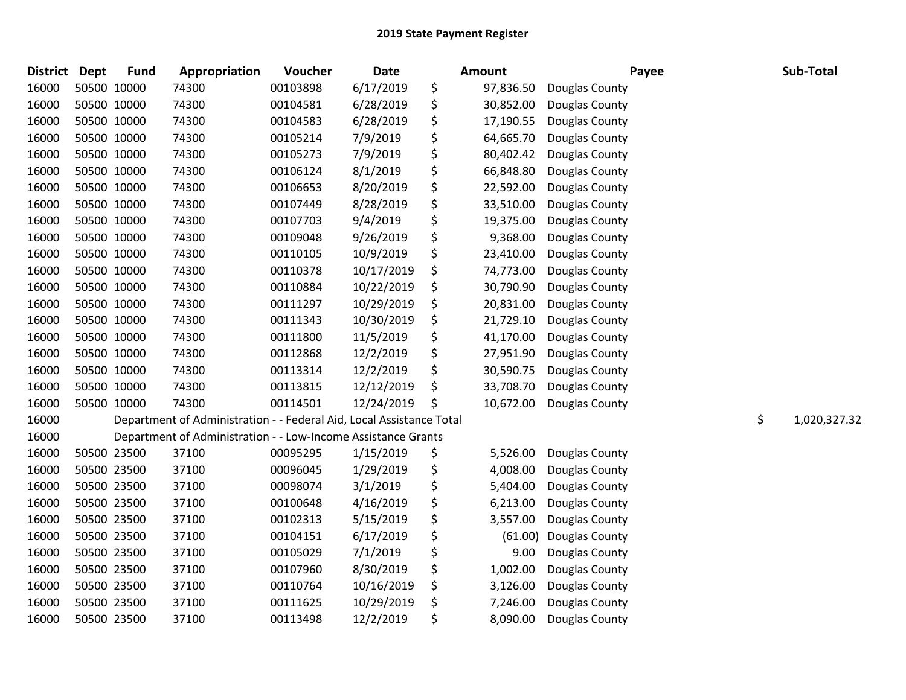## 2019 State Payment Register

| District | Dept | Fund | Appropriation | Voucher | Date | | Amount | Payee | | Sub-Total |
|---|---|---|---|---|---|---|---|---|---|---|
| 16000 | 50500 | 10000 | 74300 | 00103898 | 6/17/2019 | $ | 97,836.50 | Douglas County | | |
| 16000 | 50500 | 10000 | 74300 | 00104581 | 6/28/2019 | $ | 30,852.00 | Douglas County | | |
| 16000 | 50500 | 10000 | 74300 | 00104583 | 6/28/2019 | $ | 17,190.55 | Douglas County | | |
| 16000 | 50500 | 10000 | 74300 | 00105214 | 7/9/2019 | $ | 64,665.70 | Douglas County | | |
| 16000 | 50500 | 10000 | 74300 | 00105273 | 7/9/2019 | $ | 80,402.42 | Douglas County | | |
| 16000 | 50500 | 10000 | 74300 | 00106124 | 8/1/2019 | $ | 66,848.80 | Douglas County | | |
| 16000 | 50500 | 10000 | 74300 | 00106653 | 8/20/2019 | $ | 22,592.00 | Douglas County | | |
| 16000 | 50500 | 10000 | 74300 | 00107449 | 8/28/2019 | $ | 33,510.00 | Douglas County | | |
| 16000 | 50500 | 10000 | 74300 | 00107703 | 9/4/2019 | $ | 19,375.00 | Douglas County | | |
| 16000 | 50500 | 10000 | 74300 | 00109048 | 9/26/2019 | $ | 9,368.00 | Douglas County | | |
| 16000 | 50500 | 10000 | 74300 | 00110105 | 10/9/2019 | $ | 23,410.00 | Douglas County | | |
| 16000 | 50500 | 10000 | 74300 | 00110378 | 10/17/2019 | $ | 74,773.00 | Douglas County | | |
| 16000 | 50500 | 10000 | 74300 | 00110884 | 10/22/2019 | $ | 30,790.90 | Douglas County | | |
| 16000 | 50500 | 10000 | 74300 | 00111297 | 10/29/2019 | $ | 20,831.00 | Douglas County | | |
| 16000 | 50500 | 10000 | 74300 | 00111343 | 10/30/2019 | $ | 21,729.10 | Douglas County | | |
| 16000 | 50500 | 10000 | 74300 | 00111800 | 11/5/2019 | $ | 41,170.00 | Douglas County | | |
| 16000 | 50500 | 10000 | 74300 | 00112868 | 12/2/2019 | $ | 27,951.90 | Douglas County | | |
| 16000 | 50500 | 10000 | 74300 | 00113314 | 12/2/2019 | $ | 30,590.75 | Douglas County | | |
| 16000 | 50500 | 10000 | 74300 | 00113815 | 12/12/2019 | $ | 33,708.70 | Douglas County | | |
| 16000 | 50500 | 10000 | 74300 | 00114501 | 12/24/2019 | $ | 10,672.00 | Douglas County | | |
| 16000 | | Department of Administration - - Federal Aid, Local Assistance Total | | | | | | | $ | 1,020,327.32 |
| 16000 | | Department of Administration - - Low-Income Assistance Grants | | | | | | | | |
| 16000 | 50500 | 23500 | 37100 | 00095295 | 1/15/2019 | $ | 5,526.00 | Douglas County | | |
| 16000 | 50500 | 23500 | 37100 | 00096045 | 1/29/2019 | $ | 4,008.00 | Douglas County | | |
| 16000 | 50500 | 23500 | 37100 | 00098074 | 3/1/2019 | $ | 5,404.00 | Douglas County | | |
| 16000 | 50500 | 23500 | 37100 | 00100648 | 4/16/2019 | $ | 6,213.00 | Douglas County | | |
| 16000 | 50500 | 23500 | 37100 | 00102313 | 5/15/2019 | $ | 3,557.00 | Douglas County | | |
| 16000 | 50500 | 23500 | 37100 | 00104151 | 6/17/2019 | $ | (61.00) | Douglas County | | |
| 16000 | 50500 | 23500 | 37100 | 00105029 | 7/1/2019 | $ | 9.00 | Douglas County | | |
| 16000 | 50500 | 23500 | 37100 | 00107960 | 8/30/2019 | $ | 1,002.00 | Douglas County | | |
| 16000 | 50500 | 23500 | 37100 | 00110764 | 10/16/2019 | $ | 3,126.00 | Douglas County | | |
| 16000 | 50500 | 23500 | 37100 | 00111625 | 10/29/2019 | $ | 7,246.00 | Douglas County | | |
| 16000 | 50500 | 23500 | 37100 | 00113498 | 12/2/2019 | $ | 8,090.00 | Douglas County | | |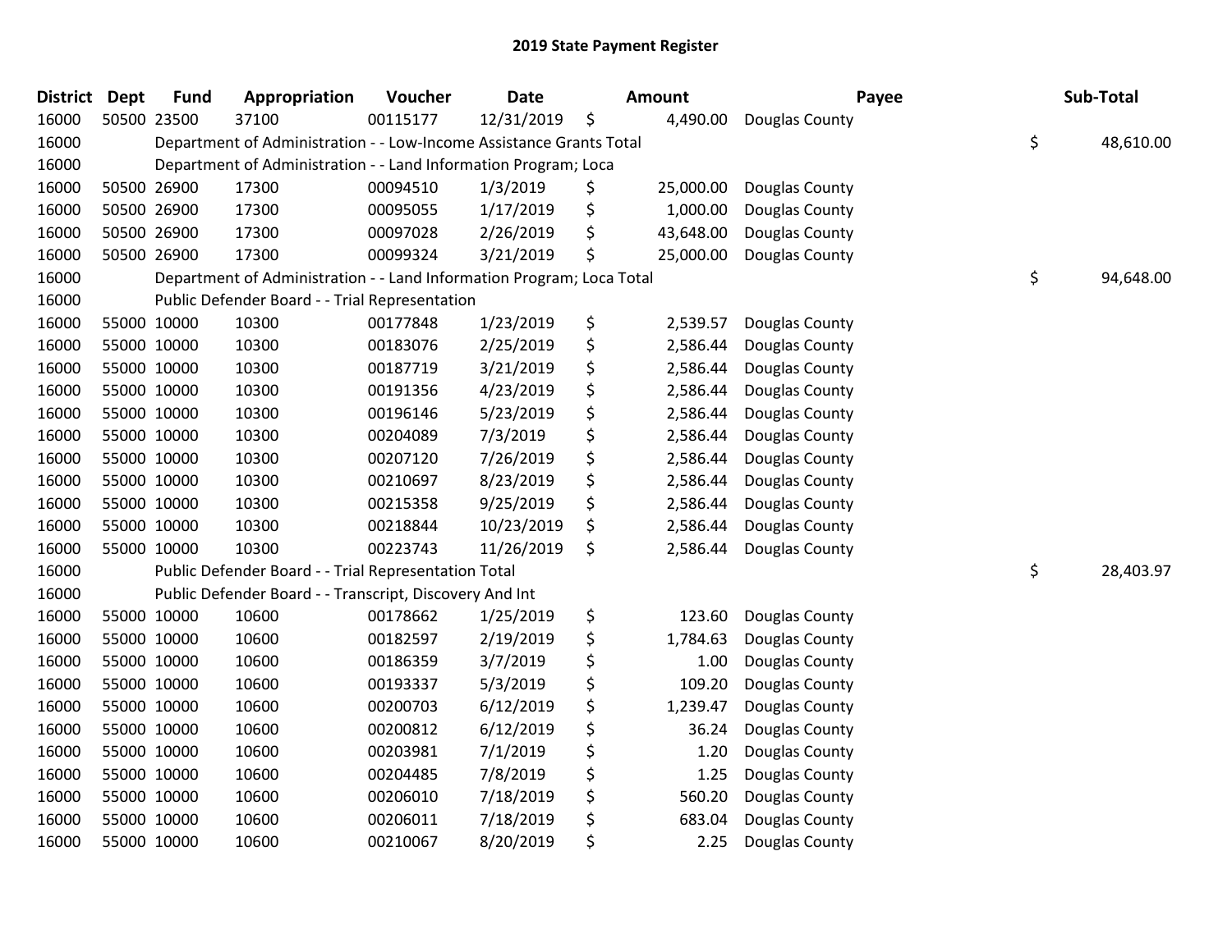## 2019 State Payment Register

| District | Dept | Fund | Appropriation | Voucher | Date | Amount | Payee | Sub-Total |
|---|---|---|---|---|---|---|---|---|
| 16000 | 50500 | 23500 | 37100 | 00115177 | 12/31/2019 | $ 4,490.00 | Douglas County | |
| 16000 | | Department of Administration - - Low-Income Assistance Grants Total | | | | | | $ 48,610.00 |
| 16000 | | Department of Administration - - Land Information Program; Loca | | | | | | |
| 16000 | 50500 | 26900 | 17300 | 00094510 | 1/3/2019 | $ 25,000.00 | Douglas County | |
| 16000 | 50500 | 26900 | 17300 | 00095055 | 1/17/2019 | $ 1,000.00 | Douglas County | |
| 16000 | 50500 | 26900 | 17300 | 00097028 | 2/26/2019 | $ 43,648.00 | Douglas County | |
| 16000 | 50500 | 26900 | 17300 | 00099324 | 3/21/2019 | $ 25,000.00 | Douglas County | |
| 16000 | | Department of Administration - - Land Information Program; Loca Total | | | | | | $ 94,648.00 |
| 16000 | | Public Defender Board - - Trial Representation | | | | | | |
| 16000 | 55000 | 10000 | 10300 | 00177848 | 1/23/2019 | $ 2,539.57 | Douglas County | |
| 16000 | 55000 | 10000 | 10300 | 00183076 | 2/25/2019 | $ 2,586.44 | Douglas County | |
| 16000 | 55000 | 10000 | 10300 | 00187719 | 3/21/2019 | $ 2,586.44 | Douglas County | |
| 16000 | 55000 | 10000 | 10300 | 00191356 | 4/23/2019 | $ 2,586.44 | Douglas County | |
| 16000 | 55000 | 10000 | 10300 | 00196146 | 5/23/2019 | $ 2,586.44 | Douglas County | |
| 16000 | 55000 | 10000 | 10300 | 00204089 | 7/3/2019 | $ 2,586.44 | Douglas County | |
| 16000 | 55000 | 10000 | 10300 | 00207120 | 7/26/2019 | $ 2,586.44 | Douglas County | |
| 16000 | 55000 | 10000 | 10300 | 00210697 | 8/23/2019 | $ 2,586.44 | Douglas County | |
| 16000 | 55000 | 10000 | 10300 | 00215358 | 9/25/2019 | $ 2,586.44 | Douglas County | |
| 16000 | 55000 | 10000 | 10300 | 00218844 | 10/23/2019 | $ 2,586.44 | Douglas County | |
| 16000 | 55000 | 10000 | 10300 | 00223743 | 11/26/2019 | $ 2,586.44 | Douglas County | |
| 16000 | | Public Defender Board - - Trial Representation Total | | | | | | $ 28,403.97 |
| 16000 | | Public Defender Board - - Transcript, Discovery And Int | | | | | | |
| 16000 | 55000 | 10000 | 10600 | 00178662 | 1/25/2019 | $ 123.60 | Douglas County | |
| 16000 | 55000 | 10000 | 10600 | 00182597 | 2/19/2019 | $ 1,784.63 | Douglas County | |
| 16000 | 55000 | 10000 | 10600 | 00186359 | 3/7/2019 | $ 1.00 | Douglas County | |
| 16000 | 55000 | 10000 | 10600 | 00193337 | 5/3/2019 | $ 109.20 | Douglas County | |
| 16000 | 55000 | 10000 | 10600 | 00200703 | 6/12/2019 | $ 1,239.47 | Douglas County | |
| 16000 | 55000 | 10000 | 10600 | 00200812 | 6/12/2019 | $ 36.24 | Douglas County | |
| 16000 | 55000 | 10000 | 10600 | 00203981 | 7/1/2019 | $ 1.20 | Douglas County | |
| 16000 | 55000 | 10000 | 10600 | 00204485 | 7/8/2019 | $ 1.25 | Douglas County | |
| 16000 | 55000 | 10000 | 10600 | 00206010 | 7/18/2019 | $ 560.20 | Douglas County | |
| 16000 | 55000 | 10000 | 10600 | 00206011 | 7/18/2019 | $ 683.04 | Douglas County | |
| 16000 | 55000 | 10000 | 10600 | 00210067 | 8/20/2019 | $ 2.25 | Douglas County | |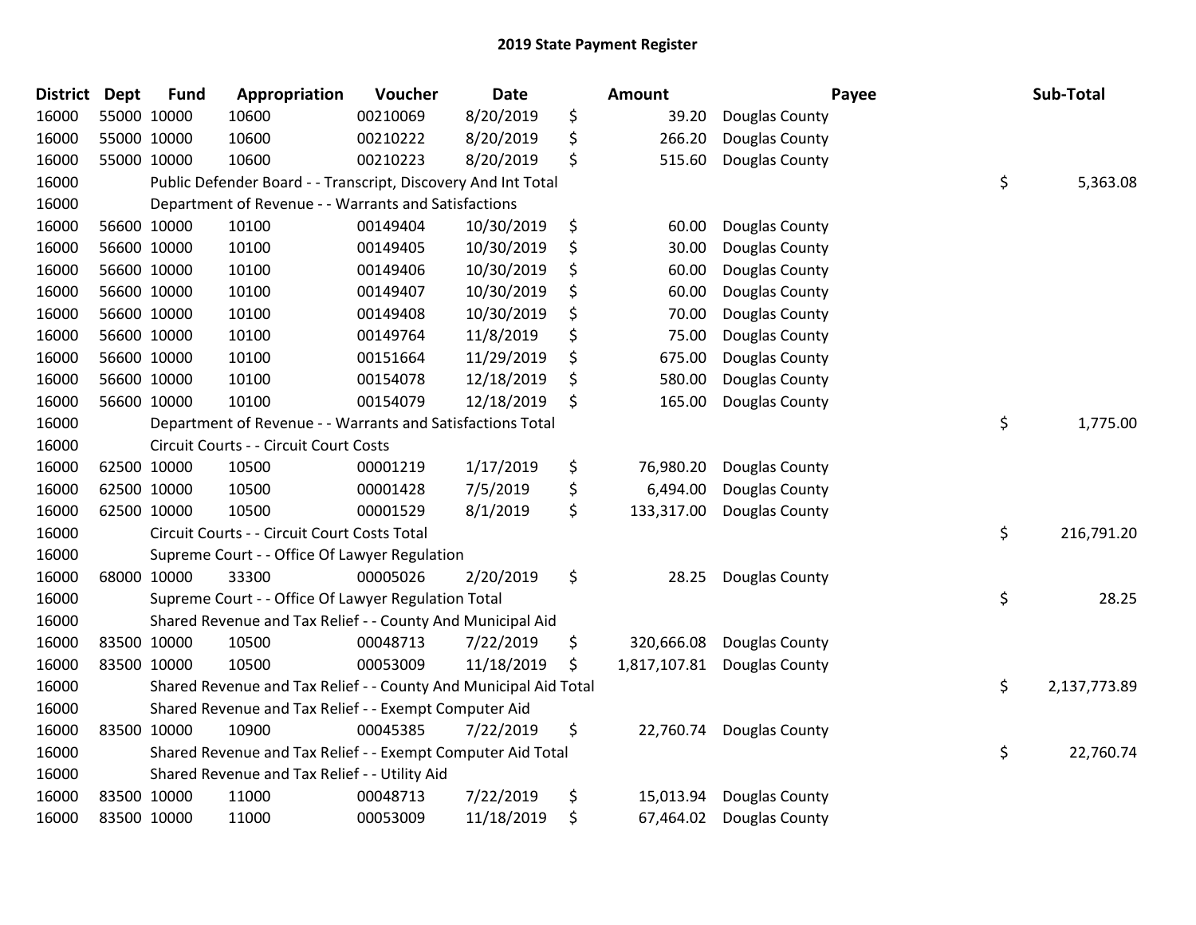## 2019 State Payment Register

| District | Dept | Fund | Appropriation | Voucher | Date | | Amount | Payee | | Sub-Total |
|---|---|---|---|---|---|---|---|---|---|---|
| 16000 | 55000 | 10000 | 10600 | 00210069 | 8/20/2019 | $ | 39.20 | Douglas County | | |
| 16000 | 55000 | 10000 | 10600 | 00210222 | 8/20/2019 | $ | 266.20 | Douglas County | | |
| 16000 | 55000 | 10000 | 10600 | 00210223 | 8/20/2019 | $ | 515.60 | Douglas County | | |
| 16000 | | Public Defender Board - - Transcript, Discovery And Int Total | | | | | | | $ | 5,363.08 |
| 16000 | | Department of Revenue - - Warrants and Satisfactions | | | | | | | | |
| 16000 | 56600 | 10000 | 10100 | 00149404 | 10/30/2019 | $ | 60.00 | Douglas County | | |
| 16000 | 56600 | 10000 | 10100 | 00149405 | 10/30/2019 | $ | 30.00 | Douglas County | | |
| 16000 | 56600 | 10000 | 10100 | 00149406 | 10/30/2019 | $ | 60.00 | Douglas County | | |
| 16000 | 56600 | 10000 | 10100 | 00149407 | 10/30/2019 | $ | 60.00 | Douglas County | | |
| 16000 | 56600 | 10000 | 10100 | 00149408 | 10/30/2019 | $ | 70.00 | Douglas County | | |
| 16000 | 56600 | 10000 | 10100 | 00149764 | 11/8/2019 | $ | 75.00 | Douglas County | | |
| 16000 | 56600 | 10000 | 10100 | 00151664 | 11/29/2019 | $ | 675.00 | Douglas County | | |
| 16000 | 56600 | 10000 | 10100 | 00154078 | 12/18/2019 | $ | 580.00 | Douglas County | | |
| 16000 | 56600 | 10000 | 10100 | 00154079 | 12/18/2019 | $ | 165.00 | Douglas County | | |
| 16000 | | Department of Revenue - - Warrants and Satisfactions Total | | | | | | | $ | 1,775.00 |
| 16000 | | Circuit Courts - - Circuit Court Costs | | | | | | | | |
| 16000 | 62500 | 10000 | 10500 | 00001219 | 1/17/2019 | $ | 76,980.20 | Douglas County | | |
| 16000 | 62500 | 10000 | 10500 | 00001428 | 7/5/2019 | $ | 6,494.00 | Douglas County | | |
| 16000 | 62500 | 10000 | 10500 | 00001529 | 8/1/2019 | $ | 133,317.00 | Douglas County | | |
| 16000 | | Circuit Courts - - Circuit Court Costs Total | | | | | | | $ | 216,791.20 |
| 16000 | | Supreme Court - - Office Of Lawyer Regulation | | | | | | | | |
| 16000 | 68000 | 10000 | 33300 | 00005026 | 2/20/2019 | $ | 28.25 | Douglas County | | |
| 16000 | | Supreme Court - - Office Of Lawyer Regulation Total | | | | | | | $ | 28.25 |
| 16000 | | Shared Revenue and Tax Relief - - County And Municipal Aid | | | | | | | | |
| 16000 | 83500 | 10000 | 10500 | 00048713 | 7/22/2019 | $ | 320,666.08 | Douglas County | | |
| 16000 | 83500 | 10000 | 10500 | 00053009 | 11/18/2019 | $ | 1,817,107.81 | Douglas County | | |
| 16000 | | Shared Revenue and Tax Relief - - County And Municipal Aid Total | | | | | | | $ | 2,137,773.89 |
| 16000 | | Shared Revenue and Tax Relief - - Exempt Computer Aid | | | | | | | | |
| 16000 | 83500 | 10000 | 10900 | 00045385 | 7/22/2019 | $ | 22,760.74 | Douglas County | | |
| 16000 | | Shared Revenue and Tax Relief - - Exempt Computer Aid Total | | | | | | | $ | 22,760.74 |
| 16000 | | Shared Revenue and Tax Relief - - Utility Aid | | | | | | | | |
| 16000 | 83500 | 10000 | 11000 | 00048713 | 7/22/2019 | $ | 15,013.94 | Douglas County | | |
| 16000 | 83500 | 10000 | 11000 | 00053009 | 11/18/2019 | $ | 67,464.02 | Douglas County | | |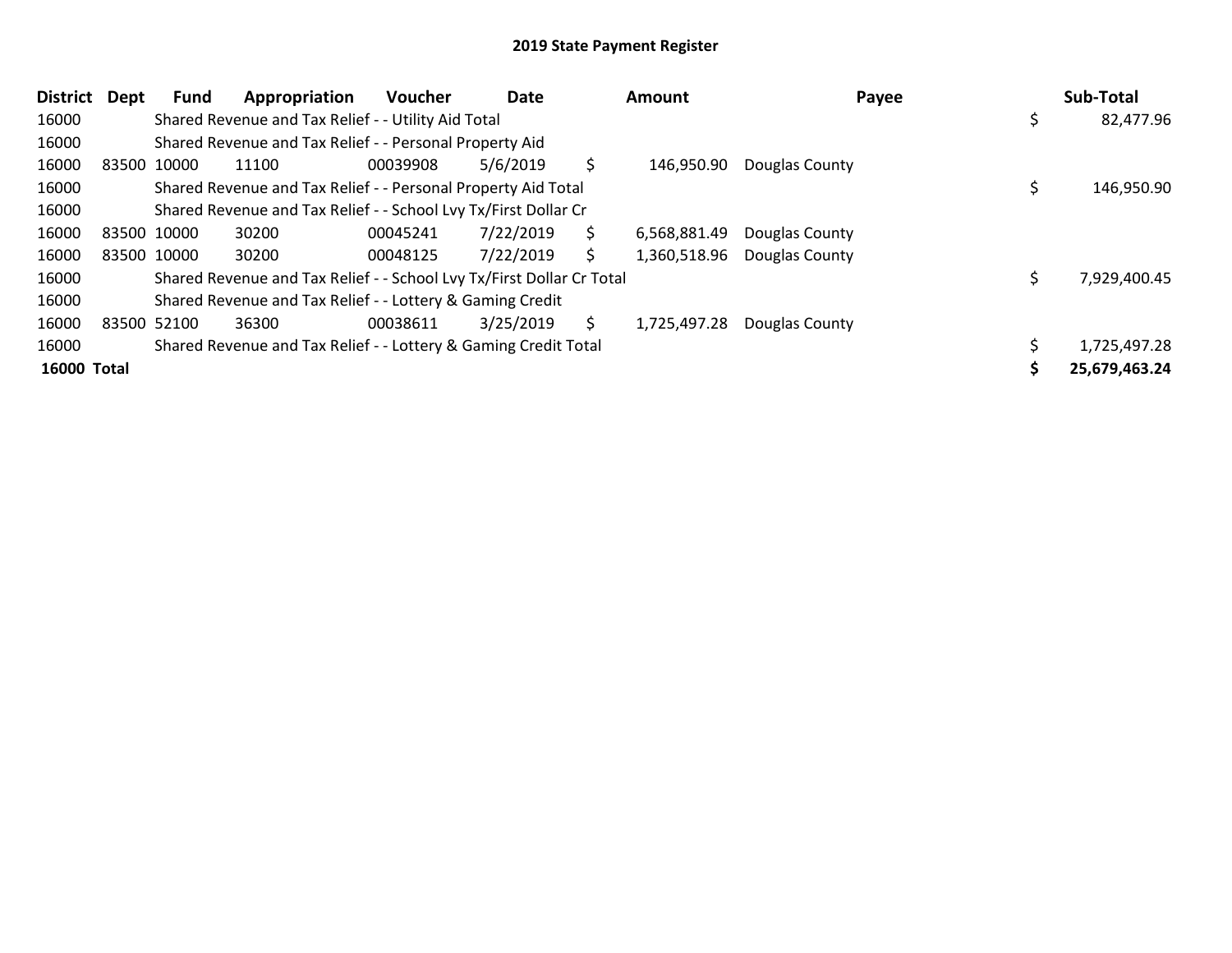# 2019 State Payment Register

| District | Dept | Fund | Appropriation | Voucher | Date | Amount | Payee | Sub-Total |
|---|---|---|---|---|---|---|---|---|
| 16000 | | Shared Revenue and Tax Relief - - Utility Aid Total | | | | | | $ 82,477.96 |
| 16000 | | Shared Revenue and Tax Relief - - Personal Property Aid | | | | | | |
| 16000 | 83500 | 10000 | 11100 | 00039908 | 5/6/2019 | $ 146,950.90 | Douglas County | |
| 16000 | | Shared Revenue and Tax Relief - - Personal Property Aid Total | | | | | | $ 146,950.90 |
| 16000 | | Shared Revenue and Tax Relief - - School Lvy Tx/First Dollar Cr | | | | | | |
| 16000 | 83500 | 10000 | 30200 | 00045241 | 7/22/2019 | $ 6,568,881.49 | Douglas County | |
| 16000 | 83500 | 10000 | 30200 | 00048125 | 7/22/2019 | $ 1,360,518.96 | Douglas County | |
| 16000 | | Shared Revenue and Tax Relief - - School Lvy Tx/First Dollar Cr Total | | | | | | $ 7,929,400.45 |
| 16000 | | Shared Revenue and Tax Relief - - Lottery & Gaming Credit | | | | | | |
| 16000 | 83500 | 52100 | 36300 | 00038611 | 3/25/2019 | $ 1,725,497.28 | Douglas County | |
| 16000 | | Shared Revenue and Tax Relief - - Lottery & Gaming Credit Total | | | | | | $ 1,725,497.28 |
| **16000** | **Total** | | | | | | | **$ 25,679,463.24** |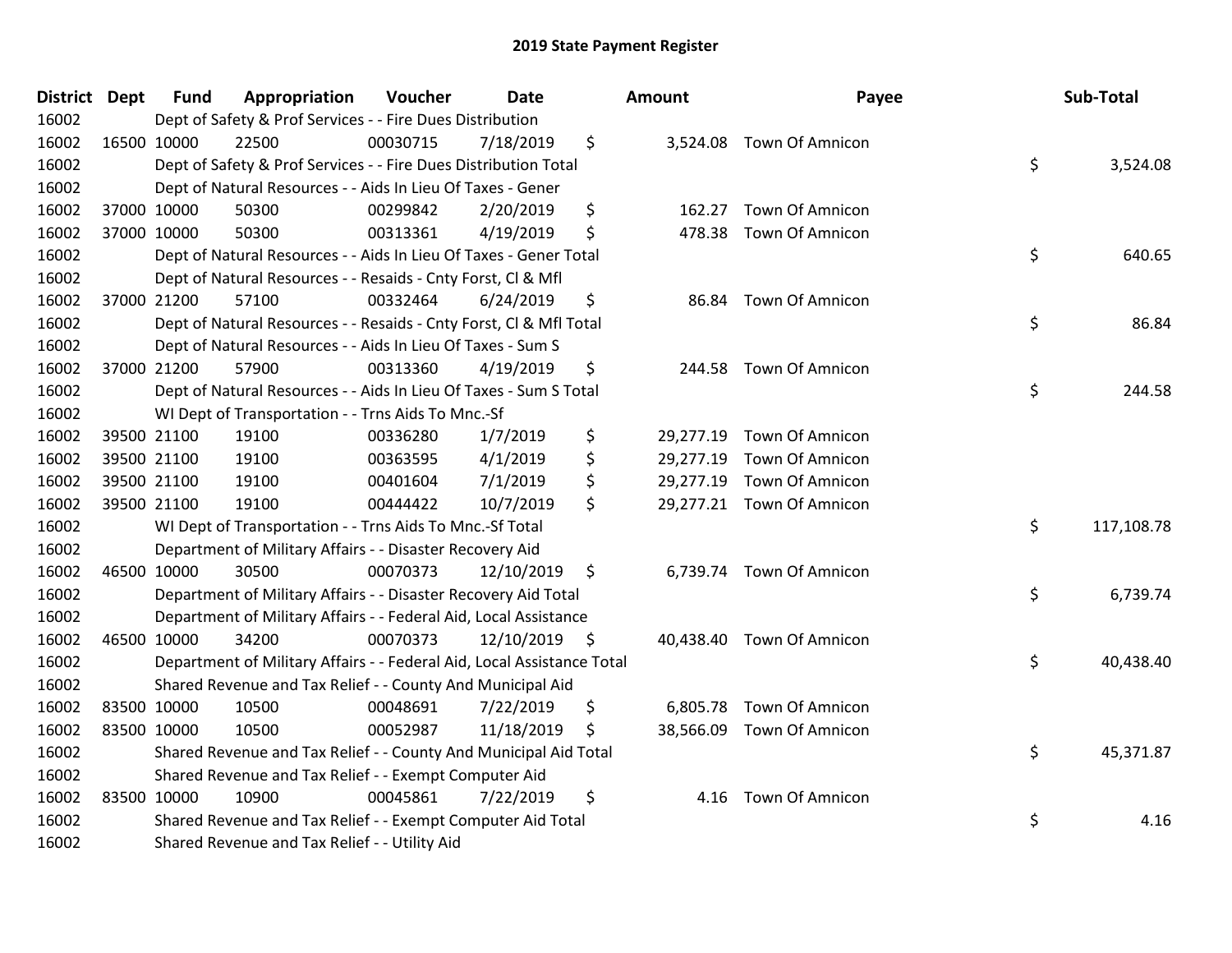## 2019 State Payment Register

| District | Dept | Fund | Appropriation | Voucher | Date | Amount | Payee | Sub-Total |
|---|---|---|---|---|---|---|---|---|
| 16002 | | Dept of Safety & Prof Services - - Fire Dues Distribution | | | | | | |
| 16002 | 16500 | 10000 | 22500 | 00030715 | 7/18/2019 | $ 3,524.08 | Town Of Amnicon | |
| 16002 | | Dept of Safety & Prof Services - - Fire Dues Distribution Total | | | | | | $ 3,524.08 |
| 16002 | | Dept of Natural Resources - - Aids In Lieu Of Taxes - Gener | | | | | | |
| 16002 | 37000 | 10000 | 50300 | 00299842 | 2/20/2019 | $ 162.27 | Town Of Amnicon | |
| 16002 | 37000 | 10000 | 50300 | 00313361 | 4/19/2019 | $ 478.38 | Town Of Amnicon | |
| 16002 | | Dept of Natural Resources - - Aids In Lieu Of Taxes - Gener Total | | | | | | $ 640.65 |
| 16002 | | Dept of Natural Resources - - Resaids - Cnty Forst, Cl & Mfl | | | | | | |
| 16002 | 37000 | 21200 | 57100 | 00332464 | 6/24/2019 | $ 86.84 | Town Of Amnicon | |
| 16002 | | Dept of Natural Resources - - Resaids - Cnty Forst, Cl & Mfl Total | | | | | | $ 86.84 |
| 16002 | | Dept of Natural Resources - - Aids In Lieu Of Taxes - Sum S | | | | | | |
| 16002 | 37000 | 21200 | 57900 | 00313360 | 4/19/2019 | $ 244.58 | Town Of Amnicon | |
| 16002 | | Dept of Natural Resources - - Aids In Lieu Of Taxes - Sum S Total | | | | | | $ 244.58 |
| 16002 | | WI Dept of Transportation - - Trns Aids To Mnc.-Sf | | | | | | |
| 16002 | 39500 | 21100 | 19100 | 00336280 | 1/7/2019 | $ 29,277.19 | Town Of Amnicon | |
| 16002 | 39500 | 21100 | 19100 | 00363595 | 4/1/2019 | $ 29,277.19 | Town Of Amnicon | |
| 16002 | 39500 | 21100 | 19100 | 00401604 | 7/1/2019 | $ 29,277.19 | Town Of Amnicon | |
| 16002 | 39500 | 21100 | 19100 | 00444422 | 10/7/2019 | $ 29,277.21 | Town Of Amnicon | |
| 16002 | | WI Dept of Transportation - - Trns Aids To Mnc.-Sf Total | | | | | | $ 117,108.78 |
| 16002 | | Department of Military Affairs - - Disaster Recovery Aid | | | | | | |
| 16002 | 46500 | 10000 | 30500 | 00070373 | 12/10/2019 | $ 6,739.74 | Town Of Amnicon | |
| 16002 | | Department of Military Affairs - - Disaster Recovery Aid Total | | | | | | $ 6,739.74 |
| 16002 | | Department of Military Affairs - - Federal Aid, Local Assistance | | | | | | |
| 16002 | 46500 | 10000 | 34200 | 00070373 | 12/10/2019 | $ 40,438.40 | Town Of Amnicon | |
| 16002 | | Department of Military Affairs - - Federal Aid, Local Assistance Total | | | | | | $ 40,438.40 |
| 16002 | | Shared Revenue and Tax Relief - - County And Municipal Aid | | | | | | |
| 16002 | 83500 | 10000 | 10500 | 00048691 | 7/22/2019 | $ 6,805.78 | Town Of Amnicon | |
| 16002 | 83500 | 10000 | 10500 | 00052987 | 11/18/2019 | $ 38,566.09 | Town Of Amnicon | |
| 16002 | | Shared Revenue and Tax Relief - - County And Municipal Aid Total | | | | | | $ 45,371.87 |
| 16002 | | Shared Revenue and Tax Relief - - Exempt Computer Aid | | | | | | |
| 16002 | 83500 | 10000 | 10900 | 00045861 | 7/22/2019 | $ 4.16 | Town Of Amnicon | |
| 16002 | | Shared Revenue and Tax Relief - - Exempt Computer Aid Total | | | | | | $ 4.16 |
| 16002 | | Shared Revenue and Tax Relief - - Utility Aid | | | | | | |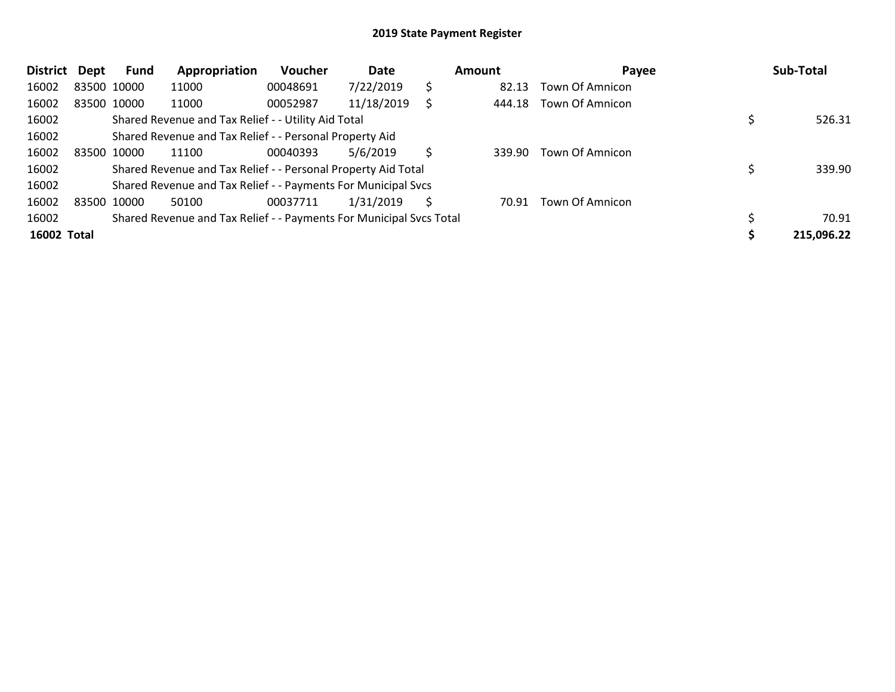# 2019 State Payment Register

| District | Dept | Fund | Appropriation | Voucher | Date | Amount | Payee | Sub-Total |
|---|---|---|---|---|---|---|---|---|
| 16002 | 83500 | 10000 | 11000 | 00048691 | 7/22/2019 | $ 82.13 | Town Of Amnicon | |
| 16002 | 83500 | 10000 | 11000 | 00052987 | 11/18/2019 | $ 444.18 | Town Of Amnicon | |
| 16002 | | Shared Revenue and Tax Relief - - Utility Aid Total | | | | | | $ 526.31 |
| 16002 | | Shared Revenue and Tax Relief - - Personal Property Aid | | | | | | |
| 16002 | 83500 | 10000 | 11100 | 00040393 | 5/6/2019 | $ 339.90 | Town Of Amnicon | |
| 16002 | | Shared Revenue and Tax Relief - - Personal Property Aid Total | | | | | | $ 339.90 |
| 16002 | | Shared Revenue and Tax Relief - - Payments For Municipal Svcs | | | | | | |
| 16002 | 83500 | 10000 | 50100 | 00037711 | 1/31/2019 | $ 70.91 | Town Of Amnicon | |
| 16002 | | Shared Revenue and Tax Relief - - Payments For Municipal Svcs Total | | | | | | $ 70.91 |
| **16002 Total** | | | | | | | | **$ 215,096.22** |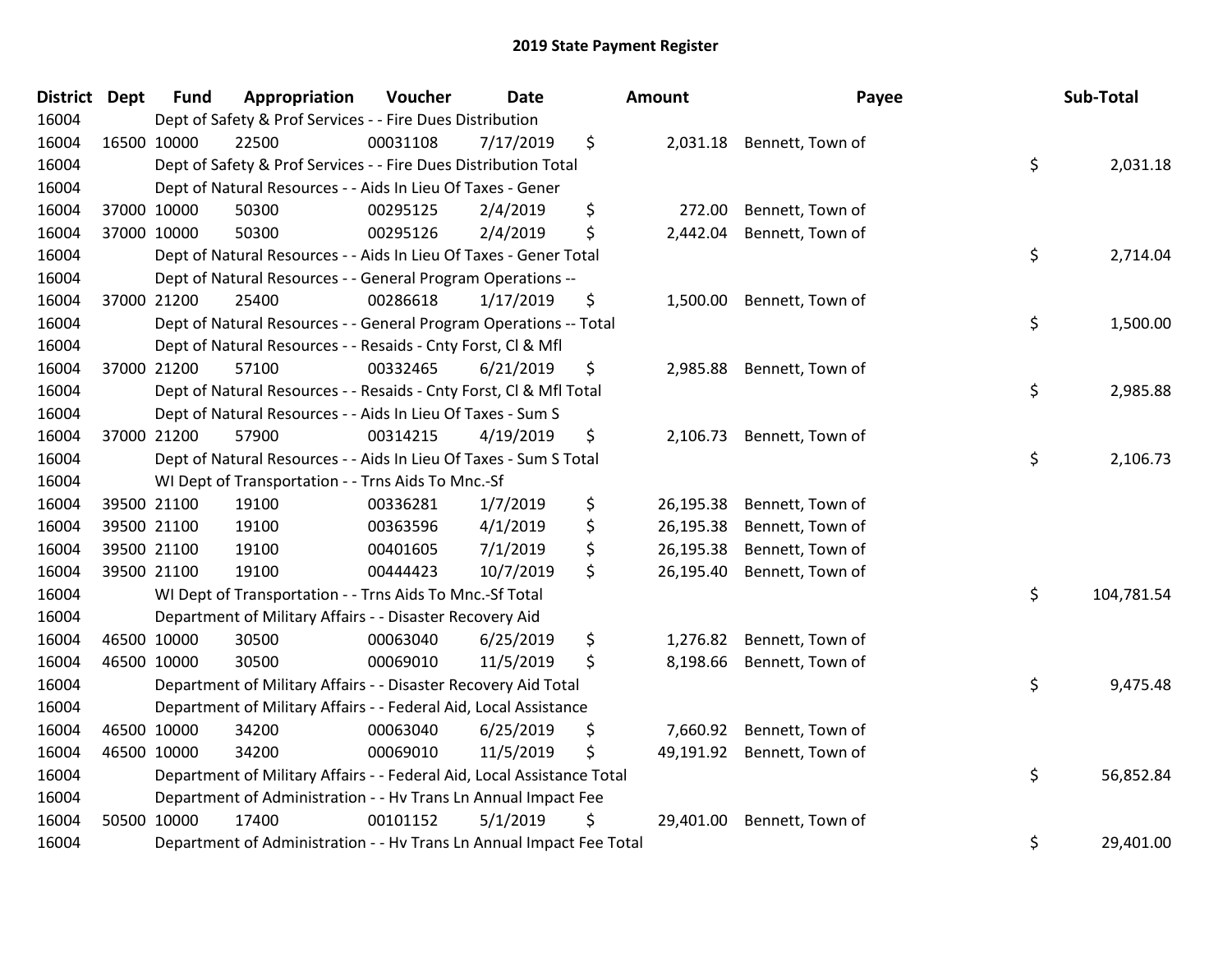# 2019 State Payment Register

| District | Dept | Fund | Appropriation | Voucher | Date | Amount | Payee | Sub-Total |
|---|---|---|---|---|---|---|---|---|
| 16004 | | Dept of Safety & Prof Services - - Fire Dues Distribution | | | | | | |
| 16004 | 16500 | 10000 | 22500 | 00031108 | 7/17/2019 | $ 2,031.18 | Bennett, Town of | |
| 16004 | | Dept of Safety & Prof Services - - Fire Dues Distribution Total | | | | | | $ 2,031.18 |
| 16004 | | Dept of Natural Resources - - Aids In Lieu Of Taxes - Gener | | | | | | |
| 16004 | 37000 | 10000 | 50300 | 00295125 | 2/4/2019 | $ 272.00 | Bennett, Town of | |
| 16004 | 37000 | 10000 | 50300 | 00295126 | 2/4/2019 | $ 2,442.04 | Bennett, Town of | |
| 16004 | | Dept of Natural Resources - - Aids In Lieu Of Taxes - Gener Total | | | | | | $ 2,714.04 |
| 16004 | | Dept of Natural Resources - - General Program Operations -- | | | | | | |
| 16004 | 37000 | 21200 | 25400 | 00286618 | 1/17/2019 | $ 1,500.00 | Bennett, Town of | |
| 16004 | | Dept of Natural Resources - - General Program Operations -- Total | | | | | | $ 1,500.00 |
| 16004 | | Dept of Natural Resources - - Resaids - Cnty Forst, Cl & Mfl | | | | | | |
| 16004 | 37000 | 21200 | 57100 | 00332465 | 6/21/2019 | $ 2,985.88 | Bennett, Town of | |
| 16004 | | Dept of Natural Resources - - Resaids - Cnty Forst, Cl & Mfl Total | | | | | | $ 2,985.88 |
| 16004 | | Dept of Natural Resources - - Aids In Lieu Of Taxes - Sum S | | | | | | |
| 16004 | 37000 | 21200 | 57900 | 00314215 | 4/19/2019 | $ 2,106.73 | Bennett, Town of | |
| 16004 | | Dept of Natural Resources - - Aids In Lieu Of Taxes - Sum S Total | | | | | | $ 2,106.73 |
| 16004 | | WI Dept of Transportation - - Trns Aids To Mnc.-Sf | | | | | | |
| 16004 | 39500 | 21100 | 19100 | 00336281 | 1/7/2019 | $ 26,195.38 | Bennett, Town of | |
| 16004 | 39500 | 21100 | 19100 | 00363596 | 4/1/2019 | $ 26,195.38 | Bennett, Town of | |
| 16004 | 39500 | 21100 | 19100 | 00401605 | 7/1/2019 | $ 26,195.38 | Bennett, Town of | |
| 16004 | 39500 | 21100 | 19100 | 00444423 | 10/7/2019 | $ 26,195.40 | Bennett, Town of | |
| 16004 | | WI Dept of Transportation - - Trns Aids To Mnc.-Sf Total | | | | | | $ 104,781.54 |
| 16004 | | Department of Military Affairs - - Disaster Recovery Aid | | | | | | |
| 16004 | 46500 | 10000 | 30500 | 00063040 | 6/25/2019 | $ 1,276.82 | Bennett, Town of | |
| 16004 | 46500 | 10000 | 30500 | 00069010 | 11/5/2019 | $ 8,198.66 | Bennett, Town of | |
| 16004 | | Department of Military Affairs - - Disaster Recovery Aid Total | | | | | | $ 9,475.48 |
| 16004 | | Department of Military Affairs - - Federal Aid, Local Assistance | | | | | | |
| 16004 | 46500 | 10000 | 34200 | 00063040 | 6/25/2019 | $ 7,660.92 | Bennett, Town of | |
| 16004 | 46500 | 10000 | 34200 | 00069010 | 11/5/2019 | $ 49,191.92 | Bennett, Town of | |
| 16004 | | Department of Military Affairs - - Federal Aid, Local Assistance Total | | | | | | $ 56,852.84 |
| 16004 | | Department of Administration - - Hv Trans Ln Annual Impact Fee | | | | | | |
| 16004 | 50500 | 10000 | 17400 | 00101152 | 5/1/2019 | $ 29,401.00 | Bennett, Town of | |
| 16004 | | Department of Administration - - Hv Trans Ln Annual Impact Fee Total | | | | | | $ 29,401.00 |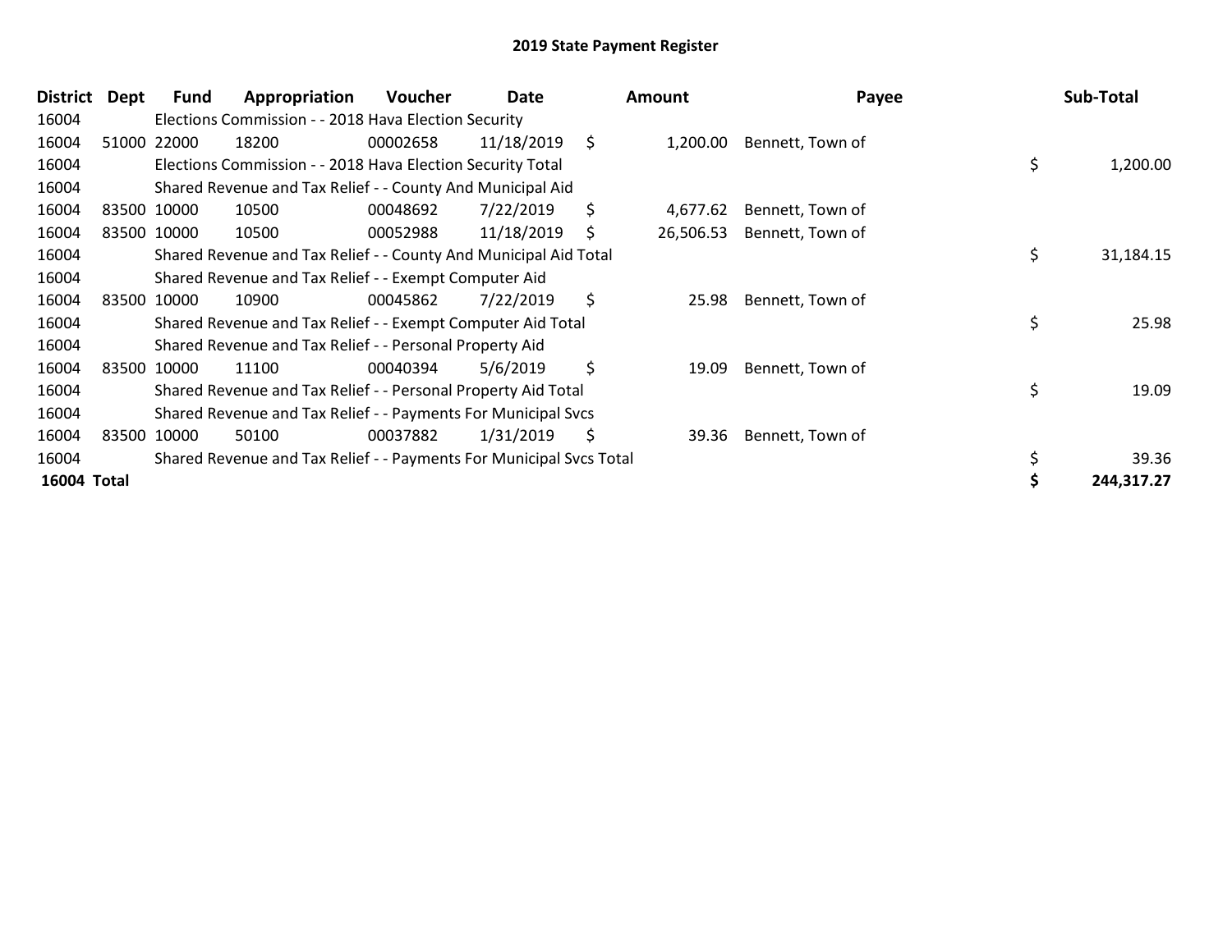# 2019 State Payment Register

| District | Dept | Fund | Appropriation | Voucher | Date | Amount | Payee | Sub-Total |
|---|---|---|---|---|---|---|---|---|
| 16004 | | Elections Commission - - 2018 Hava Election Security | | | | | | |
| 16004 | 51000 | 22000 | 18200 | 00002658 | 11/18/2019 | $ 1,200.00 | Bennett, Town of | |
| 16004 | | Elections Commission - - 2018 Hava Election Security Total | | | | | | $ 1,200.00 |
| 16004 | | Shared Revenue and Tax Relief - - County And Municipal Aid | | | | | | |
| 16004 | 83500 | 10000 | 10500 | 00048692 | 7/22/2019 | $ 4,677.62 | Bennett, Town of | |
| 16004 | 83500 | 10000 | 10500 | 00052988 | 11/18/2019 | $ 26,506.53 | Bennett, Town of | |
| 16004 | | Shared Revenue and Tax Relief - - County And Municipal Aid Total | | | | | | $ 31,184.15 |
| 16004 | | Shared Revenue and Tax Relief - - Exempt Computer Aid | | | | | | |
| 16004 | 83500 | 10000 | 10900 | 00045862 | 7/22/2019 | $ 25.98 | Bennett, Town of | |
| 16004 | | Shared Revenue and Tax Relief - - Exempt Computer Aid Total | | | | | | $ 25.98 |
| 16004 | | Shared Revenue and Tax Relief - - Personal Property Aid | | | | | | |
| 16004 | 83500 | 10000 | 11100 | 00040394 | 5/6/2019 | $ 19.09 | Bennett, Town of | |
| 16004 | | Shared Revenue and Tax Relief - - Personal Property Aid Total | | | | | | $ 19.09 |
| 16004 | | Shared Revenue and Tax Relief - - Payments For Municipal Svcs | | | | | | |
| 16004 | 83500 | 10000 | 50100 | 00037882 | 1/31/2019 | $ 39.36 | Bennett, Town of | |
| 16004 | | Shared Revenue and Tax Relief - - Payments For Municipal Svcs Total | | | | | | $ 39.36 |
| **16004 Total** | | | | | | | | **$ 244,317.27** |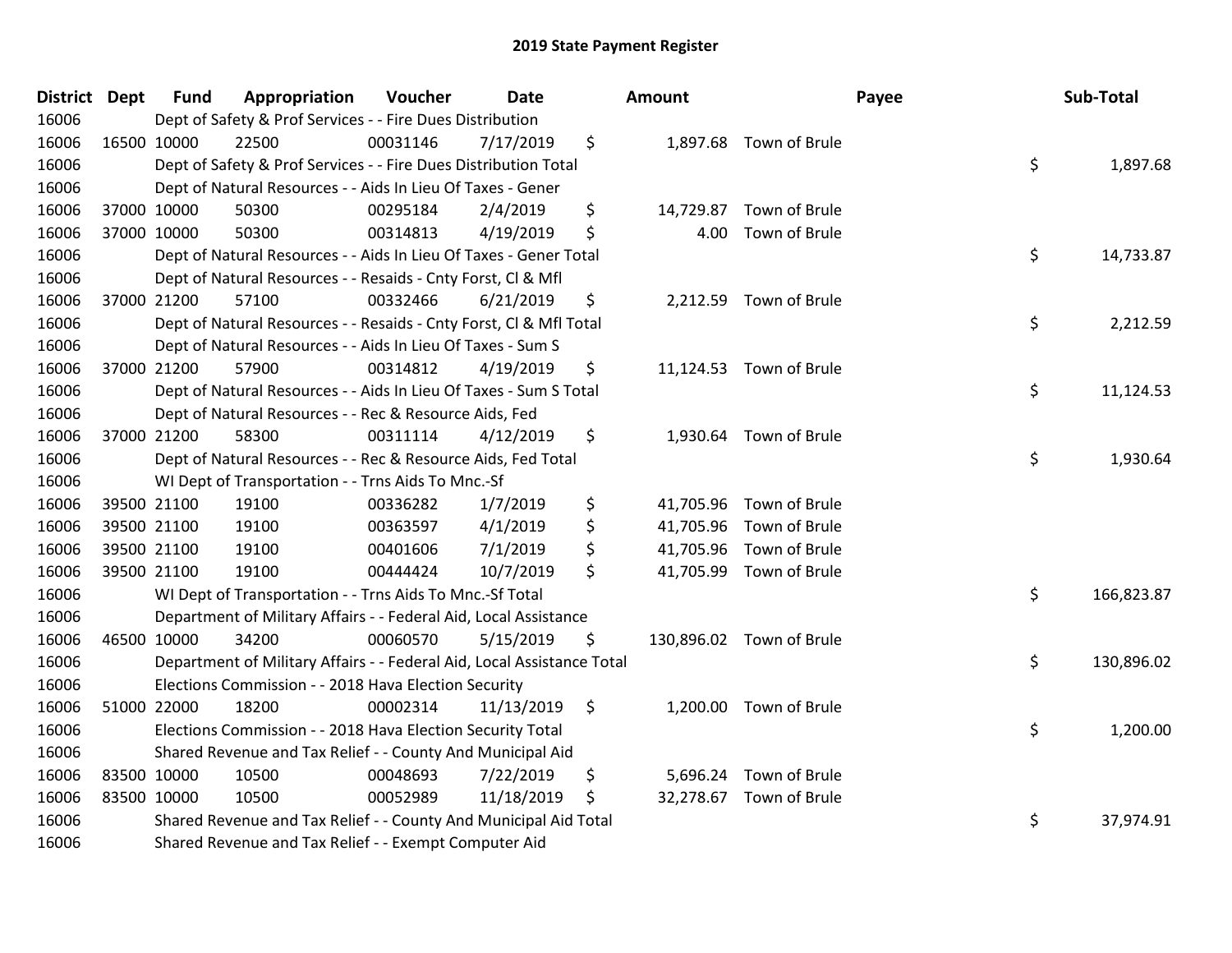# 2019 State Payment Register

| District | Dept | Fund | Appropriation | Voucher | Date | Amount | Payee | Sub-Total |
|---|---|---|---|---|---|---|---|---|
| 16006 | | Dept of Safety & Prof Services - - Fire Dues Distribution | | | | | | |
| 16006 | 16500 | 10000 | 22500 | 00031146 | 7/17/2019 | $ 1,897.68 | Town of Brule | |
| 16006 | | Dept of Safety & Prof Services - - Fire Dues Distribution Total | | | | | | $ 1,897.68 |
| 16006 | | Dept of Natural Resources - - Aids In Lieu Of Taxes - Gener | | | | | | |
| 16006 | 37000 | 10000 | 50300 | 00295184 | 2/4/2019 | $ 14,729.87 | Town of Brule | |
| 16006 | 37000 | 10000 | 50300 | 00314813 | 4/19/2019 | $ 4.00 | Town of Brule | |
| 16006 | | Dept of Natural Resources - - Aids In Lieu Of Taxes - Gener Total | | | | | | $ 14,733.87 |
| 16006 | | Dept of Natural Resources - - Resaids - Cnty Forst, Cl & Mfl | | | | | | |
| 16006 | 37000 | 21200 | 57100 | 00332466 | 6/21/2019 | $ 2,212.59 | Town of Brule | |
| 16006 | | Dept of Natural Resources - - Resaids - Cnty Forst, Cl & Mfl Total | | | | | | $ 2,212.59 |
| 16006 | | Dept of Natural Resources - - Aids In Lieu Of Taxes - Sum S | | | | | | |
| 16006 | 37000 | 21200 | 57900 | 00314812 | 4/19/2019 | $ 11,124.53 | Town of Brule | |
| 16006 | | Dept of Natural Resources - - Aids In Lieu Of Taxes - Sum S Total | | | | | | $ 11,124.53 |
| 16006 | | Dept of Natural Resources - - Rec & Resource Aids, Fed | | | | | | |
| 16006 | 37000 | 21200 | 58300 | 00311114 | 4/12/2019 | $ 1,930.64 | Town of Brule | |
| 16006 | | Dept of Natural Resources - - Rec & Resource Aids, Fed Total | | | | | | $ 1,930.64 |
| 16006 | | WI Dept of Transportation - - Trns Aids To Mnc.-Sf | | | | | | |
| 16006 | 39500 | 21100 | 19100 | 00336282 | 1/7/2019 | $ 41,705.96 | Town of Brule | |
| 16006 | 39500 | 21100 | 19100 | 00363597 | 4/1/2019 | $ 41,705.96 | Town of Brule | |
| 16006 | 39500 | 21100 | 19100 | 00401606 | 7/1/2019 | $ 41,705.96 | Town of Brule | |
| 16006 | 39500 | 21100 | 19100 | 00444424 | 10/7/2019 | $ 41,705.99 | Town of Brule | |
| 16006 | | WI Dept of Transportation - - Trns Aids To Mnc.-Sf Total | | | | | | $ 166,823.87 |
| 16006 | | Department of Military Affairs - - Federal Aid, Local Assistance | | | | | | |
| 16006 | 46500 | 10000 | 34200 | 00060570 | 5/15/2019 | $ 130,896.02 | Town of Brule | |
| 16006 | | Department of Military Affairs - - Federal Aid, Local Assistance Total | | | | | | $ 130,896.02 |
| 16006 | | Elections Commission - - 2018 Hava Election Security | | | | | | |
| 16006 | 51000 | 22000 | 18200 | 00002314 | 11/13/2019 | $ 1,200.00 | Town of Brule | |
| 16006 | | Elections Commission - - 2018 Hava Election Security Total | | | | | | $ 1,200.00 |
| 16006 | | Shared Revenue and Tax Relief - - County And Municipal Aid | | | | | | |
| 16006 | 83500 | 10000 | 10500 | 00048693 | 7/22/2019 | $ 5,696.24 | Town of Brule | |
| 16006 | 83500 | 10000 | 10500 | 00052989 | 11/18/2019 | $ 32,278.67 | Town of Brule | |
| 16006 | | Shared Revenue and Tax Relief - - County And Municipal Aid Total | | | | | | $ 37,974.91 |
| 16006 | | Shared Revenue and Tax Relief - - Exempt Computer Aid | | | | | | |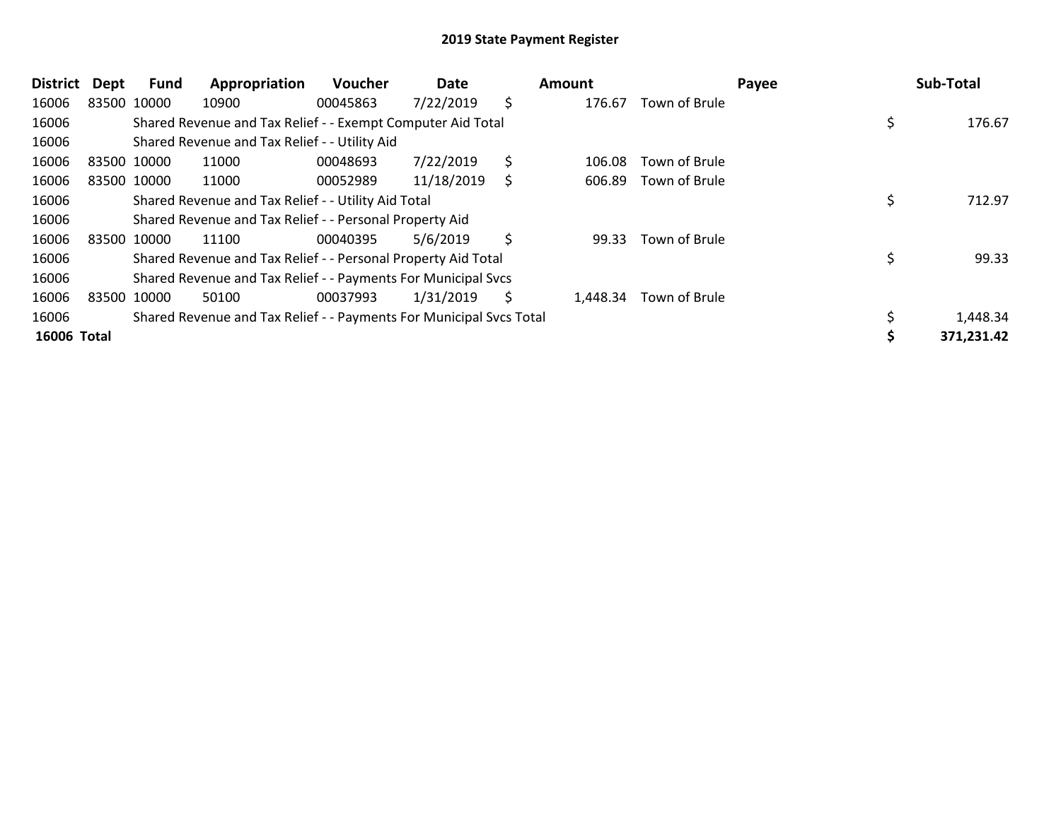# 2019 State Payment Register

| District | Dept | Fund | Appropriation | Voucher | Date | Amount | Payee | Sub-Total |
|---|---|---|---|---|---|---|---|---|
| 16006 | 83500 | 10000 | 10900 | 00045863 | 7/22/2019 | $ 176.67 | Town of Brule | |
| 16006 | | Shared Revenue and Tax Relief - - Exempt Computer Aid Total | | | | | | $ 176.67 |
| 16006 | | Shared Revenue and Tax Relief - - Utility Aid | | | | | | |
| 16006 | 83500 | 10000 | 11000 | 00048693 | 7/22/2019 | $ 106.08 | Town of Brule | |
| 16006 | 83500 | 10000 | 11000 | 00052989 | 11/18/2019 | $ 606.89 | Town of Brule | |
| 16006 | | Shared Revenue and Tax Relief - - Utility Aid Total | | | | | | $ 712.97 |
| 16006 | | Shared Revenue and Tax Relief - - Personal Property Aid | | | | | | |
| 16006 | 83500 | 10000 | 11100 | 00040395 | 5/6/2019 | $ 99.33 | Town of Brule | |
| 16006 | | Shared Revenue and Tax Relief - - Personal Property Aid Total | | | | | | $ 99.33 |
| 16006 | | Shared Revenue and Tax Relief - - Payments For Municipal Svcs | | | | | | |
| 16006 | 83500 | 10000 | 50100 | 00037993 | 1/31/2019 | $ 1,448.34 | Town of Brule | |
| 16006 | | Shared Revenue and Tax Relief - - Payments For Municipal Svcs Total | | | | | | $ 1,448.34 |
| **16006 Total** | | | | | | | | **$ 371,231.42** |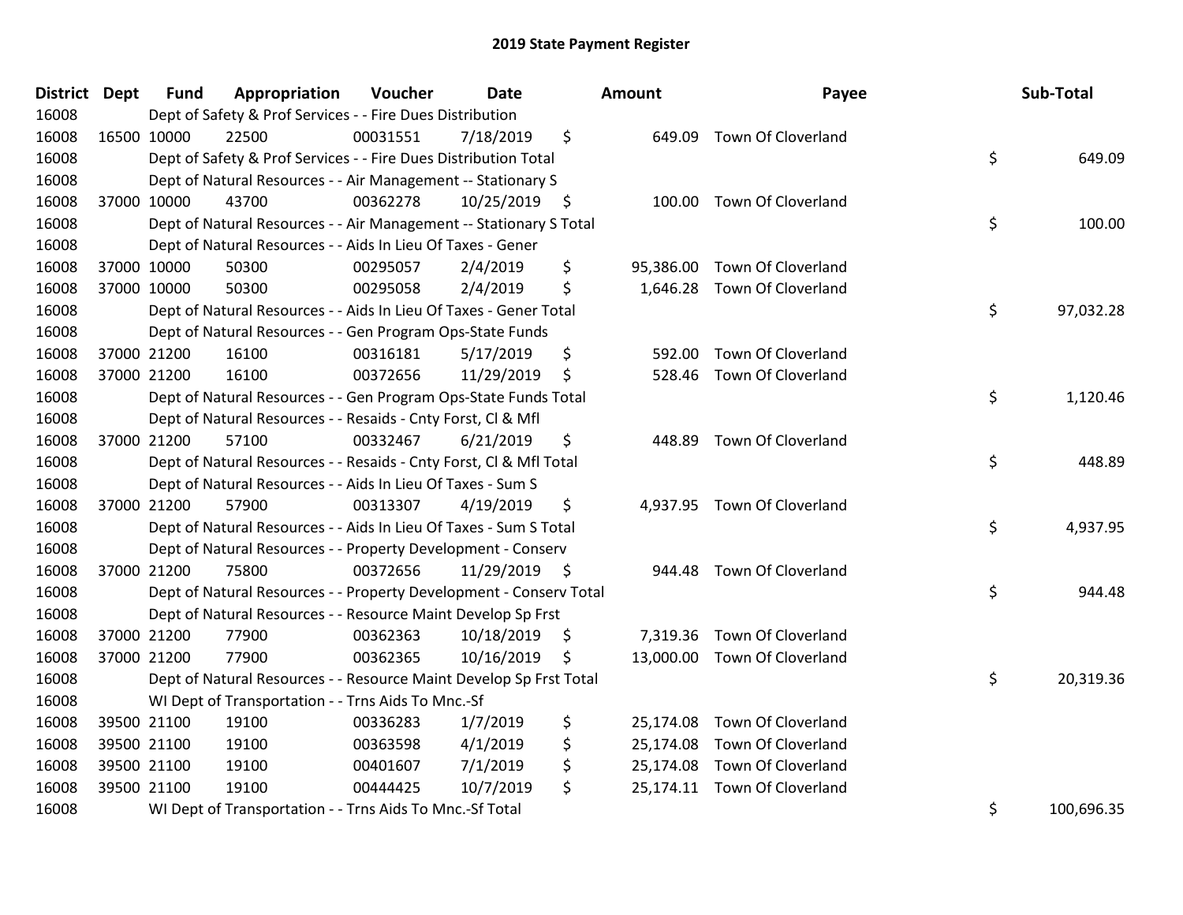# 2019 State Payment Register

| District | Dept | Fund | Appropriation | Voucher | Date | Amount | Payee | Sub-Total |
|---|---|---|---|---|---|---|---|---|
| 16008 | | Dept of Safety & Prof Services - - Fire Dues Distribution | | | | | | |
| 16008 | 16500 | 10000 | 22500 | 00031551 | 7/18/2019 | $ 649.09 | Town Of Cloverland | |
| 16008 | | Dept of Safety & Prof Services - - Fire Dues Distribution Total | | | | | | $ 649.09 |
| 16008 | | Dept of Natural Resources - - Air Management -- Stationary S | | | | | | |
| 16008 | 37000 | 10000 | 43700 | 00362278 | 10/25/2019 | $ 100.00 | Town Of Cloverland | |
| 16008 | | Dept of Natural Resources - - Air Management -- Stationary S Total | | | | | | $ 100.00 |
| 16008 | | Dept of Natural Resources - - Aids In Lieu Of Taxes - Gener | | | | | | |
| 16008 | 37000 | 10000 | 50300 | 00295057 | 2/4/2019 | $ 95,386.00 | Town Of Cloverland | |
| 16008 | 37000 | 10000 | 50300 | 00295058 | 2/4/2019 | $ 1,646.28 | Town Of Cloverland | |
| 16008 | | Dept of Natural Resources - - Aids In Lieu Of Taxes - Gener Total | | | | | | $ 97,032.28 |
| 16008 | | Dept of Natural Resources - - Gen Program Ops-State Funds | | | | | | |
| 16008 | 37000 | 21200 | 16100 | 00316181 | 5/17/2019 | $ 592.00 | Town Of Cloverland | |
| 16008 | 37000 | 21200 | 16100 | 00372656 | 11/29/2019 | $ 528.46 | Town Of Cloverland | |
| 16008 | | Dept of Natural Resources - - Gen Program Ops-State Funds Total | | | | | | $ 1,120.46 |
| 16008 | | Dept of Natural Resources - - Resaids - Cnty Forst, Cl & Mfl | | | | | | |
| 16008 | 37000 | 21200 | 57100 | 00332467 | 6/21/2019 | $ 448.89 | Town Of Cloverland | |
| 16008 | | Dept of Natural Resources - - Resaids - Cnty Forst, Cl & Mfl Total | | | | | | $ 448.89 |
| 16008 | | Dept of Natural Resources - - Aids In Lieu Of Taxes - Sum S | | | | | | |
| 16008 | 37000 | 21200 | 57900 | 00313307 | 4/19/2019 | $ 4,937.95 | Town Of Cloverland | |
| 16008 | | Dept of Natural Resources - - Aids In Lieu Of Taxes - Sum S Total | | | | | | $ 4,937.95 |
| 16008 | | Dept of Natural Resources - - Property Development - Conserv | | | | | | |
| 16008 | 37000 | 21200 | 75800 | 00372656 | 11/29/2019 | $ 944.48 | Town Of Cloverland | |
| 16008 | | Dept of Natural Resources - - Property Development - Conserv Total | | | | | | $ 944.48 |
| 16008 | | Dept of Natural Resources - - Resource Maint Develop Sp Frst | | | | | | |
| 16008 | 37000 | 21200 | 77900 | 00362363 | 10/18/2019 | $ 7,319.36 | Town Of Cloverland | |
| 16008 | 37000 | 21200 | 77900 | 00362365 | 10/16/2019 | $ 13,000.00 | Town Of Cloverland | |
| 16008 | | Dept of Natural Resources - - Resource Maint Develop Sp Frst Total | | | | | | $ 20,319.36 |
| 16008 | | WI Dept of Transportation - - Trns Aids To Mnc.-Sf | | | | | | |
| 16008 | 39500 | 21100 | 19100 | 00336283 | 1/7/2019 | $ 25,174.08 | Town Of Cloverland | |
| 16008 | 39500 | 21100 | 19100 | 00363598 | 4/1/2019 | $ 25,174.08 | Town Of Cloverland | |
| 16008 | 39500 | 21100 | 19100 | 00401607 | 7/1/2019 | $ 25,174.08 | Town Of Cloverland | |
| 16008 | 39500 | 21100 | 19100 | 00444425 | 10/7/2019 | $ 25,174.11 | Town Of Cloverland | |
| 16008 | | WI Dept of Transportation - - Trns Aids To Mnc.-Sf Total | | | | | | $ 100,696.35 |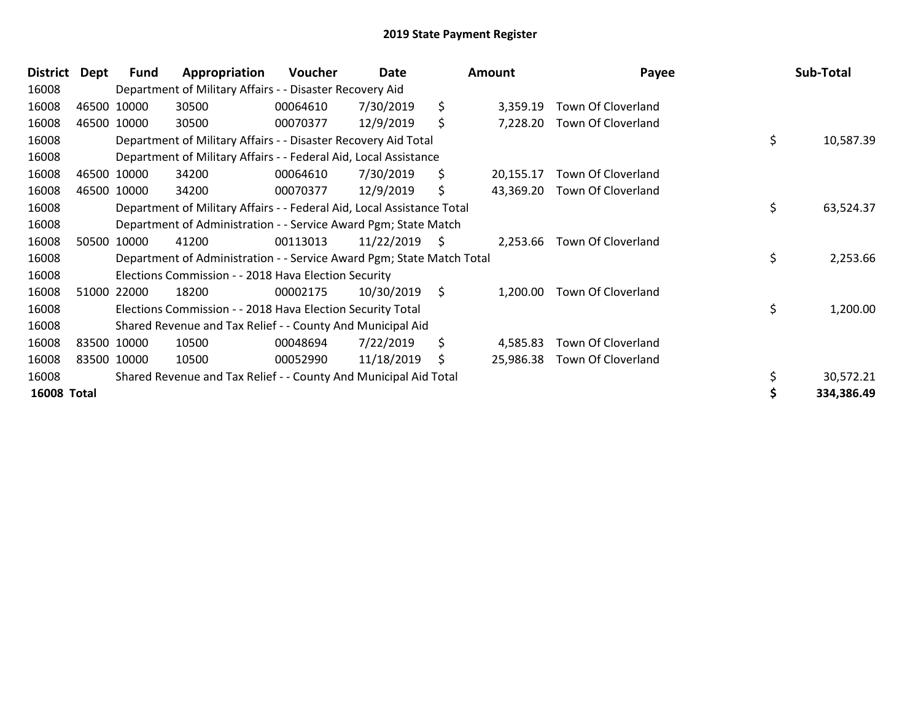## 2019 State Payment Register

| District | Dept | Fund | Appropriation | Voucher | Date | Amount | Payee | Sub-Total |
|---|---|---|---|---|---|---|---|---|
| 16008 | | Department of Military Affairs - - Disaster Recovery Aid | | | | | | |
| 16008 | 46500 | 10000 | 30500 | 00064610 | 7/30/2019 | $ 3,359.19 | Town Of Cloverland | |
| 16008 | 46500 | 10000 | 30500 | 00070377 | 12/9/2019 | $ 7,228.20 | Town Of Cloverland | |
| 16008 | | Department of Military Affairs - - Disaster Recovery Aid Total | | | | | | $ 10,587.39 |
| 16008 | | Department of Military Affairs - - Federal Aid, Local Assistance | | | | | | |
| 16008 | 46500 | 10000 | 34200 | 00064610 | 7/30/2019 | $ 20,155.17 | Town Of Cloverland | |
| 16008 | 46500 | 10000 | 34200 | 00070377 | 12/9/2019 | $ 43,369.20 | Town Of Cloverland | |
| 16008 | | Department of Military Affairs - - Federal Aid, Local Assistance Total | | | | | | $ 63,524.37 |
| 16008 | | Department of Administration - - Service Award Pgm; State Match | | | | | | |
| 16008 | 50500 | 10000 | 41200 | 00113013 | 11/22/2019 | $ 2,253.66 | Town Of Cloverland | |
| 16008 | | Department of Administration - - Service Award Pgm; State Match Total | | | | | | $ 2,253.66 |
| 16008 | | Elections Commission - - 2018 Hava Election Security | | | | | | |
| 16008 | 51000 | 22000 | 18200 | 00002175 | 10/30/2019 | $ 1,200.00 | Town Of Cloverland | |
| 16008 | | Elections Commission - - 2018 Hava Election Security Total | | | | | | $ 1,200.00 |
| 16008 | | Shared Revenue and Tax Relief - - County And Municipal Aid | | | | | | |
| 16008 | 83500 | 10000 | 10500 | 00048694 | 7/22/2019 | $ 4,585.83 | Town Of Cloverland | |
| 16008 | 83500 | 10000 | 10500 | 00052990 | 11/18/2019 | $ 25,986.38 | Town Of Cloverland | |
| 16008 | | Shared Revenue and Tax Relief - - County And Municipal Aid Total | | | | | | $ 30,572.21 |
| **16008 Total** | | | | | | | | **$ 334,386.49** |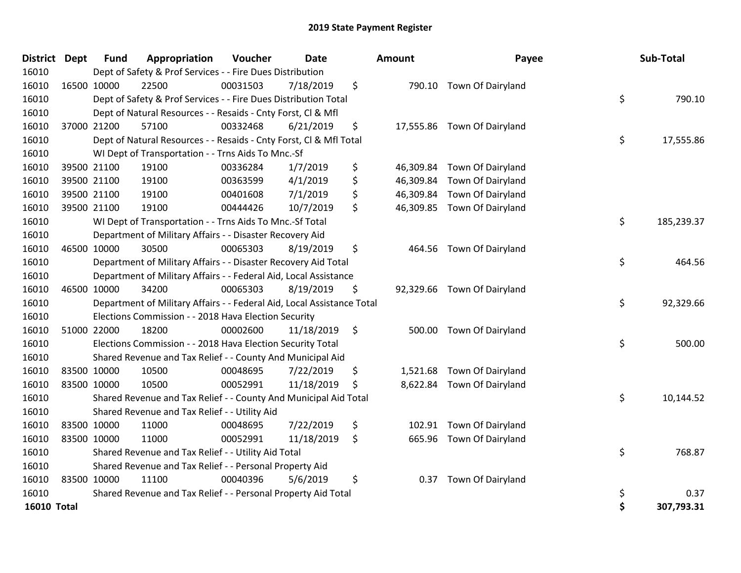# 2019 State Payment Register

| District | Dept | Fund | Appropriation | Voucher | Date | Amount | Payee | Sub-Total |
|---|---|---|---|---|---|---|---|---|
| 16010 | | Dept of Safety & Prof Services - - Fire Dues Distribution | | | | | | |
| 16010 | 16500 | 10000 | 22500 | 00031503 | 7/18/2019 | $ 790.10 | Town Of Dairyland | |
| 16010 | | Dept of Safety & Prof Services - - Fire Dues Distribution Total | | | | | | $ 790.10 |
| 16010 | | Dept of Natural Resources - - Resaids - Cnty Forst, Cl & Mfl | | | | | | |
| 16010 | 37000 | 21200 | 57100 | 00332468 | 6/21/2019 | $ 17,555.86 | Town Of Dairyland | |
| 16010 | | Dept of Natural Resources - - Resaids - Cnty Forst, Cl & Mfl Total | | | | | | $ 17,555.86 |
| 16010 | | WI Dept of Transportation - - Trns Aids To Mnc.-Sf | | | | | | |
| 16010 | 39500 | 21100 | 19100 | 00336284 | 1/7/2019 | $ 46,309.84 | Town Of Dairyland | |
| 16010 | 39500 | 21100 | 19100 | 00363599 | 4/1/2019 | $ 46,309.84 | Town Of Dairyland | |
| 16010 | 39500 | 21100 | 19100 | 00401608 | 7/1/2019 | $ 46,309.84 | Town Of Dairyland | |
| 16010 | 39500 | 21100 | 19100 | 00444426 | 10/7/2019 | $ 46,309.85 | Town Of Dairyland | |
| 16010 | | WI Dept of Transportation - - Trns Aids To Mnc.-Sf Total | | | | | | $ 185,239.37 |
| 16010 | | Department of Military Affairs - - Disaster Recovery Aid | | | | | | |
| 16010 | 46500 | 10000 | 30500 | 00065303 | 8/19/2019 | $ 464.56 | Town Of Dairyland | |
| 16010 | | Department of Military Affairs - - Disaster Recovery Aid Total | | | | | | $ 464.56 |
| 16010 | | Department of Military Affairs - - Federal Aid, Local Assistance | | | | | | |
| 16010 | 46500 | 10000 | 34200 | 00065303 | 8/19/2019 | $ 92,329.66 | Town Of Dairyland | |
| 16010 | | Department of Military Affairs - - Federal Aid, Local Assistance Total | | | | | | $ 92,329.66 |
| 16010 | | Elections Commission - - 2018 Hava Election Security | | | | | | |
| 16010 | 51000 | 22000 | 18200 | 00002600 | 11/18/2019 | $ 500.00 | Town Of Dairyland | |
| 16010 | | Elections Commission - - 2018 Hava Election Security Total | | | | | | $ 500.00 |
| 16010 | | Shared Revenue and Tax Relief - - County And Municipal Aid | | | | | | |
| 16010 | 83500 | 10000 | 10500 | 00048695 | 7/22/2019 | $ 1,521.68 | Town Of Dairyland | |
| 16010 | 83500 | 10000 | 10500 | 00052991 | 11/18/2019 | $ 8,622.84 | Town Of Dairyland | |
| 16010 | | Shared Revenue and Tax Relief - - County And Municipal Aid Total | | | | | | $ 10,144.52 |
| 16010 | | Shared Revenue and Tax Relief - - Utility Aid | | | | | | |
| 16010 | 83500 | 10000 | 11000 | 00048695 | 7/22/2019 | $ 102.91 | Town Of Dairyland | |
| 16010 | 83500 | 10000 | 11000 | 00052991 | 11/18/2019 | $ 665.96 | Town Of Dairyland | |
| 16010 | | Shared Revenue and Tax Relief - - Utility Aid Total | | | | | | $ 768.87 |
| 16010 | | Shared Revenue and Tax Relief - - Personal Property Aid | | | | | | |
| 16010 | 83500 | 10000 | 11100 | 00040396 | 5/6/2019 | $ 0.37 | Town Of Dairyland | |
| 16010 | | Shared Revenue and Tax Relief - - Personal Property Aid Total | | | | | | $ 0.37 |
| **16010 Total** | | | | | | | | **$ 307,793.31** |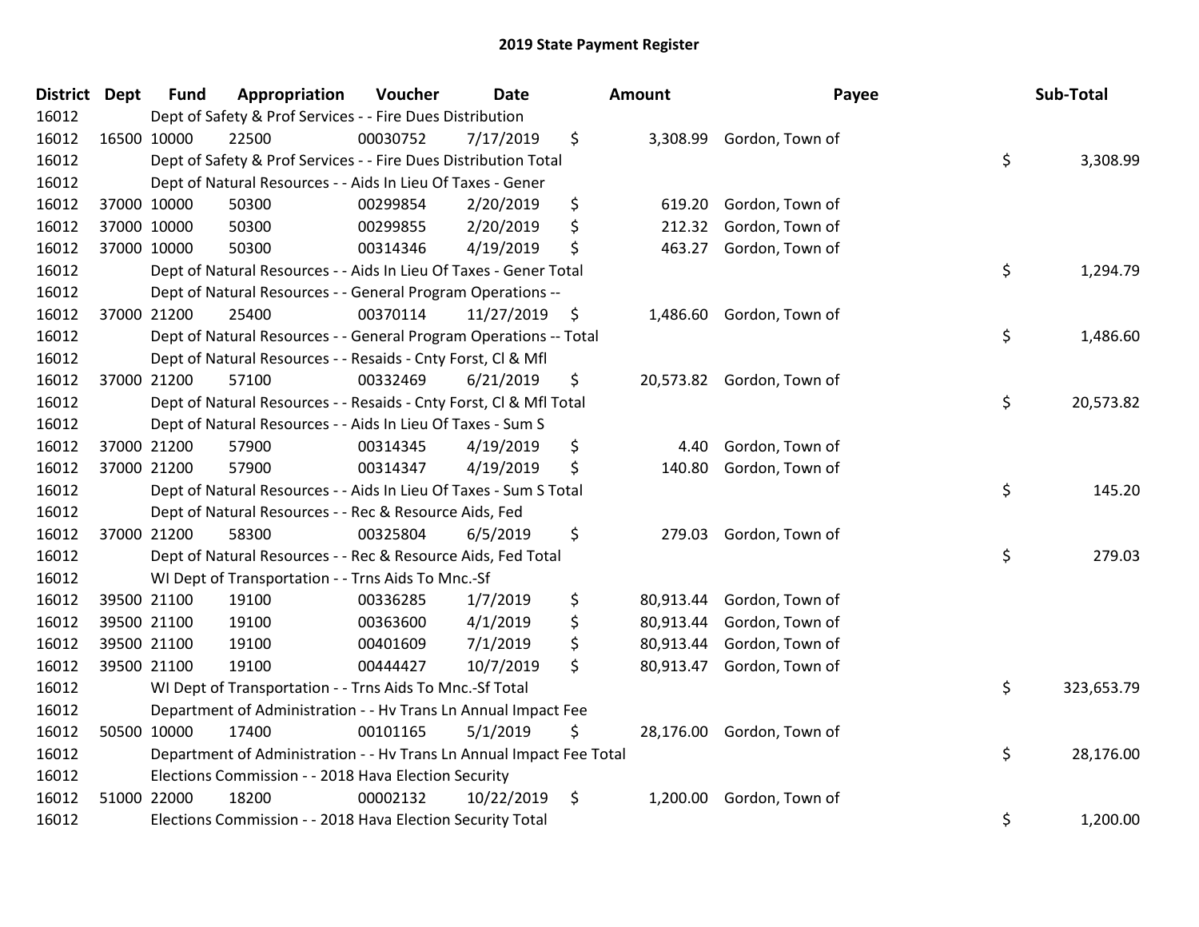# 2019 State Payment Register

| District | Dept | Fund | Appropriation | Voucher | Date | Amount | Payee | Sub-Total |
|---|---|---|---|---|---|---|---|---|
| 16012 | Dept of Safety & Prof Services - - Fire Dues Distribution | | | | | | | |
| 16012 | 16500 | 10000 | 22500 | 00030752 | 7/17/2019 | $ 3,308.99 | Gordon, Town of | |
| 16012 | Dept of Safety & Prof Services - - Fire Dues Distribution Total | | | | | | | $ 3,308.99 |
| 16012 | Dept of Natural Resources - - Aids In Lieu Of Taxes - Gener | | | | | | | |
| 16012 | 37000 | 10000 | 50300 | 00299854 | 2/20/2019 | $ 619.20 | Gordon, Town of | |
| 16012 | 37000 | 10000 | 50300 | 00299855 | 2/20/2019 | $ 212.32 | Gordon, Town of | |
| 16012 | 37000 | 10000 | 50300 | 00314346 | 4/19/2019 | $ 463.27 | Gordon, Town of | |
| 16012 | Dept of Natural Resources - - Aids In Lieu Of Taxes - Gener Total | | | | | | | $ 1,294.79 |
| 16012 | Dept of Natural Resources - - General Program Operations -- | | | | | | | |
| 16012 | 37000 | 21200 | 25400 | 00370114 | 11/27/2019 | $ 1,486.60 | Gordon, Town of | |
| 16012 | Dept of Natural Resources - - General Program Operations -- Total | | | | | | | $ 1,486.60 |
| 16012 | Dept of Natural Resources - - Resaids - Cnty Forst, Cl & Mfl | | | | | | | |
| 16012 | 37000 | 21200 | 57100 | 00332469 | 6/21/2019 | $ 20,573.82 | Gordon, Town of | |
| 16012 | Dept of Natural Resources - - Resaids - Cnty Forst, Cl & Mfl Total | | | | | | | $ 20,573.82 |
| 16012 | Dept of Natural Resources - - Aids In Lieu Of Taxes - Sum S | | | | | | | |
| 16012 | 37000 | 21200 | 57900 | 00314345 | 4/19/2019 | $ 4.40 | Gordon, Town of | |
| 16012 | 37000 | 21200 | 57900 | 00314347 | 4/19/2019 | $ 140.80 | Gordon, Town of | |
| 16012 | Dept of Natural Resources - - Aids In Lieu Of Taxes - Sum S Total | | | | | | | $ 145.20 |
| 16012 | Dept of Natural Resources - - Rec & Resource Aids, Fed | | | | | | | |
| 16012 | 37000 | 21200 | 58300 | 00325804 | 6/5/2019 | $ 279.03 | Gordon, Town of | |
| 16012 | Dept of Natural Resources - - Rec & Resource Aids, Fed Total | | | | | | | $ 279.03 |
| 16012 | WI Dept of Transportation - - Trns Aids To Mnc.-Sf | | | | | | | |
| 16012 | 39500 | 21100 | 19100 | 00336285 | 1/7/2019 | $ 80,913.44 | Gordon, Town of | |
| 16012 | 39500 | 21100 | 19100 | 00363600 | 4/1/2019 | $ 80,913.44 | Gordon, Town of | |
| 16012 | 39500 | 21100 | 19100 | 00401609 | 7/1/2019 | $ 80,913.44 | Gordon, Town of | |
| 16012 | 39500 | 21100 | 19100 | 00444427 | 10/7/2019 | $ 80,913.47 | Gordon, Town of | |
| 16012 | WI Dept of Transportation - - Trns Aids To Mnc.-Sf Total | | | | | | | $ 323,653.79 |
| 16012 | Department of Administration - - Hv Trans Ln Annual Impact Fee | | | | | | | |
| 16012 | 50500 | 10000 | 17400 | 00101165 | 5/1/2019 | $ 28,176.00 | Gordon, Town of | |
| 16012 | Department of Administration - - Hv Trans Ln Annual Impact Fee Total | | | | | | | $ 28,176.00 |
| 16012 | Elections Commission - - 2018 Hava Election Security | | | | | | | |
| 16012 | 51000 | 22000 | 18200 | 00002132 | 10/22/2019 | $ 1,200.00 | Gordon, Town of | |
| 16012 | Elections Commission - - 2018 Hava Election Security Total | | | | | | | $ 1,200.00 |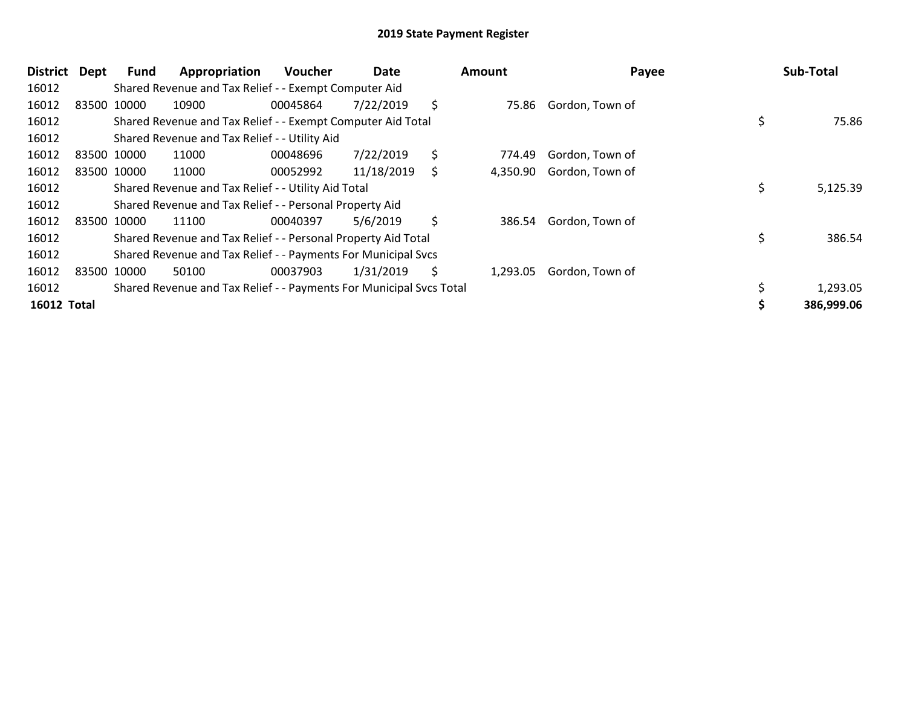# 2019 State Payment Register

| District | Dept | Fund | Appropriation | Voucher | Date | Amount | Payee | Sub-Total |
|---|---|---|---|---|---|---|---|---|
| 16012 | | Shared Revenue and Tax Relief - - Exempt Computer Aid | | | | | | |
| 16012 | 83500 | 10000 | 10900 | 00045864 | 7/22/2019 | $ 75.86 | Gordon, Town of | |
| 16012 | | Shared Revenue and Tax Relief - - Exempt Computer Aid Total | | | | | | $ 75.86 |
| 16012 | | Shared Revenue and Tax Relief - - Utility Aid | | | | | | |
| 16012 | 83500 | 10000 | 11000 | 00048696 | 7/22/2019 | $ 774.49 | Gordon, Town of | |
| 16012 | 83500 | 10000 | 11000 | 00052992 | 11/18/2019 | $ 4,350.90 | Gordon, Town of | |
| 16012 | | Shared Revenue and Tax Relief - - Utility Aid Total | | | | | | $ 5,125.39 |
| 16012 | | Shared Revenue and Tax Relief - - Personal Property Aid | | | | | | |
| 16012 | 83500 | 10000 | 11100 | 00040397 | 5/6/2019 | $ 386.54 | Gordon, Town of | |
| 16012 | | Shared Revenue and Tax Relief - - Personal Property Aid Total | | | | | | $ 386.54 |
| 16012 | | Shared Revenue and Tax Relief - - Payments For Municipal Svcs | | | | | | |
| 16012 | 83500 | 10000 | 50100 | 00037903 | 1/31/2019 | $ 1,293.05 | Gordon, Town of | |
| 16012 | | Shared Revenue and Tax Relief - - Payments For Municipal Svcs Total | | | | | | $ 1,293.05 |
| **16012 Total** | | | | | | | | **$ 386,999.06** |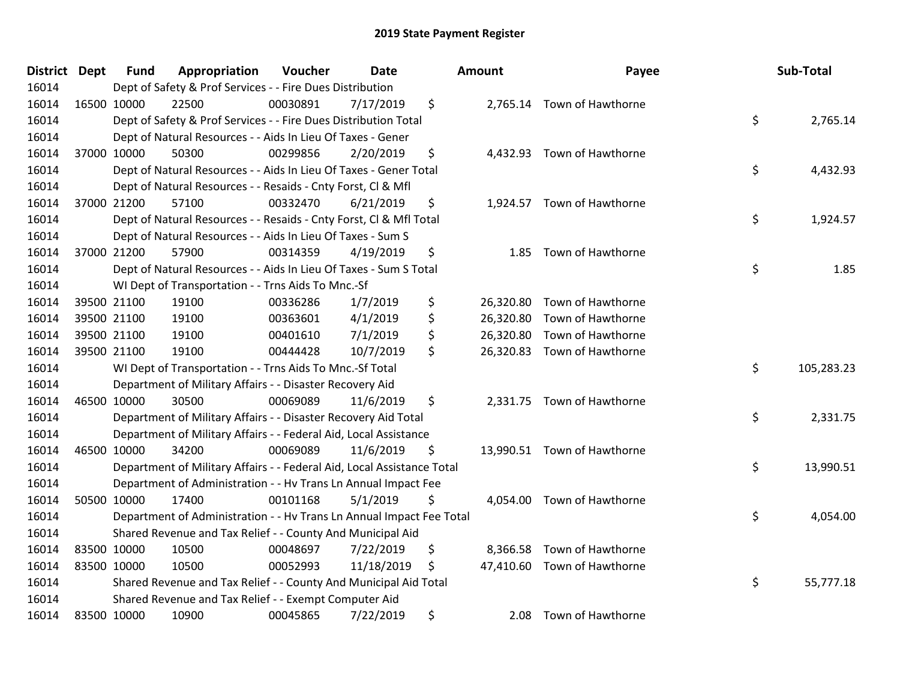# 2019 State Payment Register

| District | Dept | Fund | Appropriation | Voucher | Date | Amount | Payee | Sub-Total |
|---|---|---|---|---|---|---|---|---|
| 16014 | | Dept of Safety & Prof Services - - Fire Dues Distribution | | | | | | |
| 16014 | 16500 | 10000 | 22500 | 00030891 | 7/17/2019 | $ 2,765.14 | Town of Hawthorne | |
| 16014 | | Dept of Safety & Prof Services - - Fire Dues Distribution Total | | | | | | $ 2,765.14 |
| 16014 | | Dept of Natural Resources - - Aids In Lieu Of Taxes - Gener | | | | | | |
| 16014 | 37000 | 10000 | 50300 | 00299856 | 2/20/2019 | $ 4,432.93 | Town of Hawthorne | |
| 16014 | | Dept of Natural Resources - - Aids In Lieu Of Taxes - Gener Total | | | | | | $ 4,432.93 |
| 16014 | | Dept of Natural Resources - - Resaids - Cnty Forst, Cl & Mfl | | | | | | |
| 16014 | 37000 | 21200 | 57100 | 00332470 | 6/21/2019 | $ 1,924.57 | Town of Hawthorne | |
| 16014 | | Dept of Natural Resources - - Resaids - Cnty Forst, Cl & Mfl Total | | | | | | $ 1,924.57 |
| 16014 | | Dept of Natural Resources - - Aids In Lieu Of Taxes - Sum S | | | | | | |
| 16014 | 37000 | 21200 | 57900 | 00314359 | 4/19/2019 | $ 1.85 | Town of Hawthorne | |
| 16014 | | Dept of Natural Resources - - Aids In Lieu Of Taxes - Sum S Total | | | | | | $ 1.85 |
| 16014 | | WI Dept of Transportation - - Trns Aids To Mnc.-Sf | | | | | | |
| 16014 | 39500 | 21100 | 19100 | 00336286 | 1/7/2019 | $ 26,320.80 | Town of Hawthorne | |
| 16014 | 39500 | 21100 | 19100 | 00363601 | 4/1/2019 | $ 26,320.80 | Town of Hawthorne | |
| 16014 | 39500 | 21100 | 19100 | 00401610 | 7/1/2019 | $ 26,320.80 | Town of Hawthorne | |
| 16014 | 39500 | 21100 | 19100 | 00444428 | 10/7/2019 | $ 26,320.83 | Town of Hawthorne | |
| 16014 | | WI Dept of Transportation - - Trns Aids To Mnc.-Sf Total | | | | | | $ 105,283.23 |
| 16014 | | Department of Military Affairs - - Disaster Recovery Aid | | | | | | |
| 16014 | 46500 | 10000 | 30500 | 00069089 | 11/6/2019 | $ 2,331.75 | Town of Hawthorne | |
| 16014 | | Department of Military Affairs - - Disaster Recovery Aid Total | | | | | | $ 2,331.75 |
| 16014 | | Department of Military Affairs - - Federal Aid, Local Assistance | | | | | | |
| 16014 | 46500 | 10000 | 34200 | 00069089 | 11/6/2019 | $ 13,990.51 | Town of Hawthorne | |
| 16014 | | Department of Military Affairs - - Federal Aid, Local Assistance Total | | | | | | $ 13,990.51 |
| 16014 | | Department of Administration - - Hv Trans Ln Annual Impact Fee | | | | | | |
| 16014 | 50500 | 10000 | 17400 | 00101168 | 5/1/2019 | $ 4,054.00 | Town of Hawthorne | |
| 16014 | | Department of Administration - - Hv Trans Ln Annual Impact Fee Total | | | | | | $ 4,054.00 |
| 16014 | | Shared Revenue and Tax Relief - - County And Municipal Aid | | | | | | |
| 16014 | 83500 | 10000 | 10500 | 00048697 | 7/22/2019 | $ 8,366.58 | Town of Hawthorne | |
| 16014 | 83500 | 10000 | 10500 | 00052993 | 11/18/2019 | $ 47,410.60 | Town of Hawthorne | |
| 16014 | | Shared Revenue and Tax Relief - - County And Municipal Aid Total | | | | | | $ 55,777.18 |
| 16014 | | Shared Revenue and Tax Relief - - Exempt Computer Aid | | | | | | |
| 16014 | 83500 | 10000 | 10900 | 00045865 | 7/22/2019 | $ 2.08 | Town of Hawthorne | |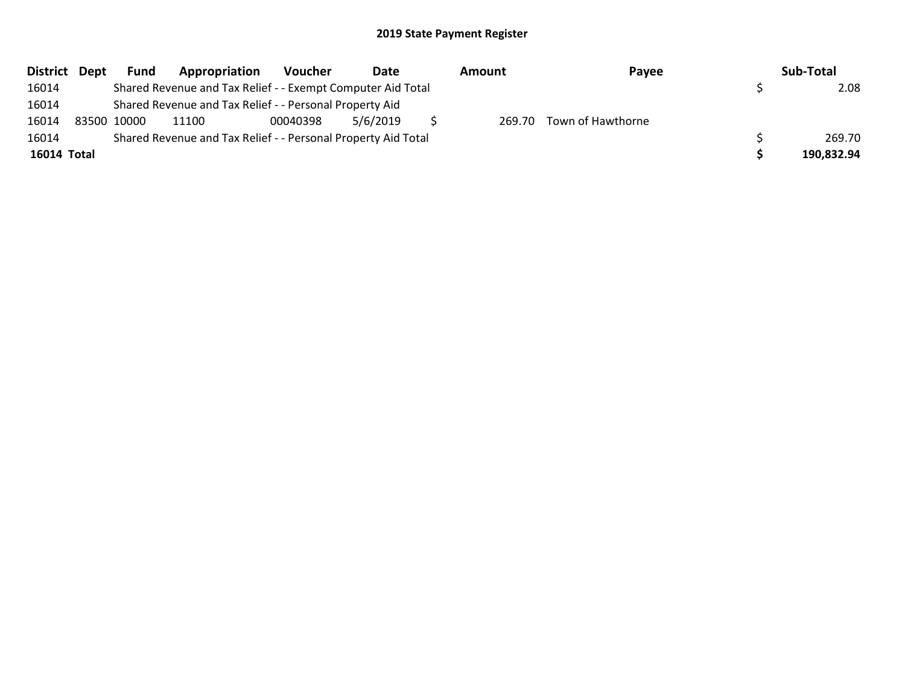## 2019 State Payment Register

| District | Dept | Fund | Appropriation | Voucher | Date | Amount | Payee | Sub-Total |
|---|---|---|---|---|---|---|---|---|
| 16014 | | Shared Revenue and Tax Relief - - Exempt Computer Aid Total | | | | | | $ 2.08 |
| 16014 | | Shared Revenue and Tax Relief - - Personal Property Aid | | | | | | |
| 16014 | 83500 | 10000 | 11100 | 00040398 | 5/6/2019 | $ 269.70 | Town of Hawthorne | |
| 16014 | | Shared Revenue and Tax Relief - - Personal Property Aid Total | | | | | | $ 269.70 |
| **16014 Total** | | | | | | | | **$ 190,832.94** |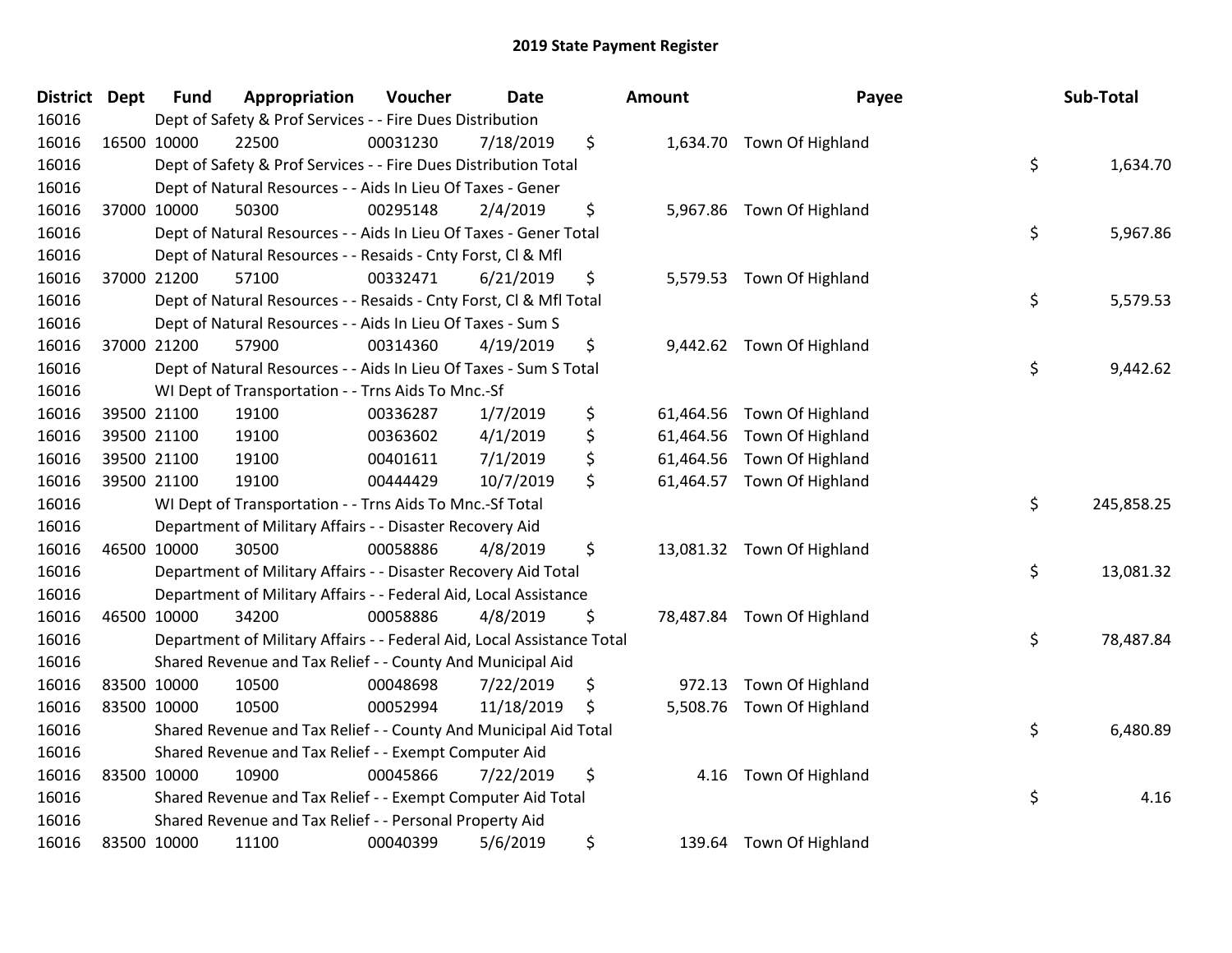## 2019 State Payment Register

| District | Dept | Fund | Appropriation | Voucher | Date | Amount | Payee | Sub-Total |
|---|---|---|---|---|---|---|---|---|
| 16016 | Dept of Safety & Prof Services - - Fire Dues Distribution | | | | | | | |
| 16016 | 16500 | 10000 | 22500 | 00031230 | 7/18/2019 | $ 1,634.70 | Town Of Highland | |
| 16016 | Dept of Safety & Prof Services - - Fire Dues Distribution Total | | | | | | | $ 1,634.70 |
| 16016 | Dept of Natural Resources - - Aids In Lieu Of Taxes - Gener | | | | | | | |
| 16016 | 37000 | 10000 | 50300 | 00295148 | 2/4/2019 | $ 5,967.86 | Town Of Highland | |
| 16016 | Dept of Natural Resources - - Aids In Lieu Of Taxes - Gener Total | | | | | | | $ 5,967.86 |
| 16016 | Dept of Natural Resources - - Resaids - Cnty Forst, Cl & Mfl | | | | | | | |
| 16016 | 37000 | 21200 | 57100 | 00332471 | 6/21/2019 | $ 5,579.53 | Town Of Highland | |
| 16016 | Dept of Natural Resources - - Resaids - Cnty Forst, Cl & Mfl Total | | | | | | | $ 5,579.53 |
| 16016 | Dept of Natural Resources - - Aids In Lieu Of Taxes - Sum S | | | | | | | |
| 16016 | 37000 | 21200 | 57900 | 00314360 | 4/19/2019 | $ 9,442.62 | Town Of Highland | |
| 16016 | Dept of Natural Resources - - Aids In Lieu Of Taxes - Sum S Total | | | | | | | $ 9,442.62 |
| 16016 | WI Dept of Transportation - - Trns Aids To Mnc.-Sf | | | | | | | |
| 16016 | 39500 | 21100 | 19100 | 00336287 | 1/7/2019 | $ 61,464.56 | Town Of Highland | |
| 16016 | 39500 | 21100 | 19100 | 00363602 | 4/1/2019 | $ 61,464.56 | Town Of Highland | |
| 16016 | 39500 | 21100 | 19100 | 00401611 | 7/1/2019 | $ 61,464.56 | Town Of Highland | |
| 16016 | 39500 | 21100 | 19100 | 00444429 | 10/7/2019 | $ 61,464.57 | Town Of Highland | |
| 16016 | WI Dept of Transportation - - Trns Aids To Mnc.-Sf Total | | | | | | | $ 245,858.25 |
| 16016 | Department of Military Affairs - - Disaster Recovery Aid | | | | | | | |
| 16016 | 46500 | 10000 | 30500 | 00058886 | 4/8/2019 | $ 13,081.32 | Town Of Highland | |
| 16016 | Department of Military Affairs - - Disaster Recovery Aid Total | | | | | | | $ 13,081.32 |
| 16016 | Department of Military Affairs - - Federal Aid, Local Assistance | | | | | | | |
| 16016 | 46500 | 10000 | 34200 | 00058886 | 4/8/2019 | $ 78,487.84 | Town Of Highland | |
| 16016 | Department of Military Affairs - - Federal Aid, Local Assistance Total | | | | | | | $ 78,487.84 |
| 16016 | Shared Revenue and Tax Relief - - County And Municipal Aid | | | | | | | |
| 16016 | 83500 | 10000 | 10500 | 00048698 | 7/22/2019 | $ 972.13 | Town Of Highland | |
| 16016 | 83500 | 10000 | 10500 | 00052994 | 11/18/2019 | $ 5,508.76 | Town Of Highland | |
| 16016 | Shared Revenue and Tax Relief - - County And Municipal Aid Total | | | | | | | $ 6,480.89 |
| 16016 | Shared Revenue and Tax Relief - - Exempt Computer Aid | | | | | | | |
| 16016 | 83500 | 10000 | 10900 | 00045866 | 7/22/2019 | $ 4.16 | Town Of Highland | |
| 16016 | Shared Revenue and Tax Relief - - Exempt Computer Aid Total | | | | | | | $ 4.16 |
| 16016 | Shared Revenue and Tax Relief - - Personal Property Aid | | | | | | | |
| 16016 | 83500 | 10000 | 11100 | 00040399 | 5/6/2019 | $ 139.64 | Town Of Highland | |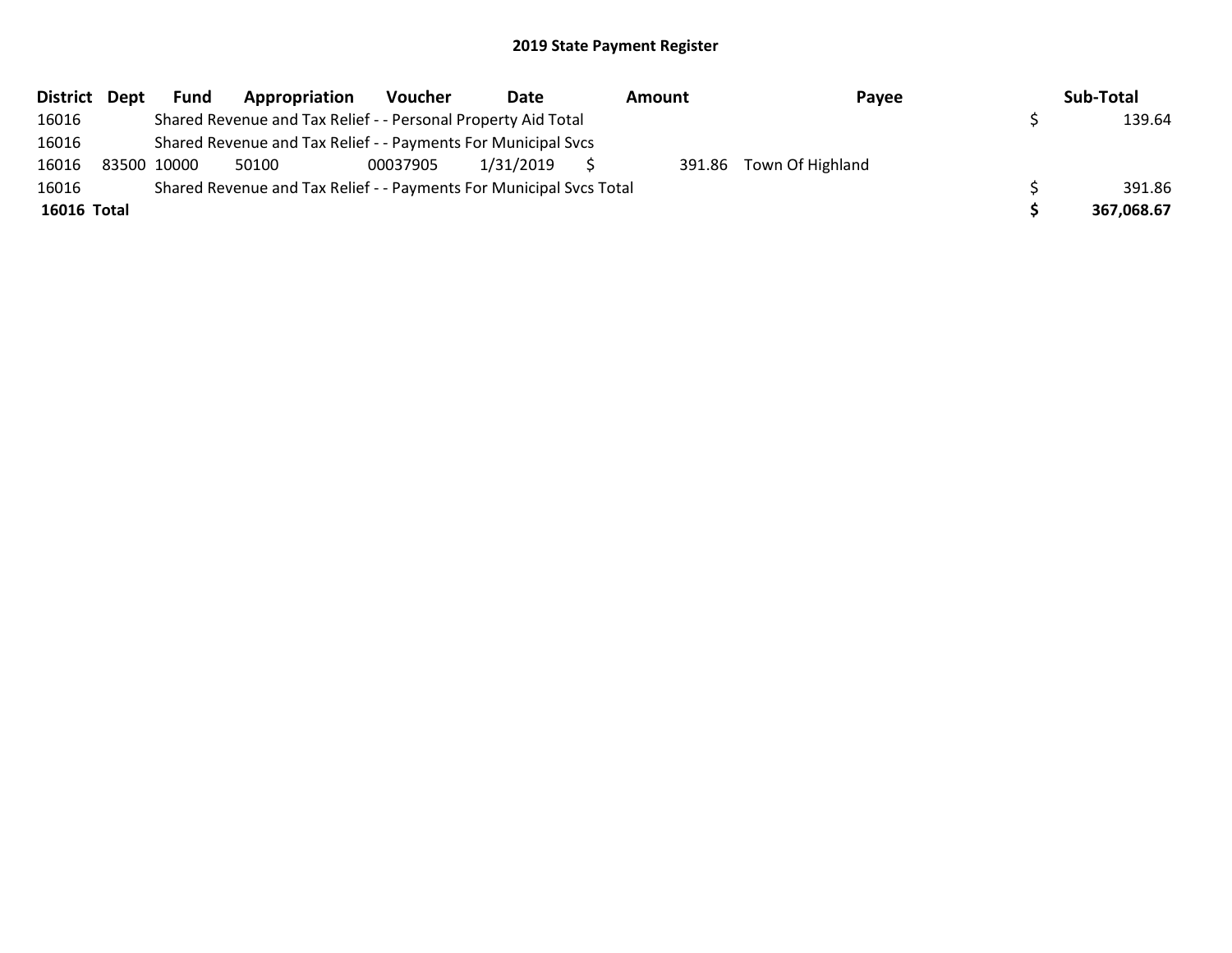## 2019 State Payment Register

| District | Dept | Fund | Appropriation | Voucher | Date | Amount | Payee | Sub-Total |
|---|---|---|---|---|---|---|---|---|
| 16016 | | Shared Revenue and Tax Relief - - Personal Property Aid Total | | | | | | $ 139.64 |
| 16016 | | Shared Revenue and Tax Relief - - Payments For Municipal Svcs | | | | | | |
| 16016 | 83500 | 10000 | 50100 | 00037905 | 1/31/2019 | $ 391.86 | Town Of Highland | |
| 16016 | | Shared Revenue and Tax Relief - - Payments For Municipal Svcs Total | | | | | | $ 391.86 |
| **16016 Total** | | | | | | | | **$ 367,068.67** |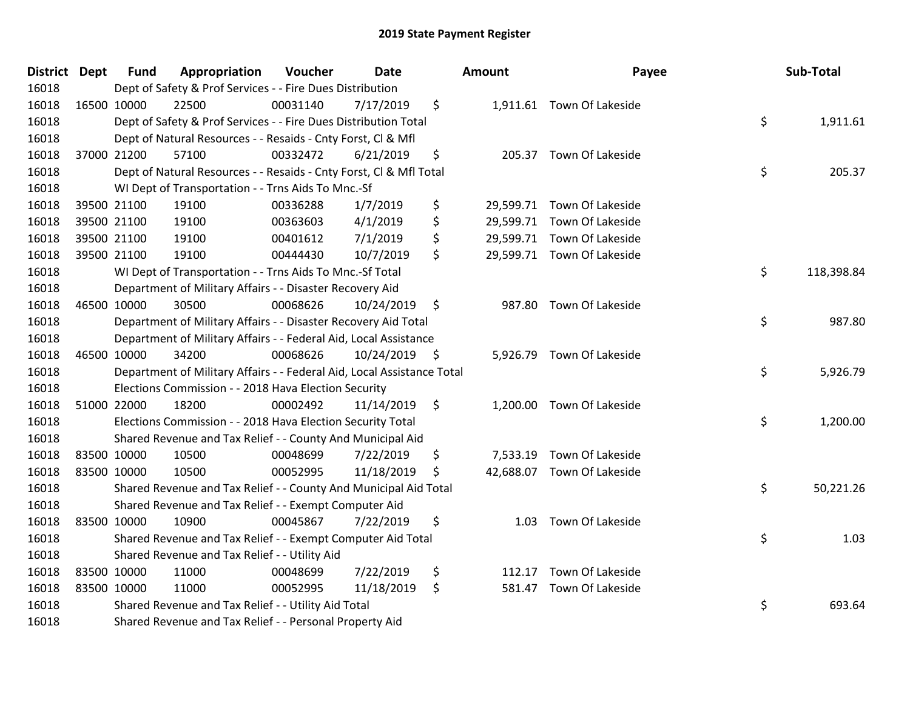## 2019 State Payment Register

| District | Dept | Fund | Appropriation | Voucher | Date | Amount | Payee | Sub-Total |
|---|---|---|---|---|---|---|---|---|
| 16018 | | Dept of Safety & Prof Services - - Fire Dues Distribution | | | | | | |
| 16018 | 16500 | 10000 | 22500 | 00031140 | 7/17/2019 | $ 1,911.61 | Town Of Lakeside | |
| 16018 | | Dept of Safety & Prof Services - - Fire Dues Distribution Total | | | | | | $ 1,911.61 |
| 16018 | | Dept of Natural Resources - - Resaids - Cnty Forst, Cl & Mfl | | | | | | |
| 16018 | 37000 | 21200 | 57100 | 00332472 | 6/21/2019 | $ 205.37 | Town Of Lakeside | |
| 16018 | | Dept of Natural Resources - - Resaids - Cnty Forst, Cl & Mfl Total | | | | | | $ 205.37 |
| 16018 | | WI Dept of Transportation - - Trns Aids To Mnc.-Sf | | | | | | |
| 16018 | 39500 | 21100 | 19100 | 00336288 | 1/7/2019 | $ 29,599.71 | Town Of Lakeside | |
| 16018 | 39500 | 21100 | 19100 | 00363603 | 4/1/2019 | $ 29,599.71 | Town Of Lakeside | |
| 16018 | 39500 | 21100 | 19100 | 00401612 | 7/1/2019 | $ 29,599.71 | Town Of Lakeside | |
| 16018 | 39500 | 21100 | 19100 | 00444430 | 10/7/2019 | $ 29,599.71 | Town Of Lakeside | |
| 16018 | | WI Dept of Transportation - - Trns Aids To Mnc.-Sf Total | | | | | | $ 118,398.84 |
| 16018 | | Department of Military Affairs - - Disaster Recovery Aid | | | | | | |
| 16018 | 46500 | 10000 | 30500 | 00068626 | 10/24/2019 | $ 987.80 | Town Of Lakeside | |
| 16018 | | Department of Military Affairs - - Disaster Recovery Aid Total | | | | | | $ 987.80 |
| 16018 | | Department of Military Affairs - - Federal Aid, Local Assistance | | | | | | |
| 16018 | 46500 | 10000 | 34200 | 00068626 | 10/24/2019 | $ 5,926.79 | Town Of Lakeside | |
| 16018 | | Department of Military Affairs - - Federal Aid, Local Assistance Total | | | | | | $ 5,926.79 |
| 16018 | | Elections Commission - - 2018 Hava Election Security | | | | | | |
| 16018 | 51000 | 22000 | 18200 | 00002492 | 11/14/2019 | $ 1,200.00 | Town Of Lakeside | |
| 16018 | | Elections Commission - - 2018 Hava Election Security Total | | | | | | $ 1,200.00 |
| 16018 | | Shared Revenue and Tax Relief - - County And Municipal Aid | | | | | | |
| 16018 | 83500 | 10000 | 10500 | 00048699 | 7/22/2019 | $ 7,533.19 | Town Of Lakeside | |
| 16018 | 83500 | 10000 | 10500 | 00052995 | 11/18/2019 | $ 42,688.07 | Town Of Lakeside | |
| 16018 | | Shared Revenue and Tax Relief - - County And Municipal Aid Total | | | | | | $ 50,221.26 |
| 16018 | | Shared Revenue and Tax Relief - - Exempt Computer Aid | | | | | | |
| 16018 | 83500 | 10000 | 10900 | 00045867 | 7/22/2019 | $ 1.03 | Town Of Lakeside | |
| 16018 | | Shared Revenue and Tax Relief - - Exempt Computer Aid Total | | | | | | $ 1.03 |
| 16018 | | Shared Revenue and Tax Relief - - Utility Aid | | | | | | |
| 16018 | 83500 | 10000 | 11000 | 00048699 | 7/22/2019 | $ 112.17 | Town Of Lakeside | |
| 16018 | 83500 | 10000 | 11000 | 00052995 | 11/18/2019 | $ 581.47 | Town Of Lakeside | |
| 16018 | | Shared Revenue and Tax Relief - - Utility Aid Total | | | | | | $ 693.64 |
| 16018 | | Shared Revenue and Tax Relief - - Personal Property Aid | | | | | | |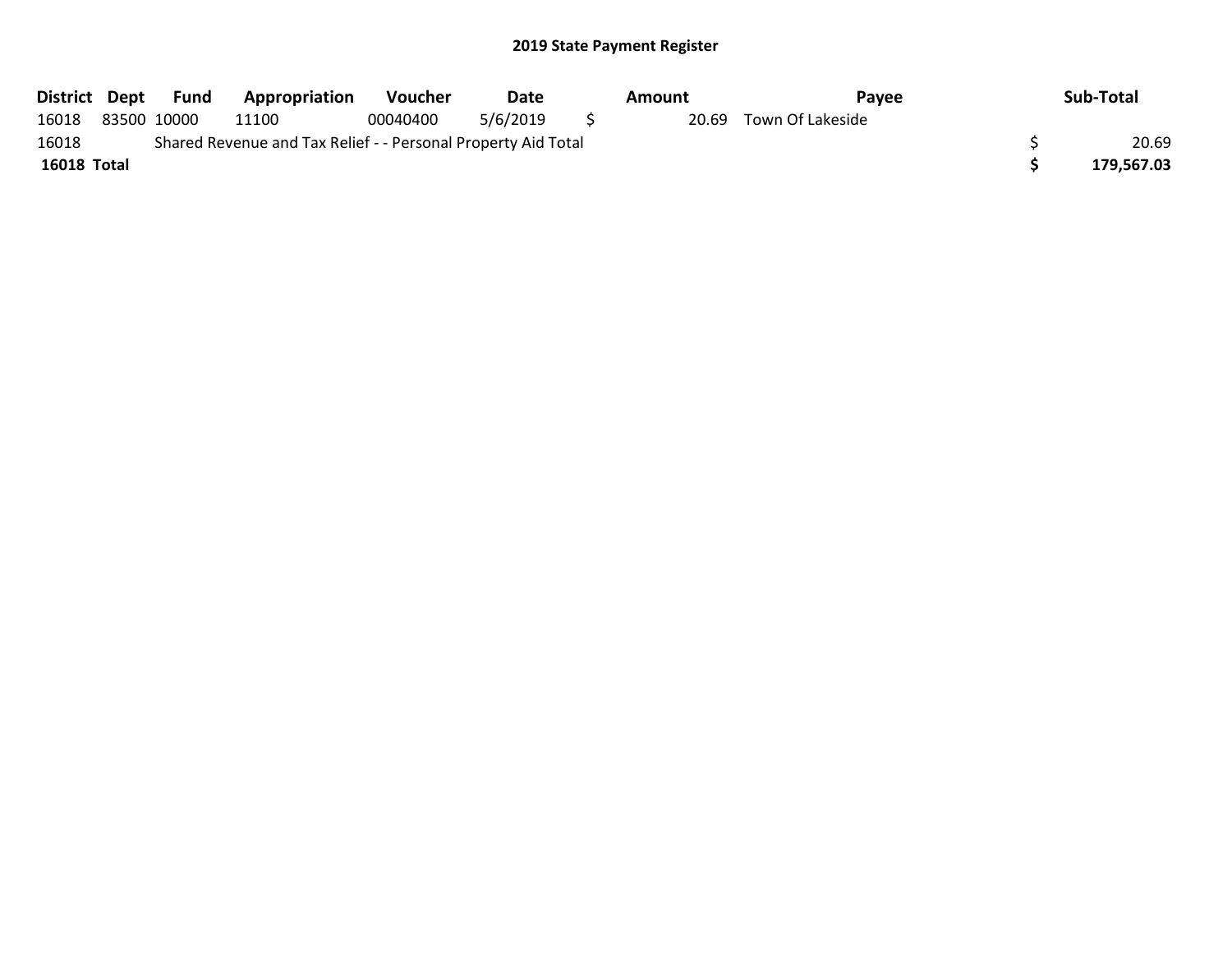## 2019 State Payment Register

| District | Dept | Fund | Appropriation | Voucher | Date | Amount | Payee | Sub-Total |
|---|---|---|---|---|---|---|---|---|
| 16018 | 83500 | 10000 | 11100 | 00040400 | 5/6/2019 | $ 20.69 | Town Of Lakeside | |
| 16018 | | Shared Revenue and Tax Relief - - Personal Property Aid Total | | | | | | $ 20.69 |
| **16018 Total** | | | | | | | | **$ 179,567.03** |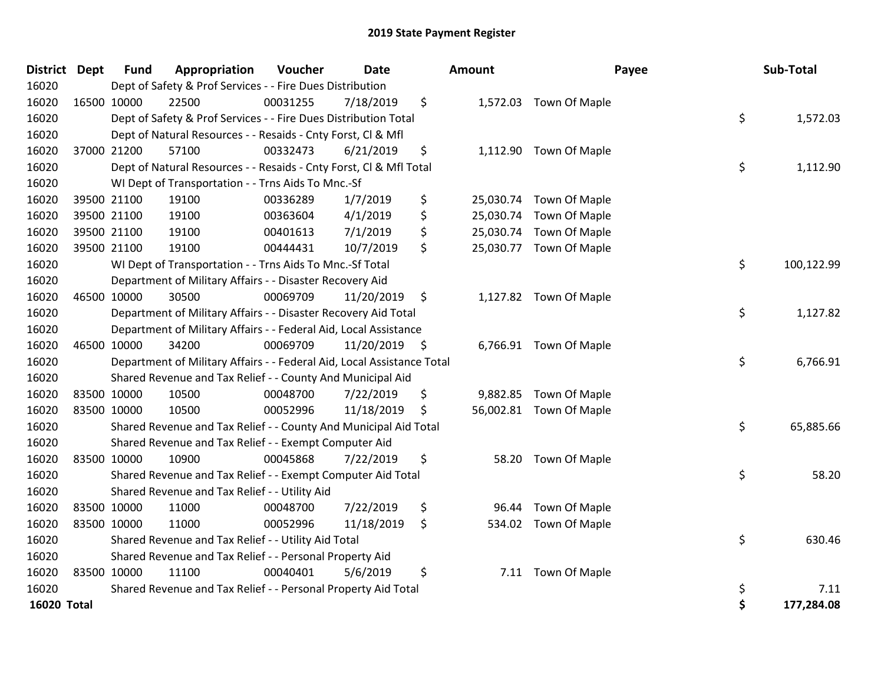## 2019 State Payment Register

| District | Dept | Fund | Appropriation | Voucher | Date | Amount | Payee | Sub-Total |
|---|---|---|---|---|---|---|---|---|
| 16020 | | Dept of Safety & Prof Services - - Fire Dues Distribution | | | | | | |
| 16020 | 16500 | 10000 | 22500 | 00031255 | 7/18/2019 | $ 1,572.03 | Town Of Maple | |
| 16020 | | Dept of Safety & Prof Services - - Fire Dues Distribution Total | | | | | | $ 1,572.03 |
| 16020 | | Dept of Natural Resources - - Resaids - Cnty Forst, Cl & Mfl | | | | | | |
| 16020 | 37000 | 21200 | 57100 | 00332473 | 6/21/2019 | $ 1,112.90 | Town Of Maple | |
| 16020 | | Dept of Natural Resources - - Resaids - Cnty Forst, Cl & Mfl Total | | | | | | $ 1,112.90 |
| 16020 | | WI Dept of Transportation - - Trns Aids To Mnc.-Sf | | | | | | |
| 16020 | 39500 | 21100 | 19100 | 00336289 | 1/7/2019 | $ 25,030.74 | Town Of Maple | |
| 16020 | 39500 | 21100 | 19100 | 00363604 | 4/1/2019 | $ 25,030.74 | Town Of Maple | |
| 16020 | 39500 | 21100 | 19100 | 00401613 | 7/1/2019 | $ 25,030.74 | Town Of Maple | |
| 16020 | 39500 | 21100 | 19100 | 00444431 | 10/7/2019 | $ 25,030.77 | Town Of Maple | |
| 16020 | | WI Dept of Transportation - - Trns Aids To Mnc.-Sf Total | | | | | | $ 100,122.99 |
| 16020 | | Department of Military Affairs - - Disaster Recovery Aid | | | | | | |
| 16020 | 46500 | 10000 | 30500 | 00069709 | 11/20/2019 | $ 1,127.82 | Town Of Maple | |
| 16020 | | Department of Military Affairs - - Disaster Recovery Aid Total | | | | | | $ 1,127.82 |
| 16020 | | Department of Military Affairs - - Federal Aid, Local Assistance | | | | | | |
| 16020 | 46500 | 10000 | 34200 | 00069709 | 11/20/2019 | $ 6,766.91 | Town Of Maple | |
| 16020 | | Department of Military Affairs - - Federal Aid, Local Assistance Total | | | | | | $ 6,766.91 |
| 16020 | | Shared Revenue and Tax Relief - - County And Municipal Aid | | | | | | |
| 16020 | 83500 | 10000 | 10500 | 00048700 | 7/22/2019 | $ 9,882.85 | Town Of Maple | |
| 16020 | 83500 | 10000 | 10500 | 00052996 | 11/18/2019 | $ 56,002.81 | Town Of Maple | |
| 16020 | | Shared Revenue and Tax Relief - - County And Municipal Aid Total | | | | | | $ 65,885.66 |
| 16020 | | Shared Revenue and Tax Relief - - Exempt Computer Aid | | | | | | |
| 16020 | 83500 | 10000 | 10900 | 00045868 | 7/22/2019 | $ 58.20 | Town Of Maple | |
| 16020 | | Shared Revenue and Tax Relief - - Exempt Computer Aid Total | | | | | | $ 58.20 |
| 16020 | | Shared Revenue and Tax Relief - - Utility Aid | | | | | | |
| 16020 | 83500 | 10000 | 11000 | 00048700 | 7/22/2019 | $ 96.44 | Town Of Maple | |
| 16020 | 83500 | 10000 | 11000 | 00052996 | 11/18/2019 | $ 534.02 | Town Of Maple | |
| 16020 | | Shared Revenue and Tax Relief - - Utility Aid Total | | | | | | $ 630.46 |
| 16020 | | Shared Revenue and Tax Relief - - Personal Property Aid | | | | | | |
| 16020 | 83500 | 10000 | 11100 | 00040401 | 5/6/2019 | $ 7.11 | Town Of Maple | |
| 16020 | | Shared Revenue and Tax Relief - - Personal Property Aid Total | | | | | | $ 7.11 |
| **16020 Total** | | | | | | | | **$ 177,284.08** |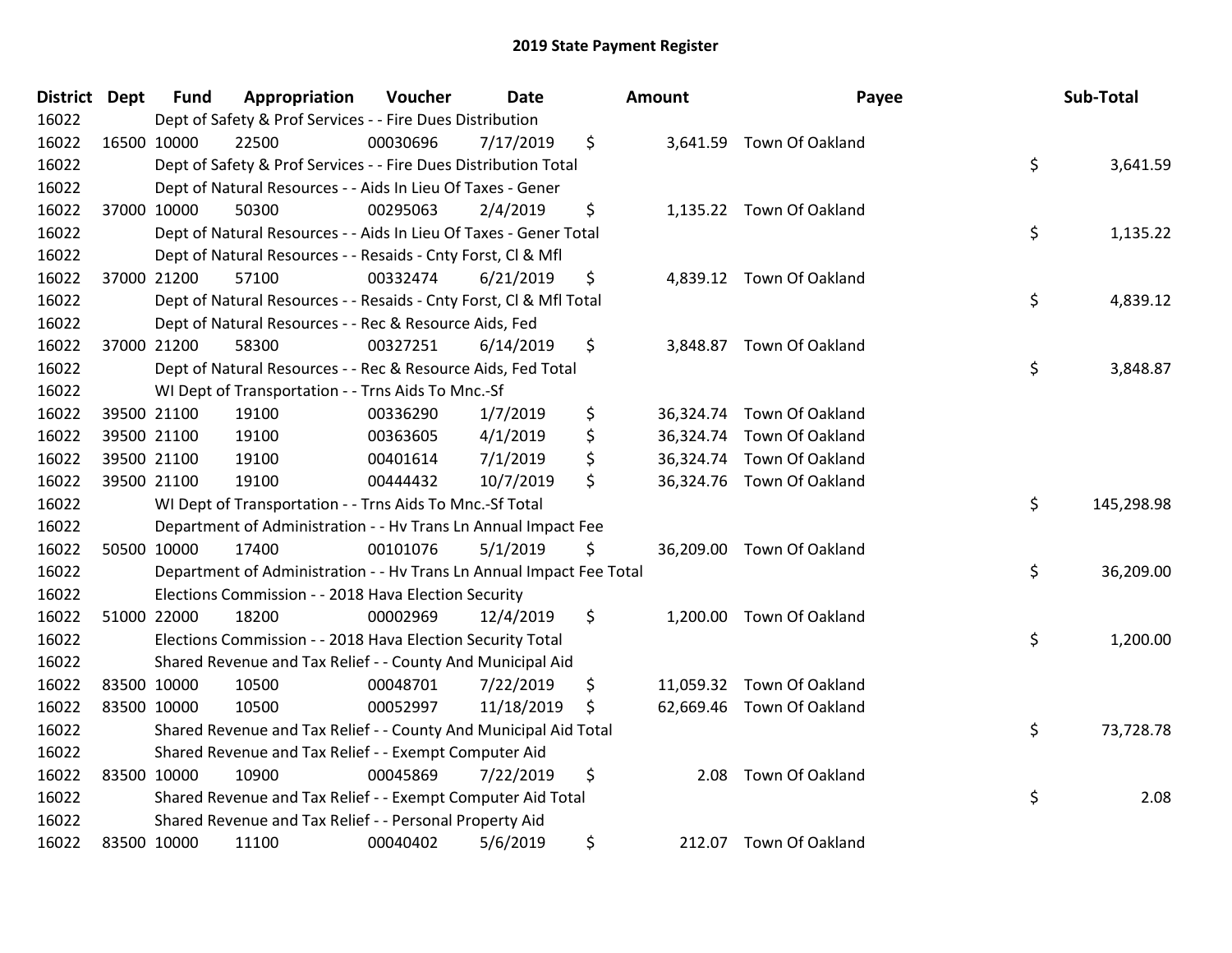# 2019 State Payment Register

| District | Dept | Fund | Appropriation | Voucher | Date | Amount | Payee | Sub-Total |
|---|---|---|---|---|---|---|---|---|
| 16022 | | Dept of Safety & Prof Services - - Fire Dues Distribution | | | | | | |
| 16022 | 16500 | 10000 | 22500 | 00030696 | 7/17/2019 | $ 3,641.59 | Town Of Oakland | |
| 16022 | | Dept of Safety & Prof Services - - Fire Dues Distribution Total | | | | | | $ 3,641.59 |
| 16022 | | Dept of Natural Resources - - Aids In Lieu Of Taxes - Gener | | | | | | |
| 16022 | 37000 | 10000 | 50300 | 00295063 | 2/4/2019 | $ 1,135.22 | Town Of Oakland | |
| 16022 | | Dept of Natural Resources - - Aids In Lieu Of Taxes - Gener Total | | | | | | $ 1,135.22 |
| 16022 | | Dept of Natural Resources - - Resaids - Cnty Forst, Cl & Mfl | | | | | | |
| 16022 | 37000 | 21200 | 57100 | 00332474 | 6/21/2019 | $ 4,839.12 | Town Of Oakland | |
| 16022 | | Dept of Natural Resources - - Resaids - Cnty Forst, Cl & Mfl Total | | | | | | $ 4,839.12 |
| 16022 | | Dept of Natural Resources - - Rec & Resource Aids, Fed | | | | | | |
| 16022 | 37000 | 21200 | 58300 | 00327251 | 6/14/2019 | $ 3,848.87 | Town Of Oakland | |
| 16022 | | Dept of Natural Resources - - Rec & Resource Aids, Fed Total | | | | | | $ 3,848.87 |
| 16022 | | WI Dept of Transportation - - Trns Aids To Mnc.-Sf | | | | | | |
| 16022 | 39500 | 21100 | 19100 | 00336290 | 1/7/2019 | $ 36,324.74 | Town Of Oakland | |
| 16022 | 39500 | 21100 | 19100 | 00363605 | 4/1/2019 | $ 36,324.74 | Town Of Oakland | |
| 16022 | 39500 | 21100 | 19100 | 00401614 | 7/1/2019 | $ 36,324.74 | Town Of Oakland | |
| 16022 | 39500 | 21100 | 19100 | 00444432 | 10/7/2019 | $ 36,324.76 | Town Of Oakland | |
| 16022 | | WI Dept of Transportation - - Trns Aids To Mnc.-Sf Total | | | | | | $ 145,298.98 |
| 16022 | | Department of Administration - - Hv Trans Ln Annual Impact Fee | | | | | | |
| 16022 | 50500 | 10000 | 17400 | 00101076 | 5/1/2019 | $ 36,209.00 | Town Of Oakland | |
| 16022 | | Department of Administration - - Hv Trans Ln Annual Impact Fee Total | | | | | | $ 36,209.00 |
| 16022 | | Elections Commission - - 2018 Hava Election Security | | | | | | |
| 16022 | 51000 | 22000 | 18200 | 00002969 | 12/4/2019 | $ 1,200.00 | Town Of Oakland | |
| 16022 | | Elections Commission - - 2018 Hava Election Security Total | | | | | | $ 1,200.00 |
| 16022 | | Shared Revenue and Tax Relief - - County And Municipal Aid | | | | | | |
| 16022 | 83500 | 10000 | 10500 | 00048701 | 7/22/2019 | $ 11,059.32 | Town Of Oakland | |
| 16022 | 83500 | 10000 | 10500 | 00052997 | 11/18/2019 | $ 62,669.46 | Town Of Oakland | |
| 16022 | | Shared Revenue and Tax Relief - - County And Municipal Aid Total | | | | | | $ 73,728.78 |
| 16022 | | Shared Revenue and Tax Relief - - Exempt Computer Aid | | | | | | |
| 16022 | 83500 | 10000 | 10900 | 00045869 | 7/22/2019 | $ 2.08 | Town Of Oakland | |
| 16022 | | Shared Revenue and Tax Relief - - Exempt Computer Aid Total | | | | | | $ 2.08 |
| 16022 | | Shared Revenue and Tax Relief - - Personal Property Aid | | | | | | |
| 16022 | 83500 | 10000 | 11100 | 00040402 | 5/6/2019 | $ 212.07 | Town Of Oakland | |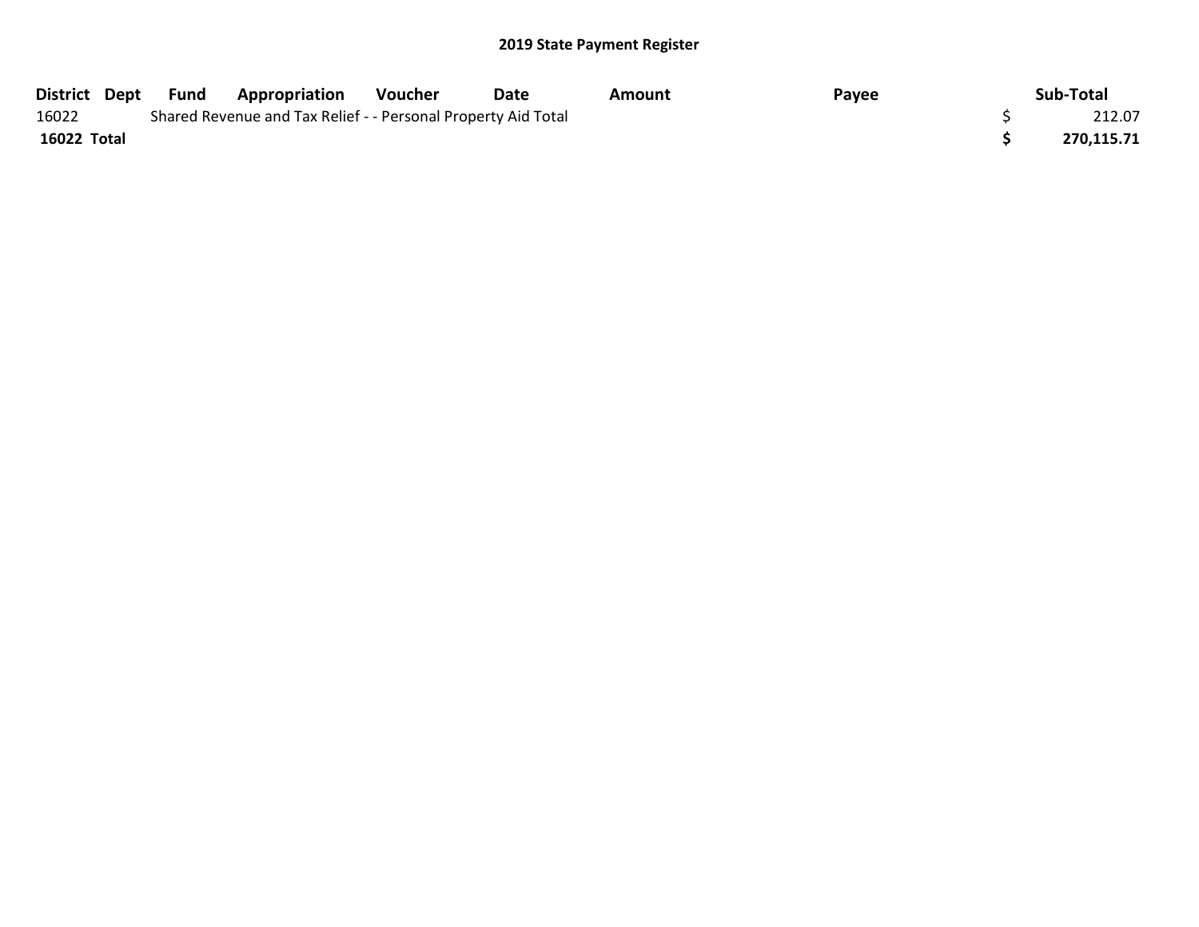## 2019 State Payment Register

| District | Dept | Fund | Appropriation | Voucher | Date | Amount | Payee | Sub-Total |
|---|---|---|---|---|---|---|---|---|
| 16022 | | Shared Revenue and Tax Relief - - Personal Property Aid Total | | | | | | $ 212.07 |
| **16022 Total** | | | | | | | | **$ 270,115.71** |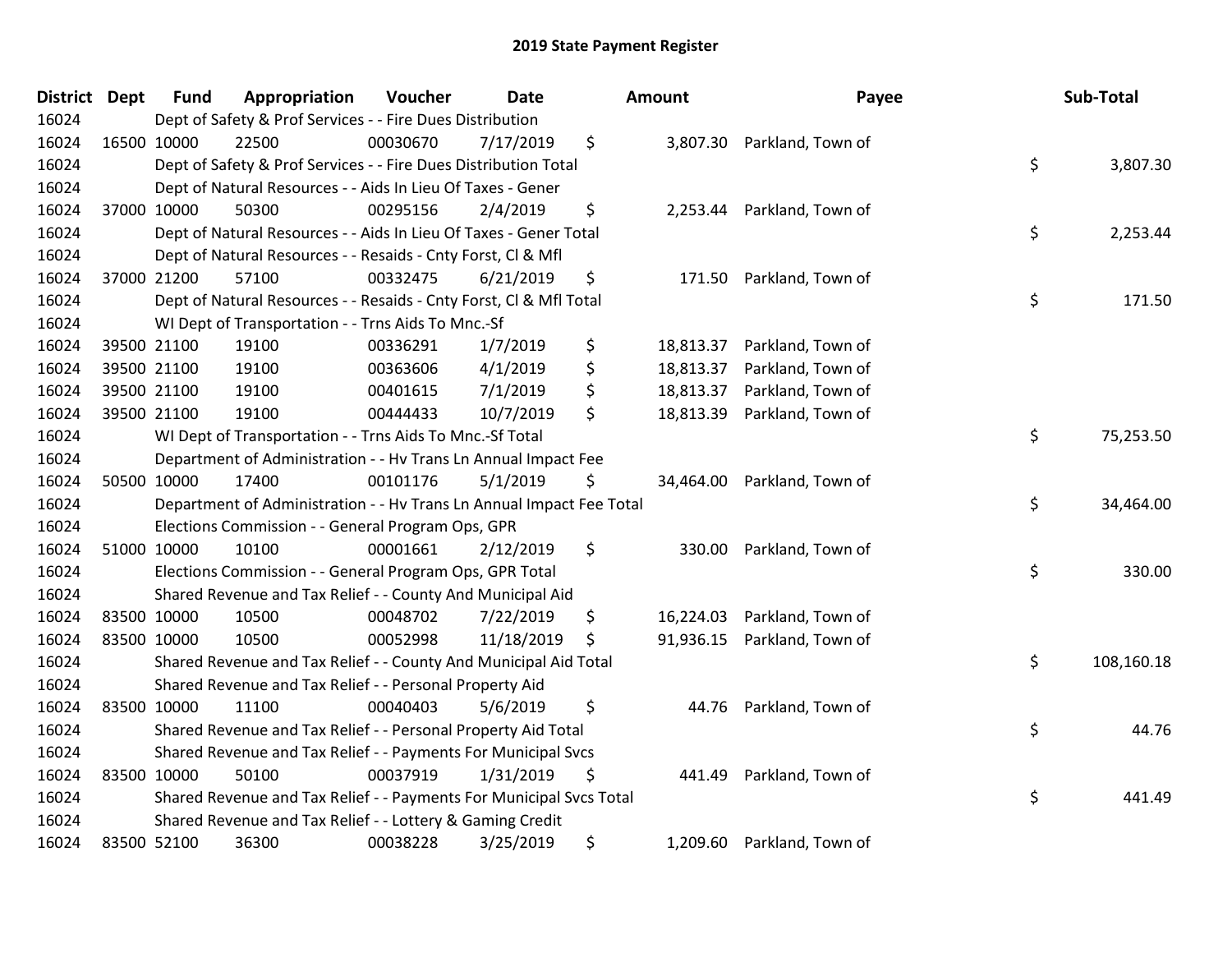# 2019 State Payment Register

| District | Dept | Fund | Appropriation | Voucher | Date | Amount | Payee | Sub-Total |
|---|---|---|---|---|---|---|---|---|
| 16024 | | Dept of Safety & Prof Services - - Fire Dues Distribution | | | | | | |
| 16024 | 16500 | 10000 | 22500 | 00030670 | 7/17/2019 | $ 3,807.30 | Parkland, Town of | |
| 16024 | | Dept of Safety & Prof Services - - Fire Dues Distribution Total | | | | | | $ 3,807.30 |
| 16024 | | Dept of Natural Resources - - Aids In Lieu Of Taxes - Gener | | | | | | |
| 16024 | 37000 | 10000 | 50300 | 00295156 | 2/4/2019 | $ 2,253.44 | Parkland, Town of | |
| 16024 | | Dept of Natural Resources - - Aids In Lieu Of Taxes - Gener Total | | | | | | $ 2,253.44 |
| 16024 | | Dept of Natural Resources - - Resaids - Cnty Forst, Cl & Mfl | | | | | | |
| 16024 | 37000 | 21200 | 57100 | 00332475 | 6/21/2019 | $ 171.50 | Parkland, Town of | |
| 16024 | | Dept of Natural Resources - - Resaids - Cnty Forst, Cl & Mfl Total | | | | | | $ 171.50 |
| 16024 | | WI Dept of Transportation - - Trns Aids To Mnc.-Sf | | | | | | |
| 16024 | 39500 | 21100 | 19100 | 00336291 | 1/7/2019 | $ 18,813.37 | Parkland, Town of | |
| 16024 | 39500 | 21100 | 19100 | 00363606 | 4/1/2019 | $ 18,813.37 | Parkland, Town of | |
| 16024 | 39500 | 21100 | 19100 | 00401615 | 7/1/2019 | $ 18,813.37 | Parkland, Town of | |
| 16024 | 39500 | 21100 | 19100 | 00444433 | 10/7/2019 | $ 18,813.39 | Parkland, Town of | |
| 16024 | | WI Dept of Transportation - - Trns Aids To Mnc.-Sf Total | | | | | | $ 75,253.50 |
| 16024 | | Department of Administration - - Hv Trans Ln Annual Impact Fee | | | | | | |
| 16024 | 50500 | 10000 | 17400 | 00101176 | 5/1/2019 | $ 34,464.00 | Parkland, Town of | |
| 16024 | | Department of Administration - - Hv Trans Ln Annual Impact Fee Total | | | | | | $ 34,464.00 |
| 16024 | | Elections Commission - - General Program Ops, GPR | | | | | | |
| 16024 | 51000 | 10000 | 10100 | 00001661 | 2/12/2019 | $ 330.00 | Parkland, Town of | |
| 16024 | | Elections Commission - - General Program Ops, GPR Total | | | | | | $ 330.00 |
| 16024 | | Shared Revenue and Tax Relief - - County And Municipal Aid | | | | | | |
| 16024 | 83500 | 10000 | 10500 | 00048702 | 7/22/2019 | $ 16,224.03 | Parkland, Town of | |
| 16024 | 83500 | 10000 | 10500 | 00052998 | 11/18/2019 | $ 91,936.15 | Parkland, Town of | |
| 16024 | | Shared Revenue and Tax Relief - - County And Municipal Aid Total | | | | | | $ 108,160.18 |
| 16024 | | Shared Revenue and Tax Relief - - Personal Property Aid | | | | | | |
| 16024 | 83500 | 10000 | 11100 | 00040403 | 5/6/2019 | $ 44.76 | Parkland, Town of | |
| 16024 | | Shared Revenue and Tax Relief - - Personal Property Aid Total | | | | | | $ 44.76 |
| 16024 | | Shared Revenue and Tax Relief - - Payments For Municipal Svcs | | | | | | |
| 16024 | 83500 | 10000 | 50100 | 00037919 | 1/31/2019 | $ 441.49 | Parkland, Town of | |
| 16024 | | Shared Revenue and Tax Relief - - Payments For Municipal Svcs Total | | | | | | $ 441.49 |
| 16024 | | Shared Revenue and Tax Relief - - Lottery & Gaming Credit | | | | | | |
| 16024 | 83500 | 52100 | 36300 | 00038228 | 3/25/2019 | $ 1,209.60 | Parkland, Town of | |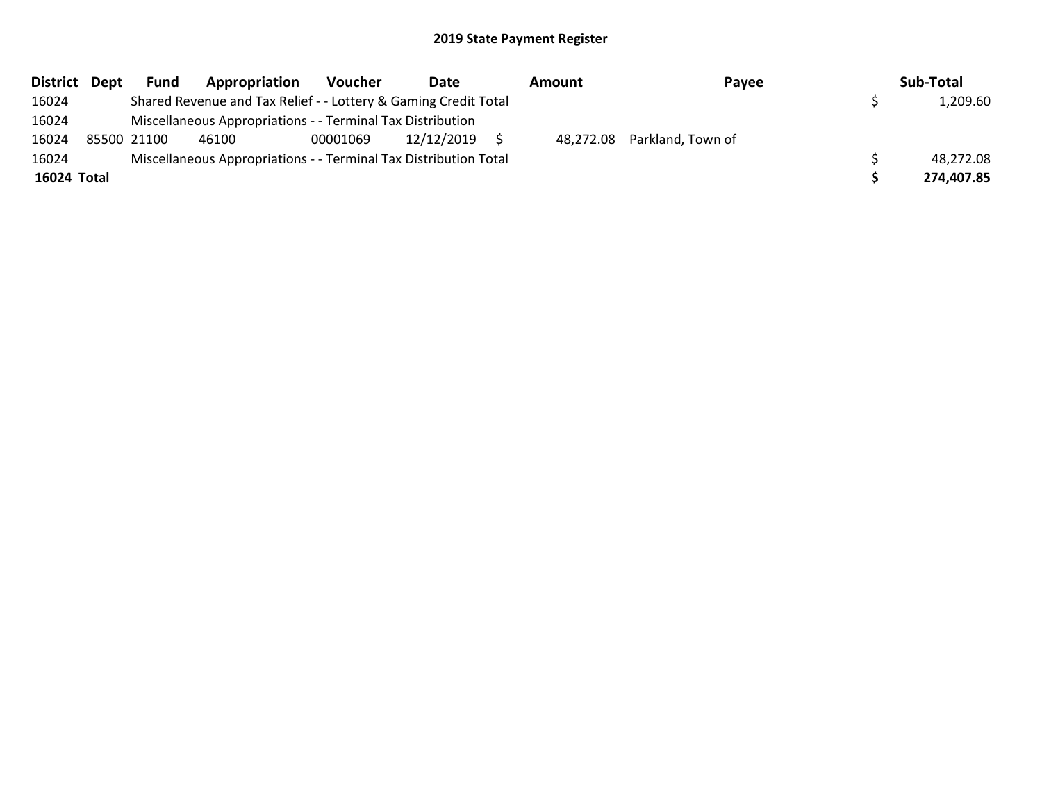# 2019 State Payment Register

| District | Dept | Fund | Appropriation | Voucher | Date | Amount | Payee | Sub-Total |
|---|---|---|---|---|---|---|---|---|
| 16024 | | Shared Revenue and Tax Relief - - Lottery & Gaming Credit Total | | | | | | $ 1,209.60 |
| 16024 | | Miscellaneous Appropriations - - Terminal Tax Distribution | | | | | | |
| 16024 | 85500 | 21100 | 46100 | 00001069 | 12/12/2019 | $ 48,272.08 | Parkland, Town of | |
| 16024 | | Miscellaneous Appropriations - - Terminal Tax Distribution Total | | | | | | $ 48,272.08 |
| **16024 Total** | | | | | | | | **$ 274,407.85** |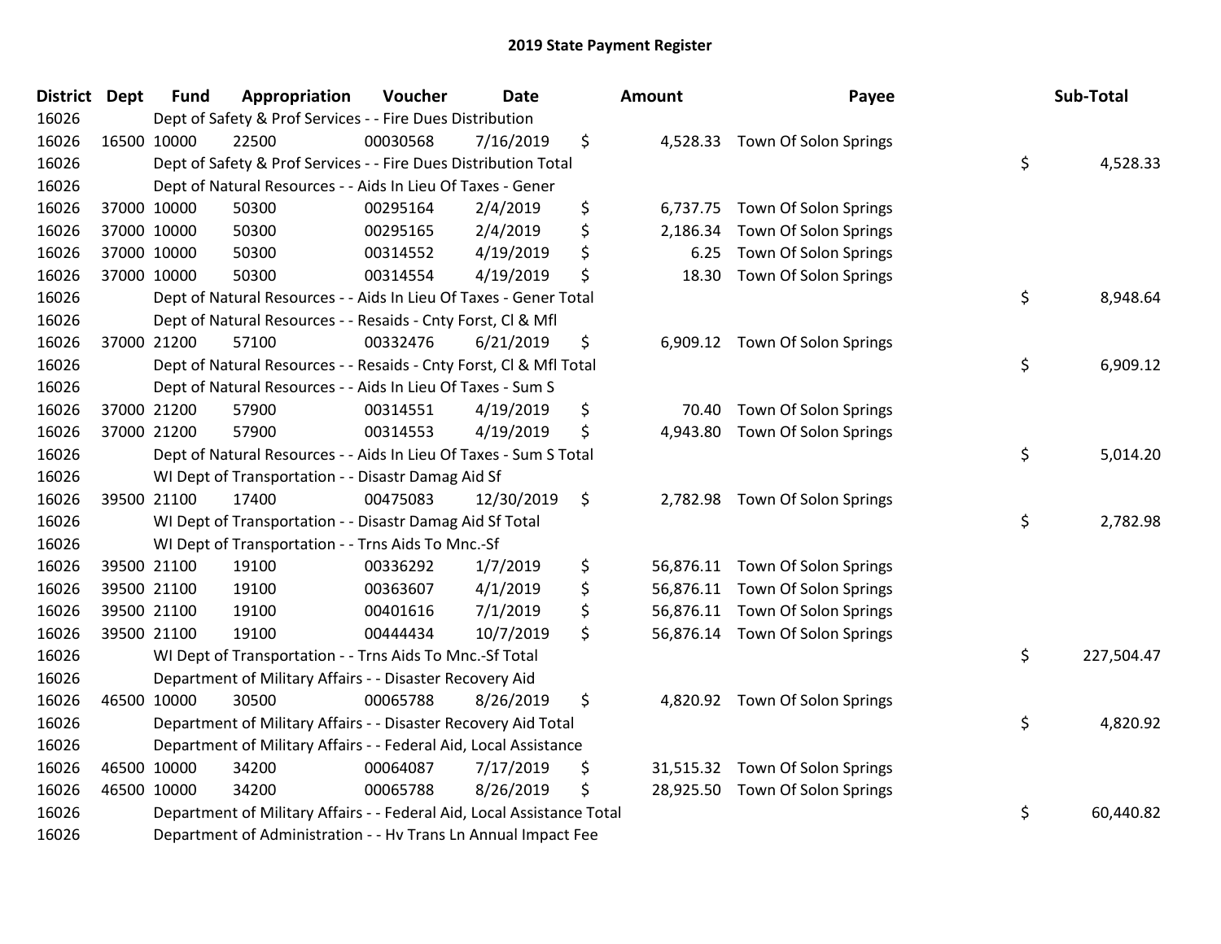# 2019 State Payment Register

| District | Dept | Fund | Appropriation | Voucher | Date | Amount | Payee | Sub-Total |
|---|---|---|---|---|---|---|---|---|
| 16026 | | Dept of Safety & Prof Services - - Fire Dues Distribution | | | | | | |
| 16026 | 16500 | 10000 | 22500 | 00030568 | 7/16/2019 | $ 4,528.33 | Town Of Solon Springs | |
| 16026 | | Dept of Safety & Prof Services - - Fire Dues Distribution Total | | | | | | $ 4,528.33 |
| 16026 | | Dept of Natural Resources - - Aids In Lieu Of Taxes - Gener | | | | | | |
| 16026 | 37000 | 10000 | 50300 | 00295164 | 2/4/2019 | $ 6,737.75 | Town Of Solon Springs | |
| 16026 | 37000 | 10000 | 50300 | 00295165 | 2/4/2019 | $ 2,186.34 | Town Of Solon Springs | |
| 16026 | 37000 | 10000 | 50300 | 00314552 | 4/19/2019 | $ 6.25 | Town Of Solon Springs | |
| 16026 | 37000 | 10000 | 50300 | 00314554 | 4/19/2019 | $ 18.30 | Town Of Solon Springs | |
| 16026 | | Dept of Natural Resources - - Aids In Lieu Of Taxes - Gener Total | | | | | | $ 8,948.64 |
| 16026 | | Dept of Natural Resources - - Resaids - Cnty Forst, Cl & Mfl | | | | | | |
| 16026 | 37000 | 21200 | 57100 | 00332476 | 6/21/2019 | $ 6,909.12 | Town Of Solon Springs | |
| 16026 | | Dept of Natural Resources - - Resaids - Cnty Forst, Cl & Mfl Total | | | | | | $ 6,909.12 |
| 16026 | | Dept of Natural Resources - - Aids In Lieu Of Taxes - Sum S | | | | | | |
| 16026 | 37000 | 21200 | 57900 | 00314551 | 4/19/2019 | $ 70.40 | Town Of Solon Springs | |
| 16026 | 37000 | 21200 | 57900 | 00314553 | 4/19/2019 | $ 4,943.80 | Town Of Solon Springs | |
| 16026 | | Dept of Natural Resources - - Aids In Lieu Of Taxes - Sum S Total | | | | | | $ 5,014.20 |
| 16026 | | WI Dept of Transportation - - Disastr Damag Aid Sf | | | | | | |
| 16026 | 39500 | 21100 | 17400 | 00475083 | 12/30/2019 | $ 2,782.98 | Town Of Solon Springs | |
| 16026 | | WI Dept of Transportation - - Disastr Damag Aid Sf Total | | | | | | $ 2,782.98 |
| 16026 | | WI Dept of Transportation - - Trns Aids To Mnc.-Sf | | | | | | |
| 16026 | 39500 | 21100 | 19100 | 00336292 | 1/7/2019 | $ 56,876.11 | Town Of Solon Springs | |
| 16026 | 39500 | 21100 | 19100 | 00363607 | 4/1/2019 | $ 56,876.11 | Town Of Solon Springs | |
| 16026 | 39500 | 21100 | 19100 | 00401616 | 7/1/2019 | $ 56,876.11 | Town Of Solon Springs | |
| 16026 | 39500 | 21100 | 19100 | 00444434 | 10/7/2019 | $ 56,876.14 | Town Of Solon Springs | |
| 16026 | | WI Dept of Transportation - - Trns Aids To Mnc.-Sf Total | | | | | | $ 227,504.47 |
| 16026 | | Department of Military Affairs - - Disaster Recovery Aid | | | | | | |
| 16026 | 46500 | 10000 | 30500 | 00065788 | 8/26/2019 | $ 4,820.92 | Town Of Solon Springs | |
| 16026 | | Department of Military Affairs - - Disaster Recovery Aid Total | | | | | | $ 4,820.92 |
| 16026 | | Department of Military Affairs - - Federal Aid, Local Assistance | | | | | | |
| 16026 | 46500 | 10000 | 34200 | 00064087 | 7/17/2019 | $ 31,515.32 | Town Of Solon Springs | |
| 16026 | 46500 | 10000 | 34200 | 00065788 | 8/26/2019 | $ 28,925.50 | Town Of Solon Springs | |
| 16026 | | Department of Military Affairs - - Federal Aid, Local Assistance Total | | | | | | $ 60,440.82 |
| 16026 | | Department of Administration - - Hv Trans Ln Annual Impact Fee | | | | | | |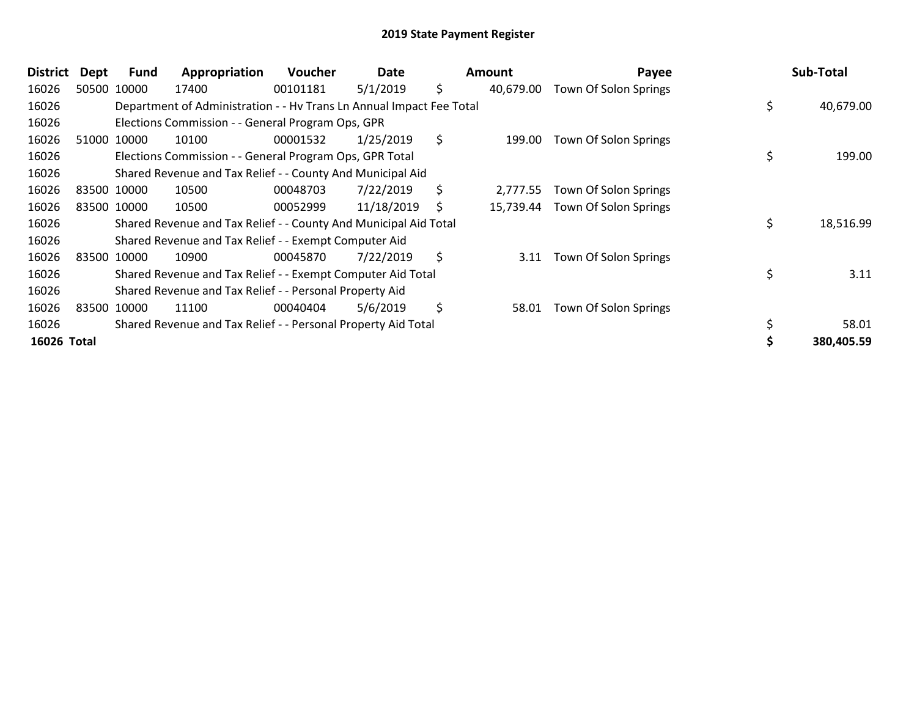## 2019 State Payment Register

| District | Dept | Fund | Appropriation | Voucher | Date | Amount | Payee | Sub-Total |
|---|---|---|---|---|---|---|---|---|
| 16026 | 50500 | 10000 | 17400 | 00101181 | 5/1/2019 | $ 40,679.00 | Town Of Solon Springs | |
| 16026 | | Department of Administration - - Hv Trans Ln Annual Impact Fee Total | | | | | | $ 40,679.00 |
| 16026 | | Elections Commission - - General Program Ops, GPR | | | | | | |
| 16026 | 51000 | 10000 | 10100 | 00001532 | 1/25/2019 | $ 199.00 | Town Of Solon Springs | |
| 16026 | | Elections Commission - - General Program Ops, GPR Total | | | | | | $ 199.00 |
| 16026 | | Shared Revenue and Tax Relief - - County And Municipal Aid | | | | | | |
| 16026 | 83500 | 10000 | 10500 | 00048703 | 7/22/2019 | $ 2,777.55 | Town Of Solon Springs | |
| 16026 | 83500 | 10000 | 10500 | 00052999 | 11/18/2019 | $ 15,739.44 | Town Of Solon Springs | |
| 16026 | | Shared Revenue and Tax Relief - - County And Municipal Aid Total | | | | | | $ 18,516.99 |
| 16026 | | Shared Revenue and Tax Relief - - Exempt Computer Aid | | | | | | |
| 16026 | 83500 | 10000 | 10900 | 00045870 | 7/22/2019 | $ 3.11 | Town Of Solon Springs | |
| 16026 | | Shared Revenue and Tax Relief - - Exempt Computer Aid Total | | | | | | $ 3.11 |
| 16026 | | Shared Revenue and Tax Relief - - Personal Property Aid | | | | | | |
| 16026 | 83500 | 10000 | 11100 | 00040404 | 5/6/2019 | $ 58.01 | Town Of Solon Springs | |
| 16026 | | Shared Revenue and Tax Relief - - Personal Property Aid Total | | | | | | $ 58.01 |
| **16026 Total** | | | | | | | | **$ 380,405.59** |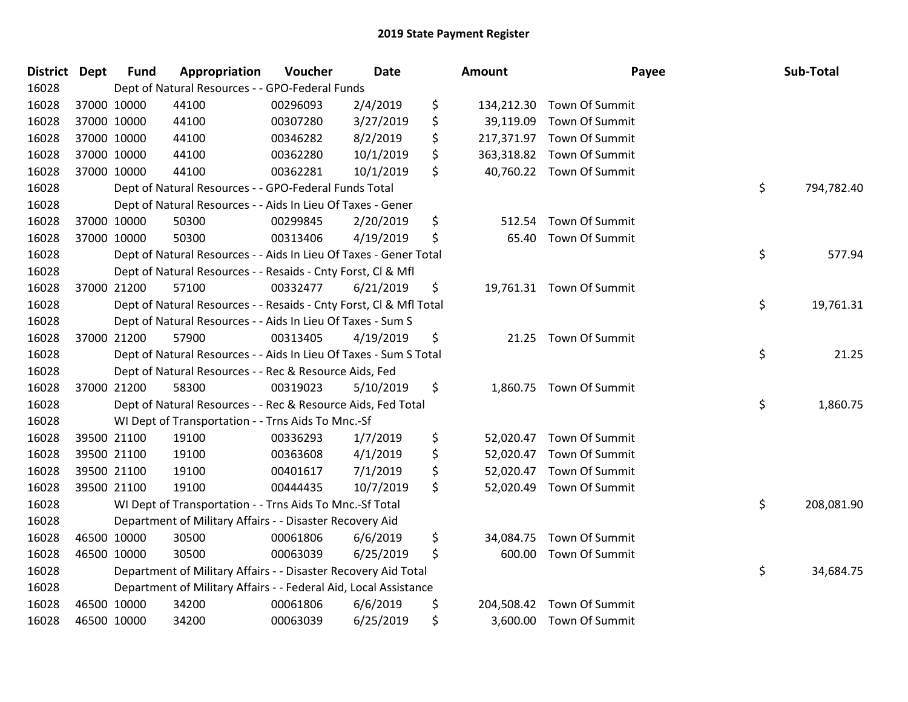# 2019 State Payment Register

| District | Dept | Fund | Appropriation | Voucher | Date | Amount | Payee | Sub-Total |
|---|---|---|---|---|---|---|---|---|
| 16028 | | Dept of Natural Resources - - GPO-Federal Funds | | | | | | |
| 16028 | 37000 | 10000 | 44100 | 00296093 | 2/4/2019 | $ 134,212.30 | Town Of Summit | |
| 16028 | 37000 | 10000 | 44100 | 00307280 | 3/27/2019 | $ 39,119.09 | Town Of Summit | |
| 16028 | 37000 | 10000 | 44100 | 00346282 | 8/2/2019 | $ 217,371.97 | Town Of Summit | |
| 16028 | 37000 | 10000 | 44100 | 00362280 | 10/1/2019 | $ 363,318.82 | Town Of Summit | |
| 16028 | 37000 | 10000 | 44100 | 00362281 | 10/1/2019 | $ 40,760.22 | Town Of Summit | |
| 16028 | | Dept of Natural Resources - - GPO-Federal Funds Total | | | | | | $ 794,782.40 |
| 16028 | | Dept of Natural Resources - - Aids In Lieu Of Taxes - Gener | | | | | | |
| 16028 | 37000 | 10000 | 50300 | 00299845 | 2/20/2019 | $ 512.54 | Town Of Summit | |
| 16028 | 37000 | 10000 | 50300 | 00313406 | 4/19/2019 | $ 65.40 | Town Of Summit | |
| 16028 | | Dept of Natural Resources - - Aids In Lieu Of Taxes - Gener Total | | | | | | $ 577.94 |
| 16028 | | Dept of Natural Resources - - Resaids - Cnty Forst, Cl & Mfl | | | | | | |
| 16028 | 37000 | 21200 | 57100 | 00332477 | 6/21/2019 | $ 19,761.31 | Town Of Summit | |
| 16028 | | Dept of Natural Resources - - Resaids - Cnty Forst, Cl & Mfl Total | | | | | | $ 19,761.31 |
| 16028 | | Dept of Natural Resources - - Aids In Lieu Of Taxes - Sum S | | | | | | |
| 16028 | 37000 | 21200 | 57900 | 00313405 | 4/19/2019 | $ 21.25 | Town Of Summit | |
| 16028 | | Dept of Natural Resources - - Aids In Lieu Of Taxes - Sum S Total | | | | | | $ 21.25 |
| 16028 | | Dept of Natural Resources - - Rec & Resource Aids, Fed | | | | | | |
| 16028 | 37000 | 21200 | 58300 | 00319023 | 5/10/2019 | $ 1,860.75 | Town Of Summit | |
| 16028 | | Dept of Natural Resources - - Rec & Resource Aids, Fed Total | | | | | | $ 1,860.75 |
| 16028 | | WI Dept of Transportation - - Trns Aids To Mnc.-Sf | | | | | | |
| 16028 | 39500 | 21100 | 19100 | 00336293 | 1/7/2019 | $ 52,020.47 | Town Of Summit | |
| 16028 | 39500 | 21100 | 19100 | 00363608 | 4/1/2019 | $ 52,020.47 | Town Of Summit | |
| 16028 | 39500 | 21100 | 19100 | 00401617 | 7/1/2019 | $ 52,020.47 | Town Of Summit | |
| 16028 | 39500 | 21100 | 19100 | 00444435 | 10/7/2019 | $ 52,020.49 | Town Of Summit | |
| 16028 | | WI Dept of Transportation - - Trns Aids To Mnc.-Sf Total | | | | | | $ 208,081.90 |
| 16028 | | Department of Military Affairs - - Disaster Recovery Aid | | | | | | |
| 16028 | 46500 | 10000 | 30500 | 00061806 | 6/6/2019 | $ 34,084.75 | Town Of Summit | |
| 16028 | 46500 | 10000 | 30500 | 00063039 | 6/25/2019 | $ 600.00 | Town Of Summit | |
| 16028 | | Department of Military Affairs - - Disaster Recovery Aid Total | | | | | | $ 34,684.75 |
| 16028 | | Department of Military Affairs - - Federal Aid, Local Assistance | | | | | | |
| 16028 | 46500 | 10000 | 34200 | 00061806 | 6/6/2019 | $ 204,508.42 | Town Of Summit | |
| 16028 | 46500 | 10000 | 34200 | 00063039 | 6/25/2019 | $ 3,600.00 | Town Of Summit | |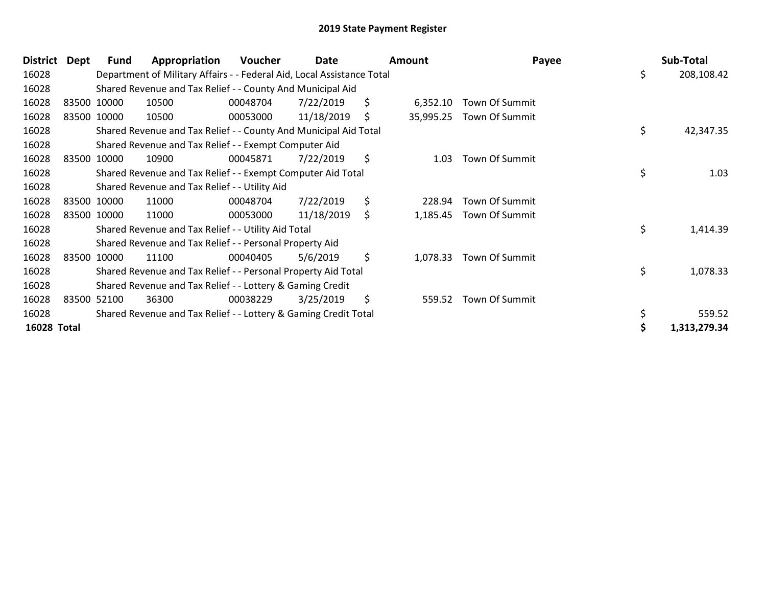# 2019 State Payment Register

| District | Dept | Fund | Appropriation | Voucher | Date | Amount | Payee | Sub-Total |
|---|---|---|---|---|---|---|---|---|
| 16028 | | Department of Military Affairs - - Federal Aid, Local Assistance Total | | | | | | $ 208,108.42 |
| 16028 | | Shared Revenue and Tax Relief - - County And Municipal Aid | | | | | | |
| 16028 | 83500 | 10000 | 10500 | 00048704 | 7/22/2019 | $ 6,352.10 | Town Of Summit | |
| 16028 | 83500 | 10000 | 10500 | 00053000 | 11/18/2019 | $ 35,995.25 | Town Of Summit | |
| 16028 | | Shared Revenue and Tax Relief - - County And Municipal Aid Total | | | | | | $ 42,347.35 |
| 16028 | | Shared Revenue and Tax Relief - - Exempt Computer Aid | | | | | | |
| 16028 | 83500 | 10000 | 10900 | 00045871 | 7/22/2019 | $ 1.03 | Town Of Summit | |
| 16028 | | Shared Revenue and Tax Relief - - Exempt Computer Aid Total | | | | | | $ 1.03 |
| 16028 | | Shared Revenue and Tax Relief - - Utility Aid | | | | | | |
| 16028 | 83500 | 10000 | 11000 | 00048704 | 7/22/2019 | $ 228.94 | Town Of Summit | |
| 16028 | 83500 | 10000 | 11000 | 00053000 | 11/18/2019 | $ 1,185.45 | Town Of Summit | |
| 16028 | | Shared Revenue and Tax Relief - - Utility Aid Total | | | | | | $ 1,414.39 |
| 16028 | | Shared Revenue and Tax Relief - - Personal Property Aid | | | | | | |
| 16028 | 83500 | 10000 | 11100 | 00040405 | 5/6/2019 | $ 1,078.33 | Town Of Summit | |
| 16028 | | Shared Revenue and Tax Relief - - Personal Property Aid Total | | | | | | $ 1,078.33 |
| 16028 | | Shared Revenue and Tax Relief - - Lottery & Gaming Credit | | | | | | |
| 16028 | 83500 | 52100 | 36300 | 00038229 | 3/25/2019 | $ 559.52 | Town Of Summit | |
| 16028 | | Shared Revenue and Tax Relief - - Lottery & Gaming Credit Total | | | | | | $ 559.52 |
| **16028 Total** | | | | | | | | **$ 1,313,279.34** |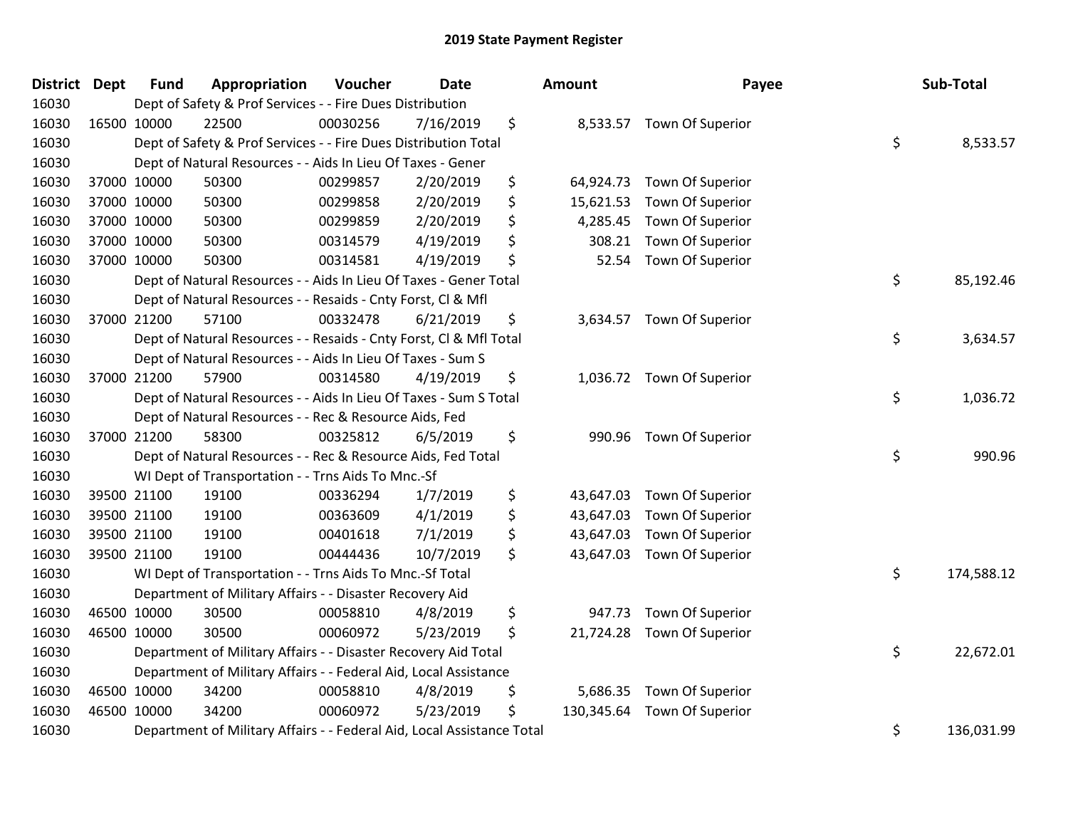# 2019 State Payment Register

| District | Dept | Fund | Appropriation | Voucher | Date | Amount | Payee | Sub-Total |
|---|---|---|---|---|---|---|---|---|
| 16030 | | | Dept of Safety & Prof Services - - Fire Dues Distribution | | | | | |
| 16030 | 16500 | 10000 | 22500 | 00030256 | 7/16/2019 | $ 8,533.57 | Town Of Superior | |
| 16030 | | | Dept of Safety & Prof Services - - Fire Dues Distribution Total | | | | | $ 8,533.57 |
| 16030 | | | Dept of Natural Resources - - Aids In Lieu Of Taxes - Gener | | | | | |
| 16030 | 37000 | 10000 | 50300 | 00299857 | 2/20/2019 | $ 64,924.73 | Town Of Superior | |
| 16030 | 37000 | 10000 | 50300 | 00299858 | 2/20/2019 | $ 15,621.53 | Town Of Superior | |
| 16030 | 37000 | 10000 | 50300 | 00299859 | 2/20/2019 | $ 4,285.45 | Town Of Superior | |
| 16030 | 37000 | 10000 | 50300 | 00314579 | 4/19/2019 | $ 308.21 | Town Of Superior | |
| 16030 | 37000 | 10000 | 50300 | 00314581 | 4/19/2019 | $ 52.54 | Town Of Superior | |
| 16030 | | | Dept of Natural Resources - - Aids In Lieu Of Taxes - Gener Total | | | | | $ 85,192.46 |
| 16030 | | | Dept of Natural Resources - - Resaids - Cnty Forst, Cl & Mfl | | | | | |
| 16030 | 37000 | 21200 | 57100 | 00332478 | 6/21/2019 | $ 3,634.57 | Town Of Superior | |
| 16030 | | | Dept of Natural Resources - - Resaids - Cnty Forst, Cl & Mfl Total | | | | | $ 3,634.57 |
| 16030 | | | Dept of Natural Resources - - Aids In Lieu Of Taxes - Sum S | | | | | |
| 16030 | 37000 | 21200 | 57900 | 00314580 | 4/19/2019 | $ 1,036.72 | Town Of Superior | |
| 16030 | | | Dept of Natural Resources - - Aids In Lieu Of Taxes - Sum S Total | | | | | $ 1,036.72 |
| 16030 | | | Dept of Natural Resources - - Rec & Resource Aids, Fed | | | | | |
| 16030 | 37000 | 21200 | 58300 | 00325812 | 6/5/2019 | $ 990.96 | Town Of Superior | |
| 16030 | | | Dept of Natural Resources - - Rec & Resource Aids, Fed Total | | | | | $ 990.96 |
| 16030 | | | WI Dept of Transportation - - Trns Aids To Mnc.-Sf | | | | | |
| 16030 | 39500 | 21100 | 19100 | 00336294 | 1/7/2019 | $ 43,647.03 | Town Of Superior | |
| 16030 | 39500 | 21100 | 19100 | 00363609 | 4/1/2019 | $ 43,647.03 | Town Of Superior | |
| 16030 | 39500 | 21100 | 19100 | 00401618 | 7/1/2019 | $ 43,647.03 | Town Of Superior | |
| 16030 | 39500 | 21100 | 19100 | 00444436 | 10/7/2019 | $ 43,647.03 | Town Of Superior | |
| 16030 | | | WI Dept of Transportation - - Trns Aids To Mnc.-Sf Total | | | | | $ 174,588.12 |
| 16030 | | | Department of Military Affairs - - Disaster Recovery Aid | | | | | |
| 16030 | 46500 | 10000 | 30500 | 00058810 | 4/8/2019 | $ 947.73 | Town Of Superior | |
| 16030 | 46500 | 10000 | 30500 | 00060972 | 5/23/2019 | $ 21,724.28 | Town Of Superior | |
| 16030 | | | Department of Military Affairs - - Disaster Recovery Aid Total | | | | | $ 22,672.01 |
| 16030 | | | Department of Military Affairs - - Federal Aid, Local Assistance | | | | | |
| 16030 | 46500 | 10000 | 34200 | 00058810 | 4/8/2019 | $ 5,686.35 | Town Of Superior | |
| 16030 | 46500 | 10000 | 34200 | 00060972 | 5/23/2019 | $ 130,345.64 | Town Of Superior | |
| 16030 | | | Department of Military Affairs - - Federal Aid, Local Assistance Total | | | | | $ 136,031.99 |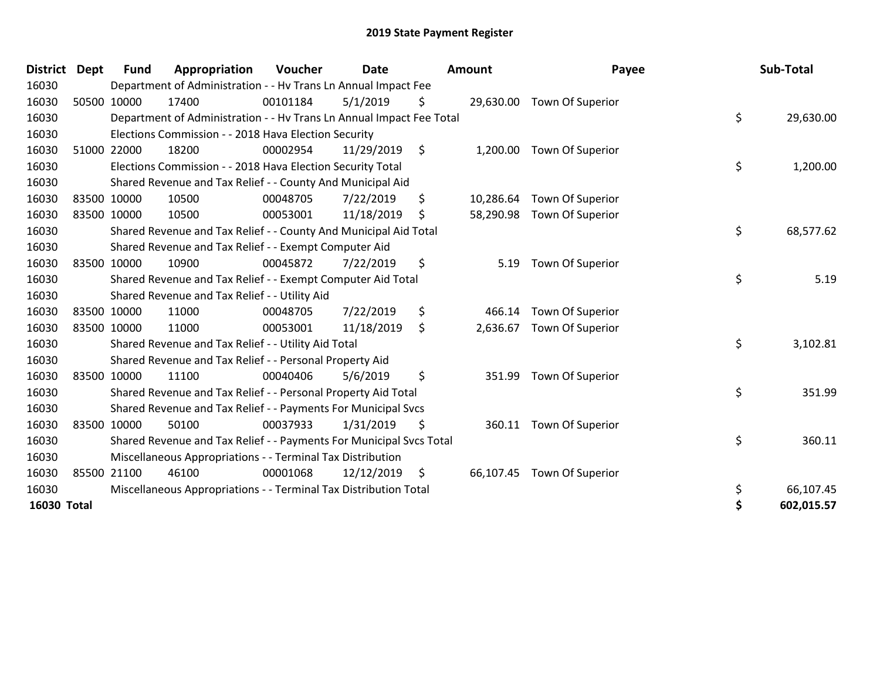# 2019 State Payment Register

| District | Dept | Fund | Appropriation | Voucher | Date | Amount | Payee | Sub-Total |
|---|---|---|---|---|---|---|---|---|
| 16030 | | Department of Administration - - Hv Trans Ln Annual Impact Fee | | | | | | |
| 16030 | 50500 | 10000 | 17400 | 00101184 | 5/1/2019 | $ 29,630.00 | Town Of Superior | |
| 16030 | | Department of Administration - - Hv Trans Ln Annual Impact Fee Total | | | | | | $ 29,630.00 |
| 16030 | | Elections Commission - - 2018 Hava Election Security | | | | | | |
| 16030 | 51000 | 22000 | 18200 | 00002954 | 11/29/2019 | $ 1,200.00 | Town Of Superior | |
| 16030 | | Elections Commission - - 2018 Hava Election Security Total | | | | | | $ 1,200.00 |
| 16030 | | Shared Revenue and Tax Relief - - County And Municipal Aid | | | | | | |
| 16030 | 83500 | 10000 | 10500 | 00048705 | 7/22/2019 | $ 10,286.64 | Town Of Superior | |
| 16030 | 83500 | 10000 | 10500 | 00053001 | 11/18/2019 | $ 58,290.98 | Town Of Superior | |
| 16030 | | Shared Revenue and Tax Relief - - County And Municipal Aid Total | | | | | | $ 68,577.62 |
| 16030 | | Shared Revenue and Tax Relief - - Exempt Computer Aid | | | | | | |
| 16030 | 83500 | 10000 | 10900 | 00045872 | 7/22/2019 | $ 5.19 | Town Of Superior | |
| 16030 | | Shared Revenue and Tax Relief - - Exempt Computer Aid Total | | | | | | $ 5.19 |
| 16030 | | Shared Revenue and Tax Relief - - Utility Aid | | | | | | |
| 16030 | 83500 | 10000 | 11000 | 00048705 | 7/22/2019 | $ 466.14 | Town Of Superior | |
| 16030 | 83500 | 10000 | 11000 | 00053001 | 11/18/2019 | $ 2,636.67 | Town Of Superior | |
| 16030 | | Shared Revenue and Tax Relief - - Utility Aid Total | | | | | | $ 3,102.81 |
| 16030 | | Shared Revenue and Tax Relief - - Personal Property Aid | | | | | | |
| 16030 | 83500 | 10000 | 11100 | 00040406 | 5/6/2019 | $ 351.99 | Town Of Superior | |
| 16030 | | Shared Revenue and Tax Relief - - Personal Property Aid Total | | | | | | $ 351.99 |
| 16030 | | Shared Revenue and Tax Relief - - Payments For Municipal Svcs | | | | | | |
| 16030 | 83500 | 10000 | 50100 | 00037933 | 1/31/2019 | $ 360.11 | Town Of Superior | |
| 16030 | | Shared Revenue and Tax Relief - - Payments For Municipal Svcs Total | | | | | | $ 360.11 |
| 16030 | | Miscellaneous Appropriations - - Terminal Tax Distribution | | | | | | |
| 16030 | 85500 | 21100 | 46100 | 00001068 | 12/12/2019 | $ 66,107.45 | Town Of Superior | |
| 16030 | | Miscellaneous Appropriations - - Terminal Tax Distribution Total | | | | | | $ 66,107.45 |
| **16030 Total** | | | | | | | | **$ 602,015.57** |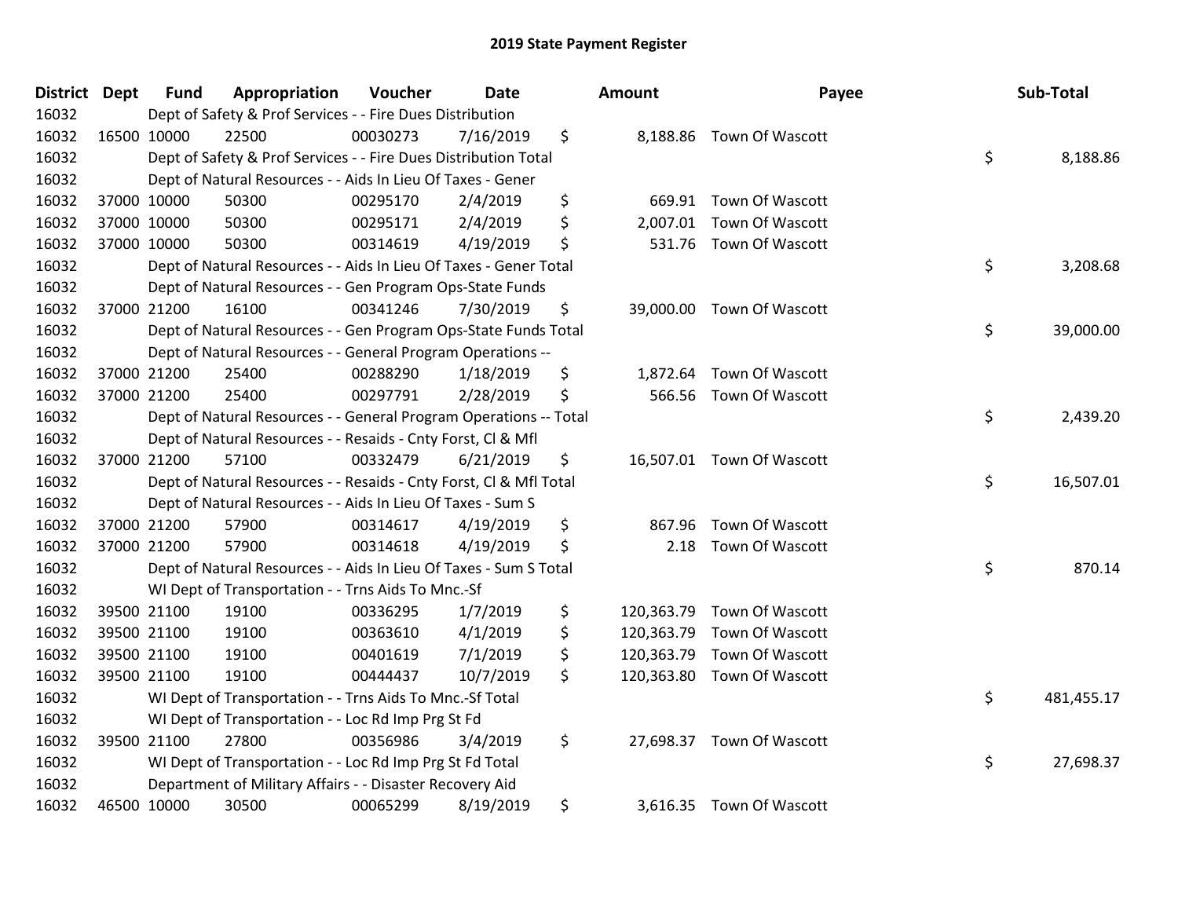# 2019 State Payment Register

| District | Dept | Fund | Appropriation | Voucher | Date | Amount | Payee | Sub-Total |
|---|---|---|---|---|---|---|---|---|
| 16032 | | Dept of Safety & Prof Services - - Fire Dues Distribution | | | | | | |
| 16032 | 16500 | 10000 | 22500 | 00030273 | 7/16/2019 | $ 8,188.86 | Town Of Wascott | |
| 16032 | | Dept of Safety & Prof Services - - Fire Dues Distribution Total | | | | | | $ 8,188.86 |
| 16032 | | Dept of Natural Resources - - Aids In Lieu Of Taxes - Gener | | | | | | |
| 16032 | 37000 | 10000 | 50300 | 00295170 | 2/4/2019 | $ 669.91 | Town Of Wascott | |
| 16032 | 37000 | 10000 | 50300 | 00295171 | 2/4/2019 | $ 2,007.01 | Town Of Wascott | |
| 16032 | 37000 | 10000 | 50300 | 00314619 | 4/19/2019 | $ 531.76 | Town Of Wascott | |
| 16032 | | Dept of Natural Resources - - Aids In Lieu Of Taxes - Gener Total | | | | | | $ 3,208.68 |
| 16032 | | Dept of Natural Resources - - Gen Program Ops-State Funds | | | | | | |
| 16032 | 37000 | 21200 | 16100 | 00341246 | 7/30/2019 | $ 39,000.00 | Town Of Wascott | |
| 16032 | | Dept of Natural Resources - - Gen Program Ops-State Funds Total | | | | | | $ 39,000.00 |
| 16032 | | Dept of Natural Resources - - General Program Operations -- | | | | | | |
| 16032 | 37000 | 21200 | 25400 | 00288290 | 1/18/2019 | $ 1,872.64 | Town Of Wascott | |
| 16032 | 37000 | 21200 | 25400 | 00297791 | 2/28/2019 | $ 566.56 | Town Of Wascott | |
| 16032 | | Dept of Natural Resources - - General Program Operations -- Total | | | | | | $ 2,439.20 |
| 16032 | | Dept of Natural Resources - - Resaids - Cnty Forst, Cl & Mfl | | | | | | |
| 16032 | 37000 | 21200 | 57100 | 00332479 | 6/21/2019 | $ 16,507.01 | Town Of Wascott | |
| 16032 | | Dept of Natural Resources - - Resaids - Cnty Forst, Cl & Mfl Total | | | | | | $ 16,507.01 |
| 16032 | | Dept of Natural Resources - - Aids In Lieu Of Taxes - Sum S | | | | | | |
| 16032 | 37000 | 21200 | 57900 | 00314617 | 4/19/2019 | $ 867.96 | Town Of Wascott | |
| 16032 | 37000 | 21200 | 57900 | 00314618 | 4/19/2019 | $ 2.18 | Town Of Wascott | |
| 16032 | | Dept of Natural Resources - - Aids In Lieu Of Taxes - Sum S Total | | | | | | $ 870.14 |
| 16032 | | WI Dept of Transportation - - Trns Aids To Mnc.-Sf | | | | | | |
| 16032 | 39500 | 21100 | 19100 | 00336295 | 1/7/2019 | $ 120,363.79 | Town Of Wascott | |
| 16032 | 39500 | 21100 | 19100 | 00363610 | 4/1/2019 | $ 120,363.79 | Town Of Wascott | |
| 16032 | 39500 | 21100 | 19100 | 00401619 | 7/1/2019 | $ 120,363.79 | Town Of Wascott | |
| 16032 | 39500 | 21100 | 19100 | 00444437 | 10/7/2019 | $ 120,363.80 | Town Of Wascott | |
| 16032 | | WI Dept of Transportation - - Trns Aids To Mnc.-Sf Total | | | | | | $ 481,455.17 |
| 16032 | | WI Dept of Transportation - - Loc Rd Imp Prg St Fd | | | | | | |
| 16032 | 39500 | 21100 | 27800 | 00356986 | 3/4/2019 | $ 27,698.37 | Town Of Wascott | |
| 16032 | | WI Dept of Transportation - - Loc Rd Imp Prg St Fd Total | | | | | | $ 27,698.37 |
| 16032 | | Department of Military Affairs - - Disaster Recovery Aid | | | | | | |
| 16032 | 46500 | 10000 | 30500 | 00065299 | 8/19/2019 | $ 3,616.35 | Town Of Wascott | |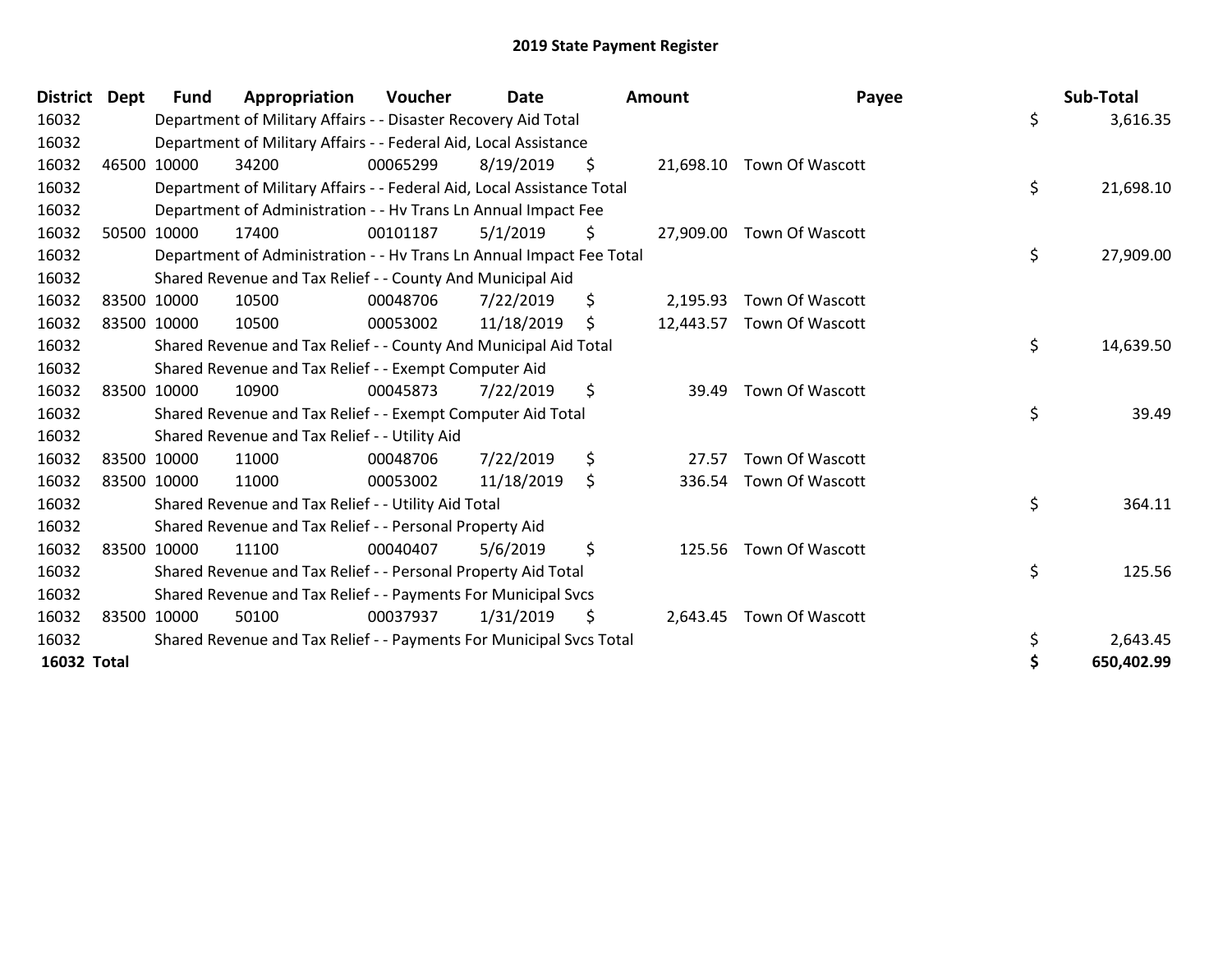# 2019 State Payment Register

| District | Dept | Fund | Appropriation | Voucher | Date | Amount | Payee | Sub-Total |
|---|---|---|---|---|---|---|---|---|
| 16032 | | Department of Military Affairs - - Disaster Recovery Aid Total | | | | | | $ 3,616.35 |
| 16032 | | Department of Military Affairs - - Federal Aid, Local Assistance | | | | | | |
| 16032 | 46500 | 10000 | 34200 | 00065299 | 8/19/2019 | $ 21,698.10 | Town Of Wascott | |
| 16032 | | Department of Military Affairs - - Federal Aid, Local Assistance Total | | | | | | $ 21,698.10 |
| 16032 | | Department of Administration - - Hv Trans Ln Annual Impact Fee | | | | | | |
| 16032 | 50500 | 10000 | 17400 | 00101187 | 5/1/2019 | $ 27,909.00 | Town Of Wascott | |
| 16032 | | Department of Administration - - Hv Trans Ln Annual Impact Fee Total | | | | | | $ 27,909.00 |
| 16032 | | Shared Revenue and Tax Relief - - County And Municipal Aid | | | | | | |
| 16032 | 83500 | 10000 | 10500 | 00048706 | 7/22/2019 | $ 2,195.93 | Town Of Wascott | |
| 16032 | 83500 | 10000 | 10500 | 00053002 | 11/18/2019 | $ 12,443.57 | Town Of Wascott | |
| 16032 | | Shared Revenue and Tax Relief - - County And Municipal Aid Total | | | | | | $ 14,639.50 |
| 16032 | | Shared Revenue and Tax Relief - - Exempt Computer Aid | | | | | | |
| 16032 | 83500 | 10000 | 10900 | 00045873 | 7/22/2019 | $ 39.49 | Town Of Wascott | |
| 16032 | | Shared Revenue and Tax Relief - - Exempt Computer Aid Total | | | | | | $ 39.49 |
| 16032 | | Shared Revenue and Tax Relief - - Utility Aid | | | | | | |
| 16032 | 83500 | 10000 | 11000 | 00048706 | 7/22/2019 | $ 27.57 | Town Of Wascott | |
| 16032 | 83500 | 10000 | 11000 | 00053002 | 11/18/2019 | $ 336.54 | Town Of Wascott | |
| 16032 | | Shared Revenue and Tax Relief - - Utility Aid Total | | | | | | $ 364.11 |
| 16032 | | Shared Revenue and Tax Relief - - Personal Property Aid | | | | | | |
| 16032 | 83500 | 10000 | 11100 | 00040407 | 5/6/2019 | $ 125.56 | Town Of Wascott | |
| 16032 | | Shared Revenue and Tax Relief - - Personal Property Aid Total | | | | | | $ 125.56 |
| 16032 | | Shared Revenue and Tax Relief - - Payments For Municipal Svcs | | | | | | |
| 16032 | 83500 | 10000 | 50100 | 00037937 | 1/31/2019 | $ 2,643.45 | Town Of Wascott | |
| 16032 | | Shared Revenue and Tax Relief - - Payments For Municipal Svcs Total | | | | | | $ 2,643.45 |
| **16032 Total** | | | | | | | | **$ 650,402.99** |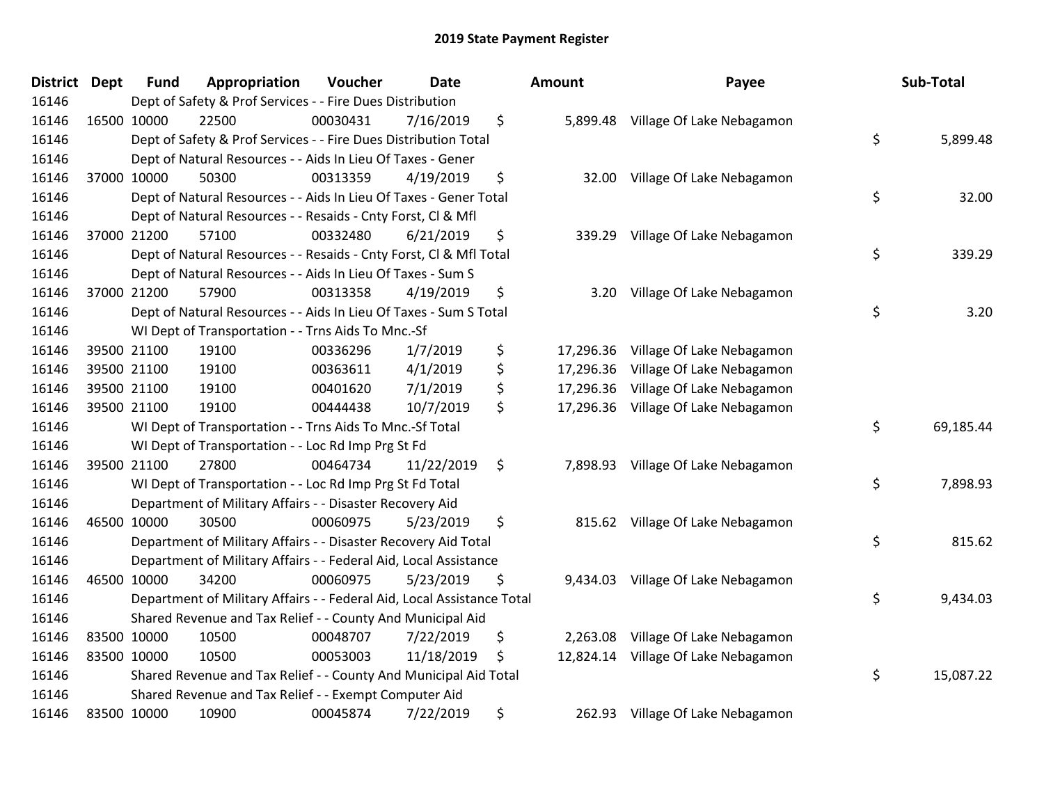## 2019 State Payment Register

| District | Dept | Fund | Appropriation | Voucher | Date | | Amount | Payee | | Sub-Total |
|---|---|---|---|---|---|---|---|---|---|---|
| 16146 | | Dept of Safety & Prof Services - - Fire Dues Distribution | | | | | | | | |
| 16146 | 16500 | 10000 | 22500 | 00030431 | 7/16/2019 | $ | 5,899.48 | Village Of Lake Nebagamon | | |
| 16146 | | Dept of Safety & Prof Services - - Fire Dues Distribution Total | | | | | | | $ | 5,899.48 |
| 16146 | | Dept of Natural Resources - - Aids In Lieu Of Taxes - Gener | | | | | | | | |
| 16146 | 37000 | 10000 | 50300 | 00313359 | 4/19/2019 | $ | 32.00 | Village Of Lake Nebagamon | | |
| 16146 | | Dept of Natural Resources - - Aids In Lieu Of Taxes - Gener Total | | | | | | | $ | 32.00 |
| 16146 | | Dept of Natural Resources - - Resaids - Cnty Forst, Cl & Mfl | | | | | | | | |
| 16146 | 37000 | 21200 | 57100 | 00332480 | 6/21/2019 | $ | 339.29 | Village Of Lake Nebagamon | | |
| 16146 | | Dept of Natural Resources - - Resaids - Cnty Forst, Cl & Mfl Total | | | | | | | $ | 339.29 |
| 16146 | | Dept of Natural Resources - - Aids In Lieu Of Taxes - Sum S | | | | | | | | |
| 16146 | 37000 | 21200 | 57900 | 00313358 | 4/19/2019 | $ | 3.20 | Village Of Lake Nebagamon | | |
| 16146 | | Dept of Natural Resources - - Aids In Lieu Of Taxes - Sum S Total | | | | | | | $ | 3.20 |
| 16146 | | WI Dept of Transportation - - Trns Aids To Mnc.-Sf | | | | | | | | |
| 16146 | 39500 | 21100 | 19100 | 00336296 | 1/7/2019 | $ | 17,296.36 | Village Of Lake Nebagamon | | |
| 16146 | 39500 | 21100 | 19100 | 00363611 | 4/1/2019 | $ | 17,296.36 | Village Of Lake Nebagamon | | |
| 16146 | 39500 | 21100 | 19100 | 00401620 | 7/1/2019 | $ | 17,296.36 | Village Of Lake Nebagamon | | |
| 16146 | 39500 | 21100 | 19100 | 00444438 | 10/7/2019 | $ | 17,296.36 | Village Of Lake Nebagamon | | |
| 16146 | | WI Dept of Transportation - - Trns Aids To Mnc.-Sf Total | | | | | | | $ | 69,185.44 |
| 16146 | | WI Dept of Transportation - - Loc Rd Imp Prg St Fd | | | | | | | | |
| 16146 | 39500 | 21100 | 27800 | 00464734 | 11/22/2019 | $ | 7,898.93 | Village Of Lake Nebagamon | | |
| 16146 | | WI Dept of Transportation - - Loc Rd Imp Prg St Fd Total | | | | | | | $ | 7,898.93 |
| 16146 | | Department of Military Affairs - - Disaster Recovery Aid | | | | | | | | |
| 16146 | 46500 | 10000 | 30500 | 00060975 | 5/23/2019 | $ | 815.62 | Village Of Lake Nebagamon | | |
| 16146 | | Department of Military Affairs - - Disaster Recovery Aid Total | | | | | | | $ | 815.62 |
| 16146 | | Department of Military Affairs - - Federal Aid, Local Assistance | | | | | | | | |
| 16146 | 46500 | 10000 | 34200 | 00060975 | 5/23/2019 | $ | 9,434.03 | Village Of Lake Nebagamon | | |
| 16146 | | Department of Military Affairs - - Federal Aid, Local Assistance Total | | | | | | | $ | 9,434.03 |
| 16146 | | Shared Revenue and Tax Relief - - County And Municipal Aid | | | | | | | | |
| 16146 | 83500 | 10000 | 10500 | 00048707 | 7/22/2019 | $ | 2,263.08 | Village Of Lake Nebagamon | | |
| 16146 | 83500 | 10000 | 10500 | 00053003 | 11/18/2019 | $ | 12,824.14 | Village Of Lake Nebagamon | | |
| 16146 | | Shared Revenue and Tax Relief - - County And Municipal Aid Total | | | | | | | $ | 15,087.22 |
| 16146 | | Shared Revenue and Tax Relief - - Exempt Computer Aid | | | | | | | | |
| 16146 | 83500 | 10000 | 10900 | 00045874 | 7/22/2019 | $ | 262.93 | Village Of Lake Nebagamon | | |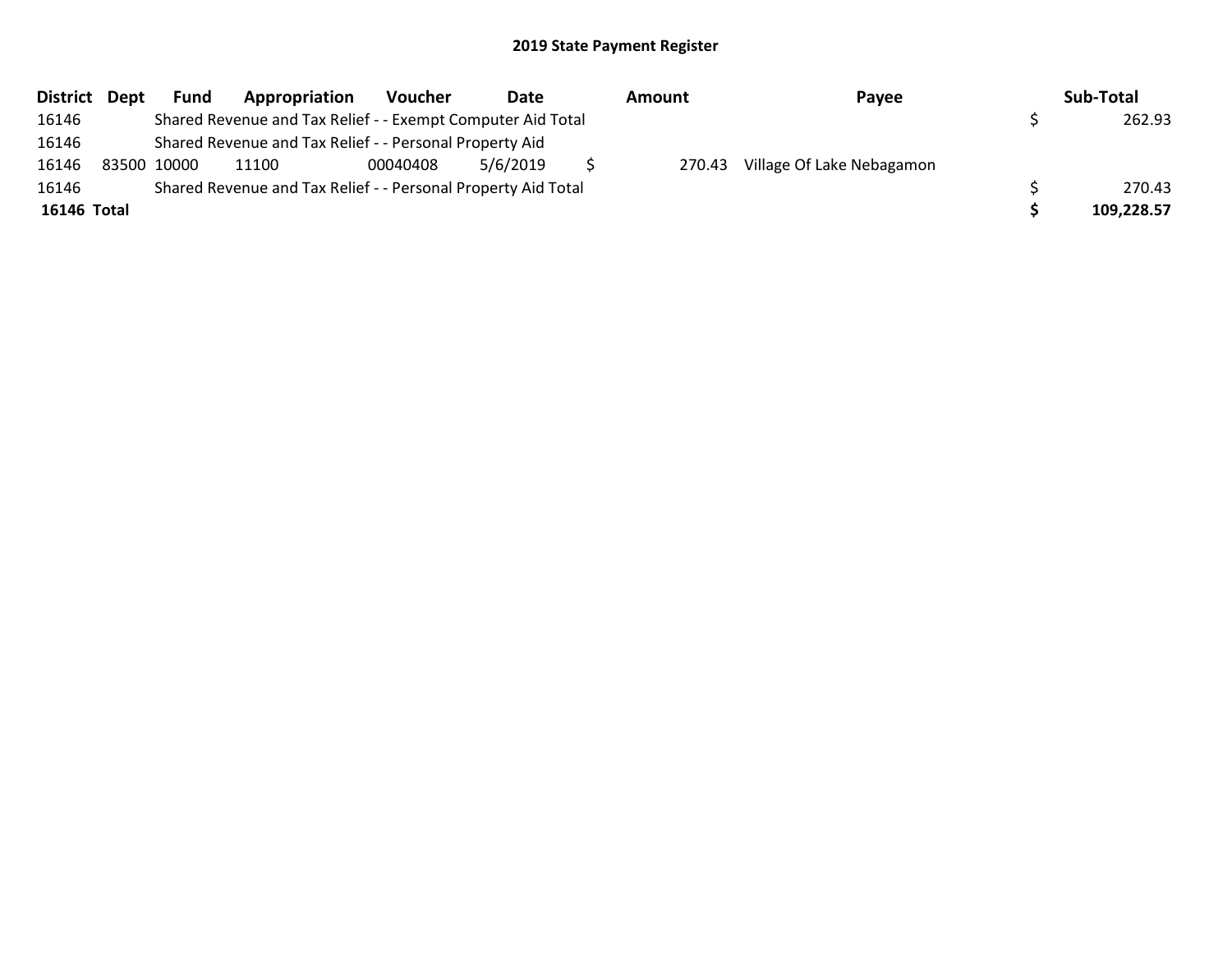## 2019 State Payment Register

| District | Dept | Fund | Appropriation | Voucher | Date | Amount | Payee | Sub-Total |
|---|---|---|---|---|---|---|---|---|
| 16146 | | Shared Revenue and Tax Relief - - Exempt Computer Aid Total | | | | | | $ 262.93 |
| 16146 | | Shared Revenue and Tax Relief - - Personal Property Aid | | | | | | |
| 16146 | 83500 | 10000 | 11100 | 00040408 | 5/6/2019 | $ 270.43 | Village Of Lake Nebagamon | |
| 16146 | | Shared Revenue and Tax Relief - - Personal Property Aid Total | | | | | | $ 270.43 |
| **16146 Total** | | | | | | | | **$ 109,228.57** |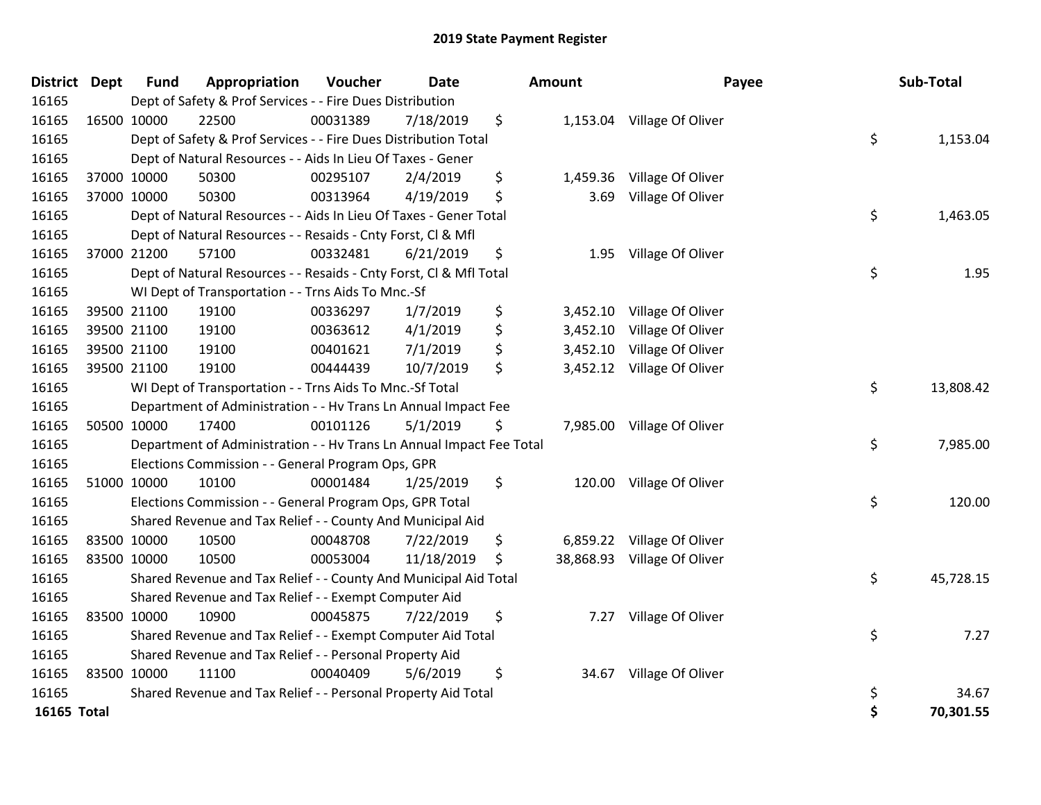# 2019 State Payment Register

| District | Dept | Fund | Appropriation | Voucher | Date | Amount | Payee | Sub-Total |
|---|---|---|---|---|---|---|---|---|
| 16165 | | Dept of Safety & Prof Services - - Fire Dues Distribution | | | | | | |
| 16165 | 16500 | 10000 | 22500 | 00031389 | 7/18/2019 | $ 1,153.04 | Village Of Oliver | |
| 16165 | | Dept of Safety & Prof Services - - Fire Dues Distribution Total | | | | | | $ 1,153.04 |
| 16165 | | Dept of Natural Resources - - Aids In Lieu Of Taxes - Gener | | | | | | |
| 16165 | 37000 | 10000 | 50300 | 00295107 | 2/4/2019 | $ 1,459.36 | Village Of Oliver | |
| 16165 | 37000 | 10000 | 50300 | 00313964 | 4/19/2019 | $ 3.69 | Village Of Oliver | |
| 16165 | | Dept of Natural Resources - - Aids In Lieu Of Taxes - Gener Total | | | | | | $ 1,463.05 |
| 16165 | | Dept of Natural Resources - - Resaids - Cnty Forst, Cl & Mfl | | | | | | |
| 16165 | 37000 | 21200 | 57100 | 00332481 | 6/21/2019 | $ 1.95 | Village Of Oliver | |
| 16165 | | Dept of Natural Resources - - Resaids - Cnty Forst, Cl & Mfl Total | | | | | | $ 1.95 |
| 16165 | | WI Dept of Transportation - - Trns Aids To Mnc.-Sf | | | | | | |
| 16165 | 39500 | 21100 | 19100 | 00336297 | 1/7/2019 | $ 3,452.10 | Village Of Oliver | |
| 16165 | 39500 | 21100 | 19100 | 00363612 | 4/1/2019 | $ 3,452.10 | Village Of Oliver | |
| 16165 | 39500 | 21100 | 19100 | 00401621 | 7/1/2019 | $ 3,452.10 | Village Of Oliver | |
| 16165 | 39500 | 21100 | 19100 | 00444439 | 10/7/2019 | $ 3,452.12 | Village Of Oliver | |
| 16165 | | WI Dept of Transportation - - Trns Aids To Mnc.-Sf Total | | | | | | $ 13,808.42 |
| 16165 | | Department of Administration - - Hv Trans Ln Annual Impact Fee | | | | | | |
| 16165 | 50500 | 10000 | 17400 | 00101126 | 5/1/2019 | $ 7,985.00 | Village Of Oliver | |
| 16165 | | Department of Administration - - Hv Trans Ln Annual Impact Fee Total | | | | | | $ 7,985.00 |
| 16165 | | Elections Commission - - General Program Ops, GPR | | | | | | |
| 16165 | 51000 | 10000 | 10100 | 00001484 | 1/25/2019 | $ 120.00 | Village Of Oliver | |
| 16165 | | Elections Commission - - General Program Ops, GPR Total | | | | | | $ 120.00 |
| 16165 | | Shared Revenue and Tax Relief - - County And Municipal Aid | | | | | | |
| 16165 | 83500 | 10000 | 10500 | 00048708 | 7/22/2019 | $ 6,859.22 | Village Of Oliver | |
| 16165 | 83500 | 10000 | 10500 | 00053004 | 11/18/2019 | $ 38,868.93 | Village Of Oliver | |
| 16165 | | Shared Revenue and Tax Relief - - County And Municipal Aid Total | | | | | | $ 45,728.15 |
| 16165 | | Shared Revenue and Tax Relief - - Exempt Computer Aid | | | | | | |
| 16165 | 83500 | 10000 | 10900 | 00045875 | 7/22/2019 | $ 7.27 | Village Of Oliver | |
| 16165 | | Shared Revenue and Tax Relief - - Exempt Computer Aid Total | | | | | | $ 7.27 |
| 16165 | | Shared Revenue and Tax Relief - - Personal Property Aid | | | | | | |
| 16165 | 83500 | 10000 | 11100 | 00040409 | 5/6/2019 | $ 34.67 | Village Of Oliver | |
| 16165 | | Shared Revenue and Tax Relief - - Personal Property Aid Total | | | | | | $ 34.67 |
| **16165 Total** | | | | | | | | **$ 70,301.55** |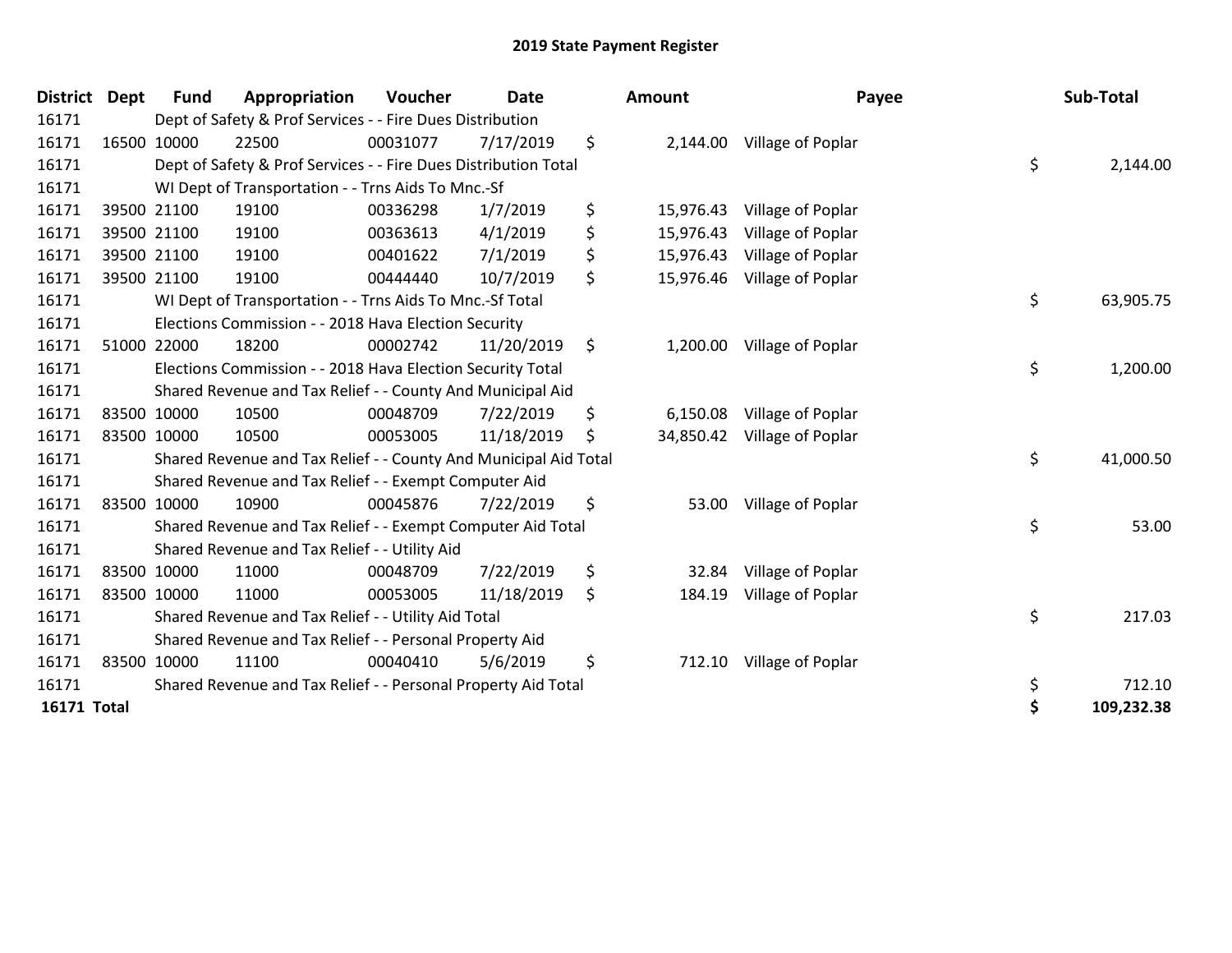# 2019 State Payment Register

| District | Dept | Fund | Appropriation | Voucher | Date | Amount | Payee | Sub-Total |
|---|---|---|---|---|---|---|---|---|
| 16171 | | Dept of Safety & Prof Services - - Fire Dues Distribution | | | | | | |
| 16171 | 16500 | 10000 | 22500 | 00031077 | 7/17/2019 | $ 2,144.00 | Village of Poplar | |
| 16171 | | Dept of Safety & Prof Services - - Fire Dues Distribution Total | | | | | | $ 2,144.00 |
| 16171 | | WI Dept of Transportation - - Trns Aids To Mnc.-Sf | | | | | | |
| 16171 | 39500 | 21100 | 19100 | 00336298 | 1/7/2019 | $ 15,976.43 | Village of Poplar | |
| 16171 | 39500 | 21100 | 19100 | 00363613 | 4/1/2019 | $ 15,976.43 | Village of Poplar | |
| 16171 | 39500 | 21100 | 19100 | 00401622 | 7/1/2019 | $ 15,976.43 | Village of Poplar | |
| 16171 | 39500 | 21100 | 19100 | 00444440 | 10/7/2019 | $ 15,976.46 | Village of Poplar | |
| 16171 | | WI Dept of Transportation - - Trns Aids To Mnc.-Sf Total | | | | | | $ 63,905.75 |
| 16171 | | Elections Commission - - 2018 Hava Election Security | | | | | | |
| 16171 | 51000 | 22000 | 18200 | 00002742 | 11/20/2019 | $ 1,200.00 | Village of Poplar | |
| 16171 | | Elections Commission - - 2018 Hava Election Security Total | | | | | | $ 1,200.00 |
| 16171 | | Shared Revenue and Tax Relief - - County And Municipal Aid | | | | | | |
| 16171 | 83500 | 10000 | 10500 | 00048709 | 7/22/2019 | $ 6,150.08 | Village of Poplar | |
| 16171 | 83500 | 10000 | 10500 | 00053005 | 11/18/2019 | $ 34,850.42 | Village of Poplar | |
| 16171 | | Shared Revenue and Tax Relief - - County And Municipal Aid Total | | | | | | $ 41,000.50 |
| 16171 | | Shared Revenue and Tax Relief - - Exempt Computer Aid | | | | | | |
| 16171 | 83500 | 10000 | 10900 | 00045876 | 7/22/2019 | $ 53.00 | Village of Poplar | |
| 16171 | | Shared Revenue and Tax Relief - - Exempt Computer Aid Total | | | | | | $ 53.00 |
| 16171 | | Shared Revenue and Tax Relief - - Utility Aid | | | | | | |
| 16171 | 83500 | 10000 | 11000 | 00048709 | 7/22/2019 | $ 32.84 | Village of Poplar | |
| 16171 | 83500 | 10000 | 11000 | 00053005 | 11/18/2019 | $ 184.19 | Village of Poplar | |
| 16171 | | Shared Revenue and Tax Relief - - Utility Aid Total | | | | | | $ 217.03 |
| 16171 | | Shared Revenue and Tax Relief - - Personal Property Aid | | | | | | |
| 16171 | 83500 | 10000 | 11100 | 00040410 | 5/6/2019 | $ 712.10 | Village of Poplar | |
| 16171 | | Shared Revenue and Tax Relief - - Personal Property Aid Total | | | | | | $ 712.10 |
| **16171 Total** | | | | | | | | **$ 109,232.38** |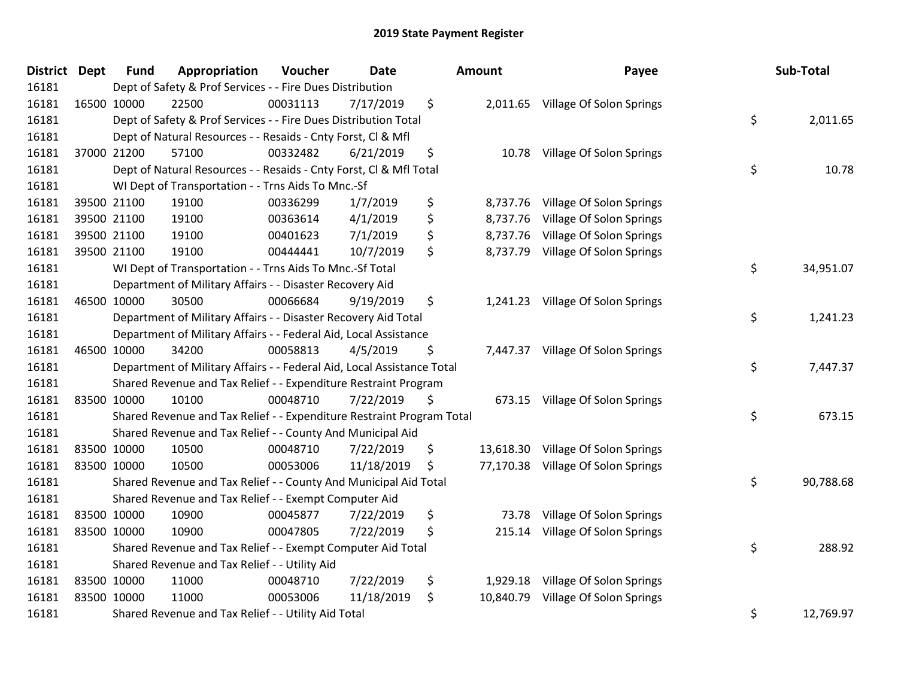# 2019 State Payment Register

| District | Dept | Fund | Appropriation | Voucher | Date | Amount | Payee | Sub-Total |
|---|---|---|---|---|---|---|---|---|
| 16181 | | Dept of Safety & Prof Services - - Fire Dues Distribution | | | | | | |
| 16181 | 16500 | 10000 | 22500 | 00031113 | 7/17/2019 | $ 2,011.65 | Village Of Solon Springs | |
| 16181 | | Dept of Safety & Prof Services - - Fire Dues Distribution Total | | | | | | $ 2,011.65 |
| 16181 | | Dept of Natural Resources - - Resaids - Cnty Forst, Cl & Mfl | | | | | | |
| 16181 | 37000 | 21200 | 57100 | 00332482 | 6/21/2019 | $ 10.78 | Village Of Solon Springs | |
| 16181 | | Dept of Natural Resources - - Resaids - Cnty Forst, Cl & Mfl Total | | | | | | $ 10.78 |
| 16181 | | WI Dept of Transportation - - Trns Aids To Mnc.-Sf | | | | | | |
| 16181 | 39500 | 21100 | 19100 | 00336299 | 1/7/2019 | $ 8,737.76 | Village Of Solon Springs | |
| 16181 | 39500 | 21100 | 19100 | 00363614 | 4/1/2019 | $ 8,737.76 | Village Of Solon Springs | |
| 16181 | 39500 | 21100 | 19100 | 00401623 | 7/1/2019 | $ 8,737.76 | Village Of Solon Springs | |
| 16181 | 39500 | 21100 | 19100 | 00444441 | 10/7/2019 | $ 8,737.79 | Village Of Solon Springs | |
| 16181 | | WI Dept of Transportation - - Trns Aids To Mnc.-Sf Total | | | | | | $ 34,951.07 |
| 16181 | | Department of Military Affairs - - Disaster Recovery Aid | | | | | | |
| 16181 | 46500 | 10000 | 30500 | 00066684 | 9/19/2019 | $ 1,241.23 | Village Of Solon Springs | |
| 16181 | | Department of Military Affairs - - Disaster Recovery Aid Total | | | | | | $ 1,241.23 |
| 16181 | | Department of Military Affairs - - Federal Aid, Local Assistance | | | | | | |
| 16181 | 46500 | 10000 | 34200 | 00058813 | 4/5/2019 | $ 7,447.37 | Village Of Solon Springs | |
| 16181 | | Department of Military Affairs - - Federal Aid, Local Assistance Total | | | | | | $ 7,447.37 |
| 16181 | | Shared Revenue and Tax Relief - - Expenditure Restraint Program | | | | | | |
| 16181 | 83500 | 10000 | 10100 | 00048710 | 7/22/2019 | $ 673.15 | Village Of Solon Springs | |
| 16181 | | Shared Revenue and Tax Relief - - Expenditure Restraint Program Total | | | | | | $ 673.15 |
| 16181 | | Shared Revenue and Tax Relief - - County And Municipal Aid | | | | | | |
| 16181 | 83500 | 10000 | 10500 | 00048710 | 7/22/2019 | $ 13,618.30 | Village Of Solon Springs | |
| 16181 | 83500 | 10000 | 10500 | 00053006 | 11/18/2019 | $ 77,170.38 | Village Of Solon Springs | |
| 16181 | | Shared Revenue and Tax Relief - - County And Municipal Aid Total | | | | | | $ 90,788.68 |
| 16181 | | Shared Revenue and Tax Relief - - Exempt Computer Aid | | | | | | |
| 16181 | 83500 | 10000 | 10900 | 00045877 | 7/22/2019 | $ 73.78 | Village Of Solon Springs | |
| 16181 | 83500 | 10000 | 10900 | 00047805 | 7/22/2019 | $ 215.14 | Village Of Solon Springs | |
| 16181 | | Shared Revenue and Tax Relief - - Exempt Computer Aid Total | | | | | | $ 288.92 |
| 16181 | | Shared Revenue and Tax Relief - - Utility Aid | | | | | | |
| 16181 | 83500 | 10000 | 11000 | 00048710 | 7/22/2019 | $ 1,929.18 | Village Of Solon Springs | |
| 16181 | 83500 | 10000 | 11000 | 00053006 | 11/18/2019 | $ 10,840.79 | Village Of Solon Springs | |
| 16181 | | Shared Revenue and Tax Relief - - Utility Aid Total | | | | | | $ 12,769.97 |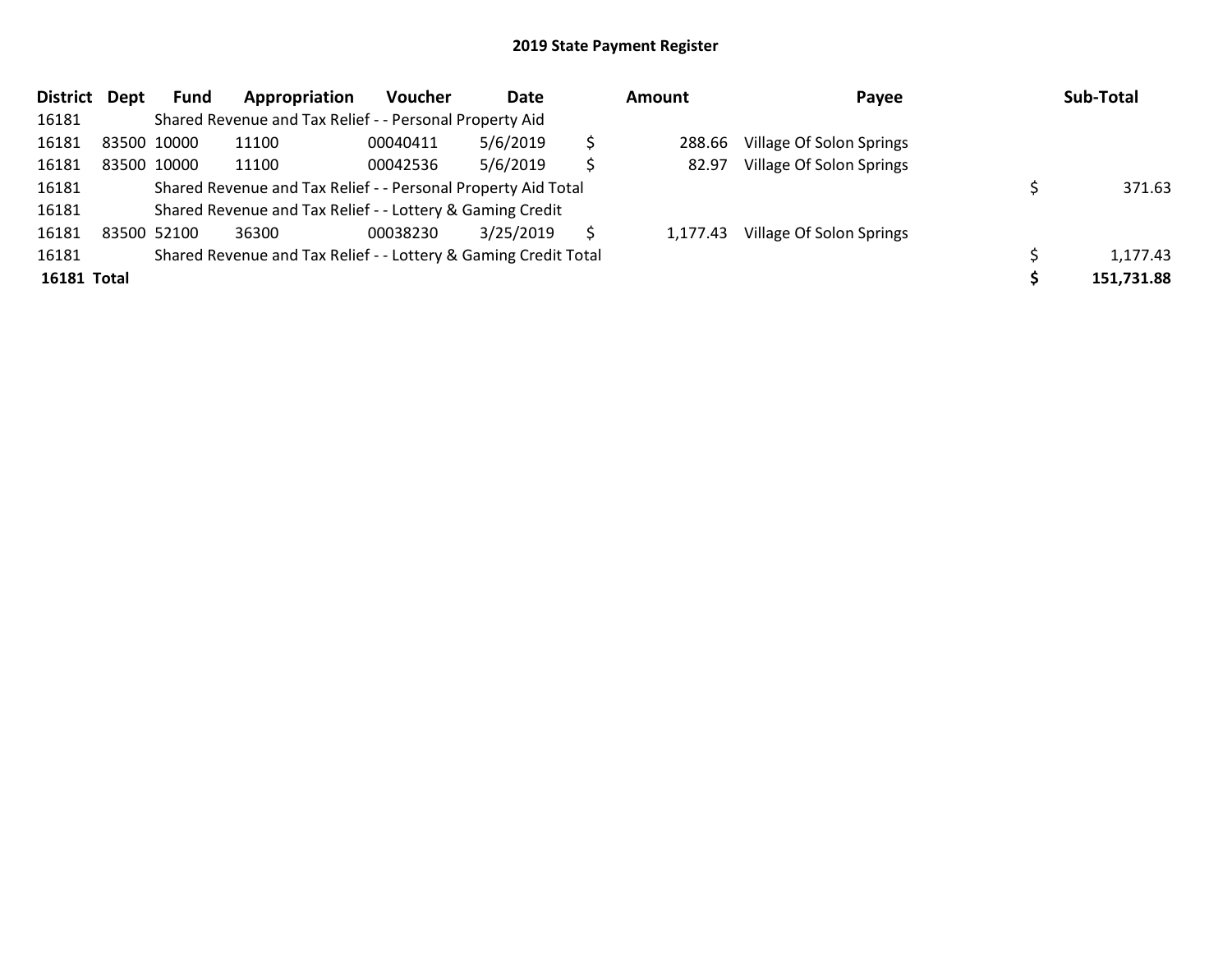## 2019 State Payment Register

| District | Dept | Fund | Appropriation | Voucher | Date | Amount | Payee | Sub-Total |
|---|---|---|---|---|---|---|---|---|
| 16181 | | Shared Revenue and Tax Relief - - Personal Property Aid | | | | | | |
| 16181 | 83500 | 10000 | 11100 | 00040411 | 5/6/2019 | $ 288.66 | Village Of Solon Springs | |
| 16181 | 83500 | 10000 | 11100 | 00042536 | 5/6/2019 | $ 82.97 | Village Of Solon Springs | |
| 16181 | | Shared Revenue and Tax Relief - - Personal Property Aid Total | | | | | | $ 371.63 |
| 16181 | | Shared Revenue and Tax Relief - - Lottery & Gaming Credit | | | | | | |
| 16181 | 83500 | 52100 | 36300 | 00038230 | 3/25/2019 | $ 1,177.43 | Village Of Solon Springs | |
| 16181 | | Shared Revenue and Tax Relief - - Lottery & Gaming Credit Total | | | | | | $ 1,177.43 |
| **16181** | **Total** | | | | | | | **$ 151,731.88** |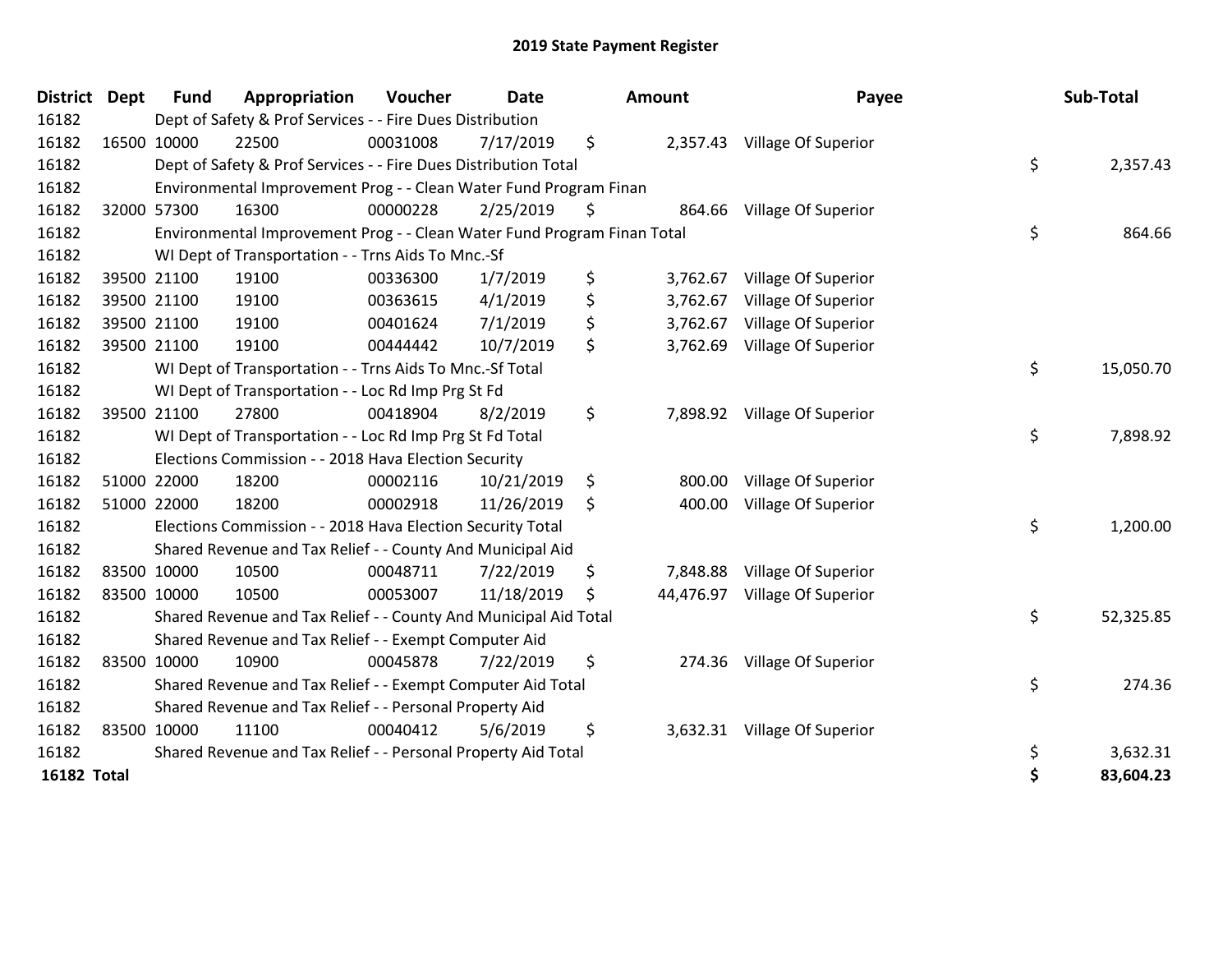# 2019 State Payment Register

| District | Dept | Fund | Appropriation | Voucher | Date | Amount | Payee | Sub-Total |
|---|---|---|---|---|---|---|---|---|
| 16182 | | Dept of Safety & Prof Services - - Fire Dues Distribution | | | | | | |
| 16182 | 16500 | 10000 | 22500 | 00031008 | 7/17/2019 | $ 2,357.43 | Village Of Superior | |
| 16182 | | Dept of Safety & Prof Services - - Fire Dues Distribution Total | | | | | | $ 2,357.43 |
| 16182 | | Environmental Improvement Prog - - Clean Water Fund Program Finan | | | | | | |
| 16182 | 32000 | 57300 | 16300 | 00000228 | 2/25/2019 | $ 864.66 | Village Of Superior | |
| 16182 | | Environmental Improvement Prog - - Clean Water Fund Program Finan Total | | | | | | $ 864.66 |
| 16182 | | WI Dept of Transportation - - Trns Aids To Mnc.-Sf | | | | | | |
| 16182 | 39500 | 21100 | 19100 | 00336300 | 1/7/2019 | $ 3,762.67 | Village Of Superior | |
| 16182 | 39500 | 21100 | 19100 | 00363615 | 4/1/2019 | $ 3,762.67 | Village Of Superior | |
| 16182 | 39500 | 21100 | 19100 | 00401624 | 7/1/2019 | $ 3,762.67 | Village Of Superior | |
| 16182 | 39500 | 21100 | 19100 | 00444442 | 10/7/2019 | $ 3,762.69 | Village Of Superior | |
| 16182 | | WI Dept of Transportation - - Trns Aids To Mnc.-Sf Total | | | | | | $ 15,050.70 |
| 16182 | | WI Dept of Transportation - - Loc Rd Imp Prg St Fd | | | | | | |
| 16182 | 39500 | 21100 | 27800 | 00418904 | 8/2/2019 | $ 7,898.92 | Village Of Superior | |
| 16182 | | WI Dept of Transportation - - Loc Rd Imp Prg St Fd Total | | | | | | $ 7,898.92 |
| 16182 | | Elections Commission - - 2018 Hava Election Security | | | | | | |
| 16182 | 51000 | 22000 | 18200 | 00002116 | 10/21/2019 | $ 800.00 | Village Of Superior | |
| 16182 | 51000 | 22000 | 18200 | 00002918 | 11/26/2019 | $ 400.00 | Village Of Superior | |
| 16182 | | Elections Commission - - 2018 Hava Election Security Total | | | | | | $ 1,200.00 |
| 16182 | | Shared Revenue and Tax Relief - - County And Municipal Aid | | | | | | |
| 16182 | 83500 | 10000 | 10500 | 00048711 | 7/22/2019 | $ 7,848.88 | Village Of Superior | |
| 16182 | 83500 | 10000 | 10500 | 00053007 | 11/18/2019 | $ 44,476.97 | Village Of Superior | |
| 16182 | | Shared Revenue and Tax Relief - - County And Municipal Aid Total | | | | | | $ 52,325.85 |
| 16182 | | Shared Revenue and Tax Relief - - Exempt Computer Aid | | | | | | |
| 16182 | 83500 | 10000 | 10900 | 00045878 | 7/22/2019 | $ 274.36 | Village Of Superior | |
| 16182 | | Shared Revenue and Tax Relief - - Exempt Computer Aid Total | | | | | | $ 274.36 |
| 16182 | | Shared Revenue and Tax Relief - - Personal Property Aid | | | | | | |
| 16182 | 83500 | 10000 | 11100 | 00040412 | 5/6/2019 | $ 3,632.31 | Village Of Superior | |
| 16182 | | Shared Revenue and Tax Relief - - Personal Property Aid Total | | | | | | $ 3,632.31 |
| **16182 Total** | | | | | | | | **$ 83,604.23** |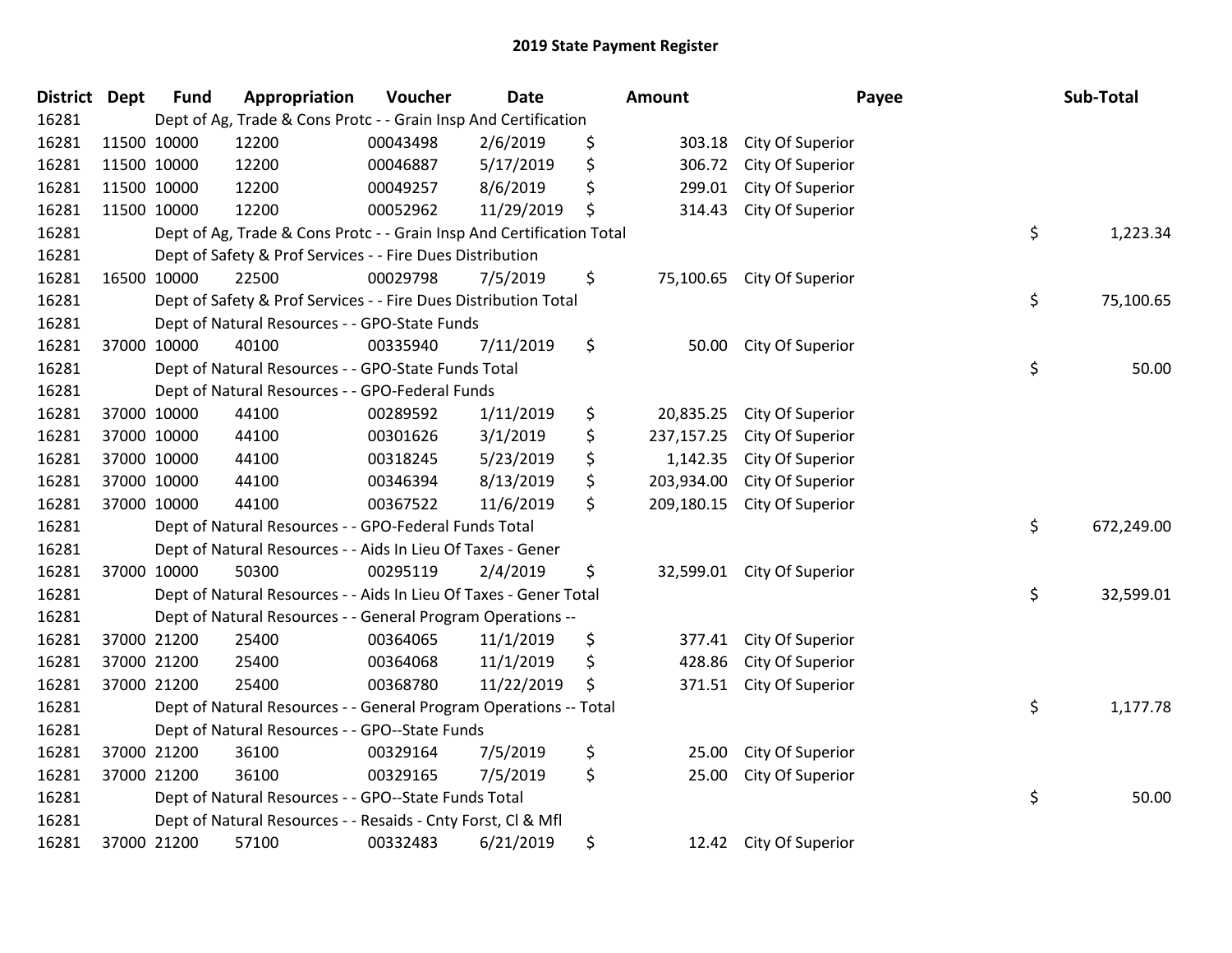# 2019 State Payment Register

| District | Dept | Fund | Appropriation | Voucher | Date | Amount | Payee | Sub-Total |
|---|---|---|---|---|---|---|---|---|
| 16281 | | Dept of Ag, Trade & Cons Protc - - Grain Insp And Certification | | | | | | |
| 16281 | 11500 | 10000 | 12200 | 00043498 | 2/6/2019 | $ 303.18 | City Of Superior | |
| 16281 | 11500 | 10000 | 12200 | 00046887 | 5/17/2019 | $ 306.72 | City Of Superior | |
| 16281 | 11500 | 10000 | 12200 | 00049257 | 8/6/2019 | $ 299.01 | City Of Superior | |
| 16281 | 11500 | 10000 | 12200 | 00052962 | 11/29/2019 | $ 314.43 | City Of Superior | |
| 16281 | | Dept of Ag, Trade & Cons Protc - - Grain Insp And Certification Total | | | | | | $ 1,223.34 |
| 16281 | | Dept of Safety & Prof Services - - Fire Dues Distribution | | | | | | |
| 16281 | 16500 | 10000 | 22500 | 00029798 | 7/5/2019 | $ 75,100.65 | City Of Superior | |
| 16281 | | Dept of Safety & Prof Services - - Fire Dues Distribution Total | | | | | | $ 75,100.65 |
| 16281 | | Dept of Natural Resources - - GPO-State Funds | | | | | | |
| 16281 | 37000 | 10000 | 40100 | 00335940 | 7/11/2019 | $ 50.00 | City Of Superior | |
| 16281 | | Dept of Natural Resources - - GPO-State Funds Total | | | | | | $ 50.00 |
| 16281 | | Dept of Natural Resources - - GPO-Federal Funds | | | | | | |
| 16281 | 37000 | 10000 | 44100 | 00289592 | 1/11/2019 | $ 20,835.25 | City Of Superior | |
| 16281 | 37000 | 10000 | 44100 | 00301626 | 3/1/2019 | $ 237,157.25 | City Of Superior | |
| 16281 | 37000 | 10000 | 44100 | 00318245 | 5/23/2019 | $ 1,142.35 | City Of Superior | |
| 16281 | 37000 | 10000 | 44100 | 00346394 | 8/13/2019 | $ 203,934.00 | City Of Superior | |
| 16281 | 37000 | 10000 | 44100 | 00367522 | 11/6/2019 | $ 209,180.15 | City Of Superior | |
| 16281 | | Dept of Natural Resources - - GPO-Federal Funds Total | | | | | | $ 672,249.00 |
| 16281 | | Dept of Natural Resources - - Aids In Lieu Of Taxes - Gener | | | | | | |
| 16281 | 37000 | 10000 | 50300 | 00295119 | 2/4/2019 | $ 32,599.01 | City Of Superior | |
| 16281 | | Dept of Natural Resources - - Aids In Lieu Of Taxes - Gener Total | | | | | | $ 32,599.01 |
| 16281 | | Dept of Natural Resources - - General Program Operations -- | | | | | | |
| 16281 | 37000 | 21200 | 25400 | 00364065 | 11/1/2019 | $ 377.41 | City Of Superior | |
| 16281 | 37000 | 21200 | 25400 | 00364068 | 11/1/2019 | $ 428.86 | City Of Superior | |
| 16281 | 37000 | 21200 | 25400 | 00368780 | 11/22/2019 | $ 371.51 | City Of Superior | |
| 16281 | | Dept of Natural Resources - - General Program Operations -- Total | | | | | | $ 1,177.78 |
| 16281 | | Dept of Natural Resources - - GPO--State Funds | | | | | | |
| 16281 | 37000 | 21200 | 36100 | 00329164 | 7/5/2019 | $ 25.00 | City Of Superior | |
| 16281 | 37000 | 21200 | 36100 | 00329165 | 7/5/2019 | $ 25.00 | City Of Superior | |
| 16281 | | Dept of Natural Resources - - GPO--State Funds Total | | | | | | $ 50.00 |
| 16281 | | Dept of Natural Resources - - Resaids - Cnty Forst, Cl & Mfl | | | | | | |
| 16281 | 37000 | 21200 | 57100 | 00332483 | 6/21/2019 | $ 12.42 | City Of Superior | |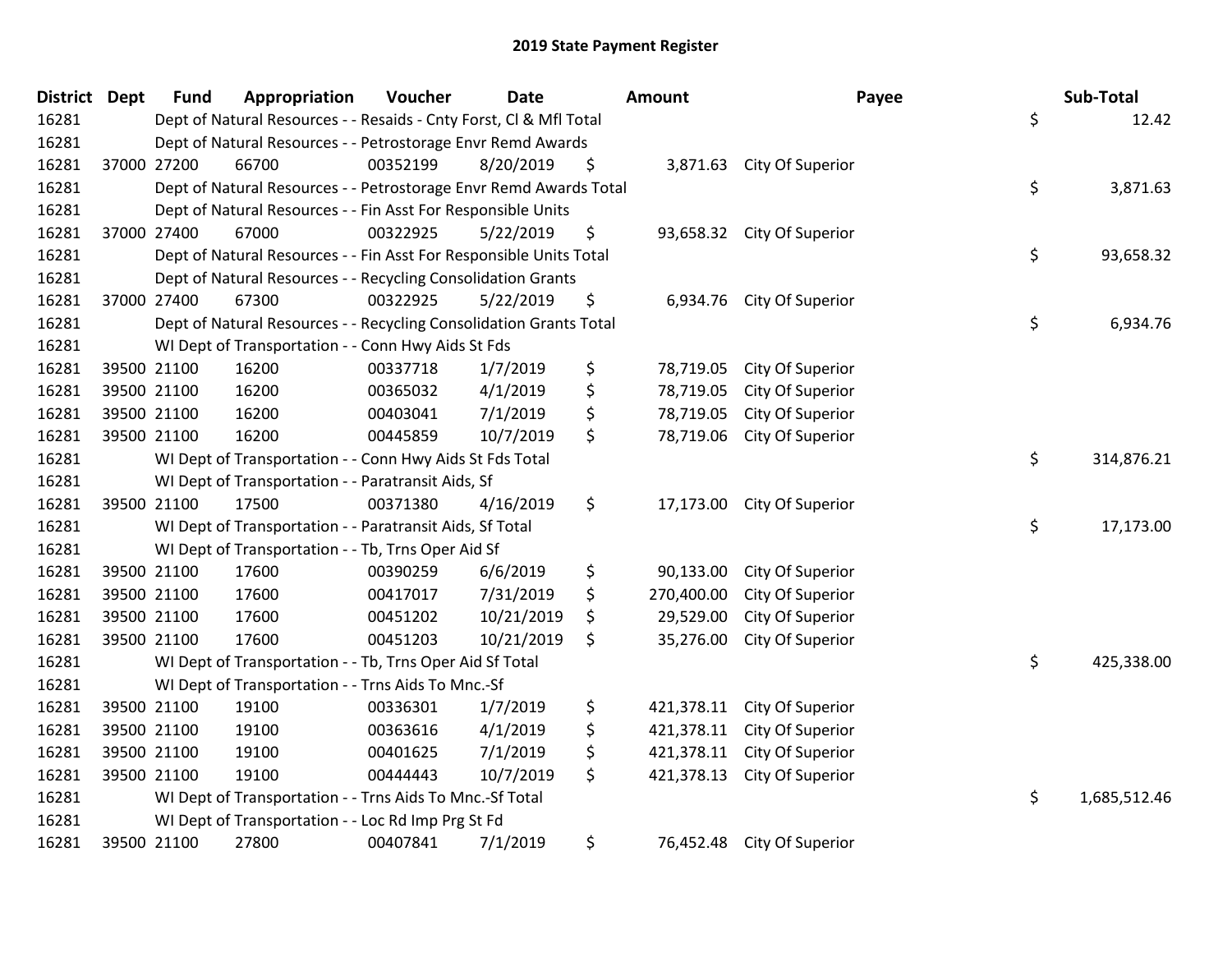# 2019 State Payment Register

| District | Dept | Fund | Appropriation | Voucher | Date | Amount | Payee | Sub-Total |
|---|---|---|---|---|---|---|---|---|
| 16281 | | Dept of Natural Resources - - Resaids - Cnty Forst, Cl & Mfl Total | | | | | | $ 12.42 |
| 16281 | | Dept of Natural Resources - - Petrostorage Envr Remd Awards | | | | | | |
| 16281 | 37000 | 27200 | 66700 | 00352199 | 8/20/2019 | $ 3,871.63 | City Of Superior | |
| 16281 | | Dept of Natural Resources - - Petrostorage Envr Remd Awards Total | | | | | | $ 3,871.63 |
| 16281 | | Dept of Natural Resources - - Fin Asst For Responsible Units | | | | | | |
| 16281 | 37000 | 27400 | 67000 | 00322925 | 5/22/2019 | $ 93,658.32 | City Of Superior | |
| 16281 | | Dept of Natural Resources - - Fin Asst For Responsible Units Total | | | | | | $ 93,658.32 |
| 16281 | | Dept of Natural Resources - - Recycling Consolidation Grants | | | | | | |
| 16281 | 37000 | 27400 | 67300 | 00322925 | 5/22/2019 | $ 6,934.76 | City Of Superior | |
| 16281 | | Dept of Natural Resources - - Recycling Consolidation Grants Total | | | | | | $ 6,934.76 |
| 16281 | | WI Dept of Transportation - - Conn Hwy Aids St Fds | | | | | | |
| 16281 | 39500 | 21100 | 16200 | 00337718 | 1/7/2019 | $ 78,719.05 | City Of Superior | |
| 16281 | 39500 | 21100 | 16200 | 00365032 | 4/1/2019 | $ 78,719.05 | City Of Superior | |
| 16281 | 39500 | 21100 | 16200 | 00403041 | 7/1/2019 | $ 78,719.05 | City Of Superior | |
| 16281 | 39500 | 21100 | 16200 | 00445859 | 10/7/2019 | $ 78,719.06 | City Of Superior | |
| 16281 | | WI Dept of Transportation - - Conn Hwy Aids St Fds Total | | | | | | $ 314,876.21 |
| 16281 | | WI Dept of Transportation - - Paratransit Aids, Sf | | | | | | |
| 16281 | 39500 | 21100 | 17500 | 00371380 | 4/16/2019 | $ 17,173.00 | City Of Superior | |
| 16281 | | WI Dept of Transportation - - Paratransit Aids, Sf Total | | | | | | $ 17,173.00 |
| 16281 | | WI Dept of Transportation - - Tb, Trns Oper Aid Sf | | | | | | |
| 16281 | 39500 | 21100 | 17600 | 00390259 | 6/6/2019 | $ 90,133.00 | City Of Superior | |
| 16281 | 39500 | 21100 | 17600 | 00417017 | 7/31/2019 | $ 270,400.00 | City Of Superior | |
| 16281 | 39500 | 21100 | 17600 | 00451202 | 10/21/2019 | $ 29,529.00 | City Of Superior | |
| 16281 | 39500 | 21100 | 17600 | 00451203 | 10/21/2019 | $ 35,276.00 | City Of Superior | |
| 16281 | | WI Dept of Transportation - - Tb, Trns Oper Aid Sf Total | | | | | | $ 425,338.00 |
| 16281 | | WI Dept of Transportation - - Trns Aids To Mnc.-Sf | | | | | | |
| 16281 | 39500 | 21100 | 19100 | 00336301 | 1/7/2019 | $ 421,378.11 | City Of Superior | |
| 16281 | 39500 | 21100 | 19100 | 00363616 | 4/1/2019 | $ 421,378.11 | City Of Superior | |
| 16281 | 39500 | 21100 | 19100 | 00401625 | 7/1/2019 | $ 421,378.11 | City Of Superior | |
| 16281 | 39500 | 21100 | 19100 | 00444443 | 10/7/2019 | $ 421,378.13 | City Of Superior | |
| 16281 | | WI Dept of Transportation - - Trns Aids To Mnc.-Sf Total | | | | | | $ 1,685,512.46 |
| 16281 | | WI Dept of Transportation - - Loc Rd Imp Prg St Fd | | | | | | |
| 16281 | 39500 | 21100 | 27800 | 00407841 | 7/1/2019 | $ 76,452.48 | City Of Superior | |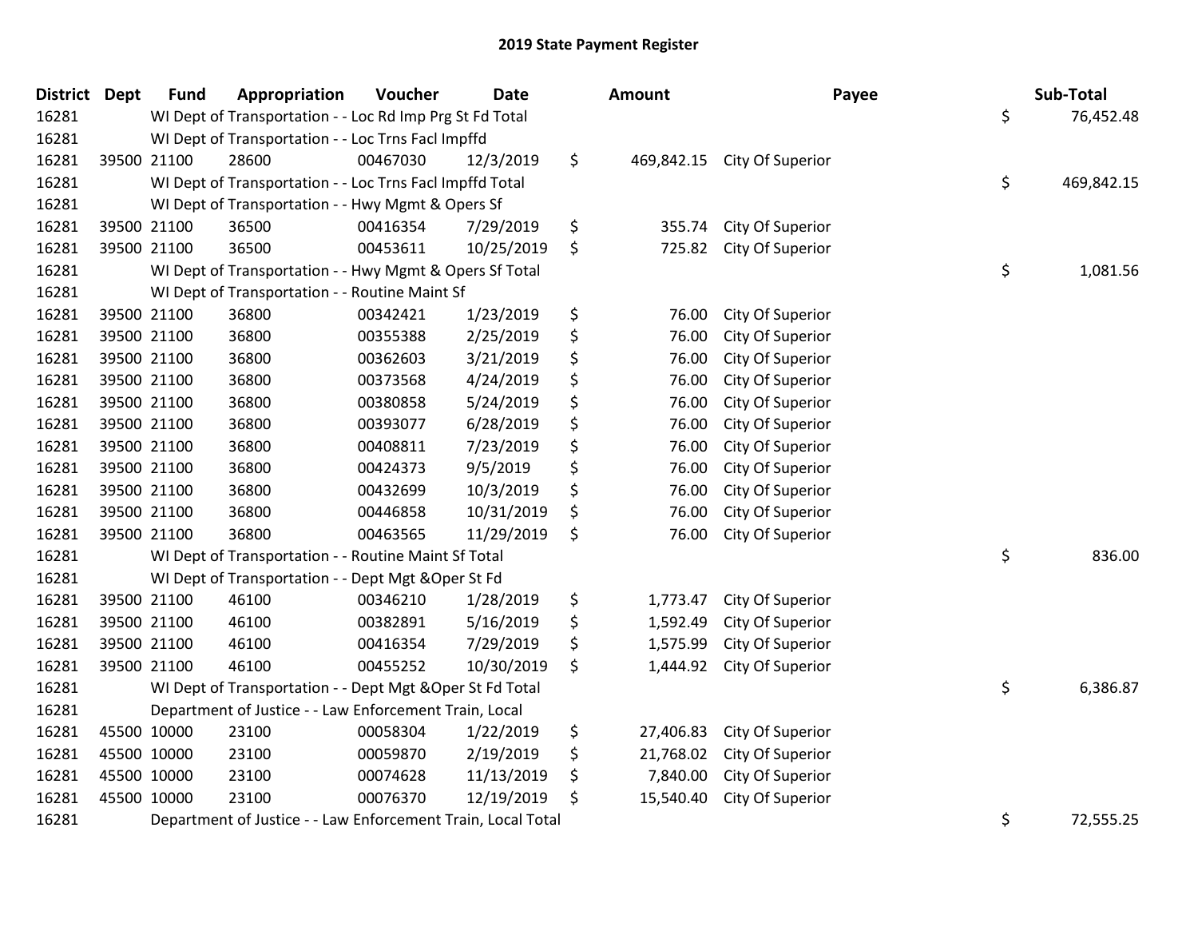# 2019 State Payment Register

| District | Dept | Fund | Appropriation | Voucher | Date | Amount | Payee | Sub-Total |
|---|---|---|---|---|---|---|---|---|
| 16281 | | WI Dept of Transportation - - Loc Rd Imp Prg St Fd Total | | | | | | $ 76,452.48 |
| 16281 | | WI Dept of Transportation - - Loc Trns Facl Impffd | | | | | | |
| 16281 | 39500 | 21100 | 28600 | 00467030 | 12/3/2019 | $ 469,842.15 | City Of Superior | |
| 16281 | | WI Dept of Transportation - - Loc Trns Facl Impffd Total | | | | | | $ 469,842.15 |
| 16281 | | WI Dept of Transportation - - Hwy Mgmt & Opers Sf | | | | | | |
| 16281 | 39500 | 21100 | 36500 | 00416354 | 7/29/2019 | $ 355.74 | City Of Superior | |
| 16281 | 39500 | 21100 | 36500 | 00453611 | 10/25/2019 | $ 725.82 | City Of Superior | |
| 16281 | | WI Dept of Transportation - - Hwy Mgmt & Opers Sf Total | | | | | | $ 1,081.56 |
| 16281 | | WI Dept of Transportation - - Routine Maint Sf | | | | | | |
| 16281 | 39500 | 21100 | 36800 | 00342421 | 1/23/2019 | $ 76.00 | City Of Superior | |
| 16281 | 39500 | 21100 | 36800 | 00355388 | 2/25/2019 | $ 76.00 | City Of Superior | |
| 16281 | 39500 | 21100 | 36800 | 00362603 | 3/21/2019 | $ 76.00 | City Of Superior | |
| 16281 | 39500 | 21100 | 36800 | 00373568 | 4/24/2019 | $ 76.00 | City Of Superior | |
| 16281 | 39500 | 21100 | 36800 | 00380858 | 5/24/2019 | $ 76.00 | City Of Superior | |
| 16281 | 39500 | 21100 | 36800 | 00393077 | 6/28/2019 | $ 76.00 | City Of Superior | |
| 16281 | 39500 | 21100 | 36800 | 00408811 | 7/23/2019 | $ 76.00 | City Of Superior | |
| 16281 | 39500 | 21100 | 36800 | 00424373 | 9/5/2019 | $ 76.00 | City Of Superior | |
| 16281 | 39500 | 21100 | 36800 | 00432699 | 10/3/2019 | $ 76.00 | City Of Superior | |
| 16281 | 39500 | 21100 | 36800 | 00446858 | 10/31/2019 | $ 76.00 | City Of Superior | |
| 16281 | 39500 | 21100 | 36800 | 00463565 | 11/29/2019 | $ 76.00 | City Of Superior | |
| 16281 | | WI Dept of Transportation - - Routine Maint Sf Total | | | | | | $ 836.00 |
| 16281 | | WI Dept of Transportation - - Dept Mgt &Oper St Fd | | | | | | |
| 16281 | 39500 | 21100 | 46100 | 00346210 | 1/28/2019 | $ 1,773.47 | City Of Superior | |
| 16281 | 39500 | 21100 | 46100 | 00382891 | 5/16/2019 | $ 1,592.49 | City Of Superior | |
| 16281 | 39500 | 21100 | 46100 | 00416354 | 7/29/2019 | $ 1,575.99 | City Of Superior | |
| 16281 | 39500 | 21100 | 46100 | 00455252 | 10/30/2019 | $ 1,444.92 | City Of Superior | |
| 16281 | | WI Dept of Transportation - - Dept Mgt &Oper St Fd Total | | | | | | $ 6,386.87 |
| 16281 | | Department of Justice - - Law Enforcement Train, Local | | | | | | |
| 16281 | 45500 | 10000 | 23100 | 00058304 | 1/22/2019 | $ 27,406.83 | City Of Superior | |
| 16281 | 45500 | 10000 | 23100 | 00059870 | 2/19/2019 | $ 21,768.02 | City Of Superior | |
| 16281 | 45500 | 10000 | 23100 | 00074628 | 11/13/2019 | $ 7,840.00 | City Of Superior | |
| 16281 | 45500 | 10000 | 23100 | 00076370 | 12/19/2019 | $ 15,540.40 | City Of Superior | |
| 16281 | | Department of Justice - - Law Enforcement Train, Local Total | | | | | | $ 72,555.25 |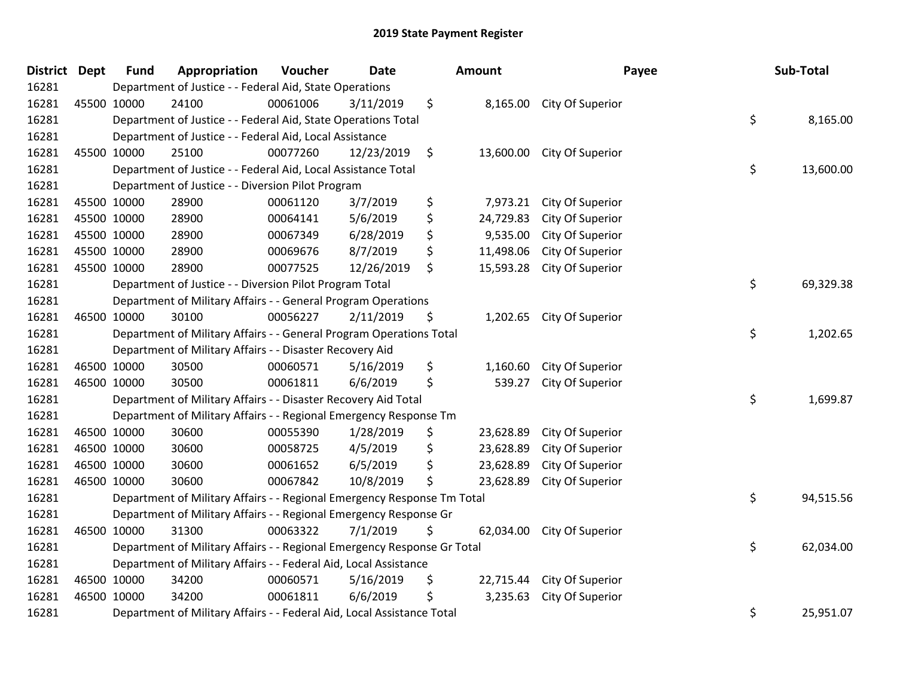# 2019 State Payment Register

| District | Dept | Fund | Appropriation | Voucher | Date | Amount | Payee | Sub-Total |
|---|---|---|---|---|---|---|---|---|
| 16281 | Department of Justice - - Federal Aid, State Operations | | | | | | | |
| 16281 | 45500 | 10000 | 24100 | 00061006 | 3/11/2019 | $ 8,165.00 | City Of Superior | |
| 16281 | Department of Justice - - Federal Aid, State Operations Total | | | | | | | $ 8,165.00 |
| 16281 | Department of Justice - - Federal Aid, Local Assistance | | | | | | | |
| 16281 | 45500 | 10000 | 25100 | 00077260 | 12/23/2019 | $ 13,600.00 | City Of Superior | |
| 16281 | Department of Justice - - Federal Aid, Local Assistance Total | | | | | | | $ 13,600.00 |
| 16281 | Department of Justice - - Diversion Pilot Program | | | | | | | |
| 16281 | 45500 | 10000 | 28900 | 00061120 | 3/7/2019 | $ 7,973.21 | City Of Superior | |
| 16281 | 45500 | 10000 | 28900 | 00064141 | 5/6/2019 | $ 24,729.83 | City Of Superior | |
| 16281 | 45500 | 10000 | 28900 | 00067349 | 6/28/2019 | $ 9,535.00 | City Of Superior | |
| 16281 | 45500 | 10000 | 28900 | 00069676 | 8/7/2019 | $ 11,498.06 | City Of Superior | |
| 16281 | 45500 | 10000 | 28900 | 00077525 | 12/26/2019 | $ 15,593.28 | City Of Superior | |
| 16281 | Department of Justice - - Diversion Pilot Program Total | | | | | | | $ 69,329.38 |
| 16281 | Department of Military Affairs - - General Program Operations | | | | | | | |
| 16281 | 46500 | 10000 | 30100 | 00056227 | 2/11/2019 | $ 1,202.65 | City Of Superior | |
| 16281 | Department of Military Affairs - - General Program Operations Total | | | | | | | $ 1,202.65 |
| 16281 | Department of Military Affairs - - Disaster Recovery Aid | | | | | | | |
| 16281 | 46500 | 10000 | 30500 | 00060571 | 5/16/2019 | $ 1,160.60 | City Of Superior | |
| 16281 | 46500 | 10000 | 30500 | 00061811 | 6/6/2019 | $ 539.27 | City Of Superior | |
| 16281 | Department of Military Affairs - - Disaster Recovery Aid Total | | | | | | | $ 1,699.87 |
| 16281 | Department of Military Affairs - - Regional Emergency Response Tm | | | | | | | |
| 16281 | 46500 | 10000 | 30600 | 00055390 | 1/28/2019 | $ 23,628.89 | City Of Superior | |
| 16281 | 46500 | 10000 | 30600 | 00058725 | 4/5/2019 | $ 23,628.89 | City Of Superior | |
| 16281 | 46500 | 10000 | 30600 | 00061652 | 6/5/2019 | $ 23,628.89 | City Of Superior | |
| 16281 | 46500 | 10000 | 30600 | 00067842 | 10/8/2019 | $ 23,628.89 | City Of Superior | |
| 16281 | Department of Military Affairs - - Regional Emergency Response Tm Total | | | | | | | $ 94,515.56 |
| 16281 | Department of Military Affairs - - Regional Emergency Response Gr | | | | | | | |
| 16281 | 46500 | 10000 | 31300 | 00063322 | 7/1/2019 | $ 62,034.00 | City Of Superior | |
| 16281 | Department of Military Affairs - - Regional Emergency Response Gr Total | | | | | | | $ 62,034.00 |
| 16281 | Department of Military Affairs - - Federal Aid, Local Assistance | | | | | | | |
| 16281 | 46500 | 10000 | 34200 | 00060571 | 5/16/2019 | $ 22,715.44 | City Of Superior | |
| 16281 | 46500 | 10000 | 34200 | 00061811 | 6/6/2019 | $ 3,235.63 | City Of Superior | |
| 16281 | Department of Military Affairs - - Federal Aid, Local Assistance Total | | | | | | | $ 25,951.07 |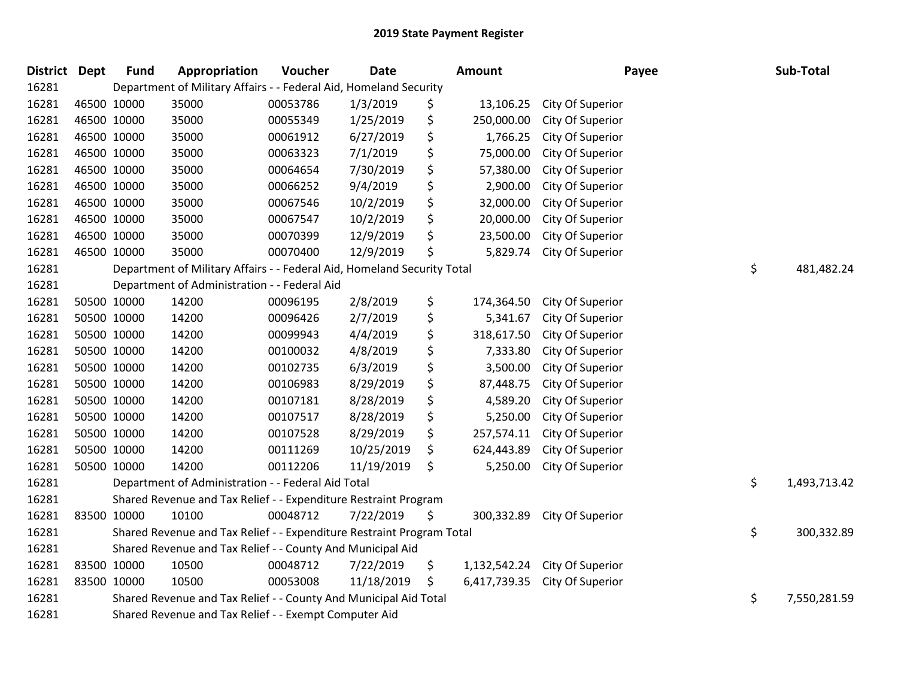# 2019 State Payment Register

| District | Dept | Fund | Appropriation | Voucher | Date | Amount | Payee | Sub-Total |
|---|---|---|---|---|---|---|---|---|
| 16281 | | Department of Military Affairs - - Federal Aid, Homeland Security | | | | | | |
| 16281 | 46500 | 10000 | 35000 | 00053786 | 1/3/2019 | $ 13,106.25 | City Of Superior | |
| 16281 | 46500 | 10000 | 35000 | 00055349 | 1/25/2019 | $ 250,000.00 | City Of Superior | |
| 16281 | 46500 | 10000 | 35000 | 00061912 | 6/27/2019 | $ 1,766.25 | City Of Superior | |
| 16281 | 46500 | 10000 | 35000 | 00063323 | 7/1/2019 | $ 75,000.00 | City Of Superior | |
| 16281 | 46500 | 10000 | 35000 | 00064654 | 7/30/2019 | $ 57,380.00 | City Of Superior | |
| 16281 | 46500 | 10000 | 35000 | 00066252 | 9/4/2019 | $ 2,900.00 | City Of Superior | |
| 16281 | 46500 | 10000 | 35000 | 00067546 | 10/2/2019 | $ 32,000.00 | City Of Superior | |
| 16281 | 46500 | 10000 | 35000 | 00067547 | 10/2/2019 | $ 20,000.00 | City Of Superior | |
| 16281 | 46500 | 10000 | 35000 | 00070399 | 12/9/2019 | $ 23,500.00 | City Of Superior | |
| 16281 | 46500 | 10000 | 35000 | 00070400 | 12/9/2019 | $ 5,829.74 | City Of Superior | |
| 16281 | | Department of Military Affairs - - Federal Aid, Homeland Security Total | | | | | | $ 481,482.24 |
| 16281 | | Department of Administration - - Federal Aid | | | | | | |
| 16281 | 50500 | 10000 | 14200 | 00096195 | 2/8/2019 | $ 174,364.50 | City Of Superior | |
| 16281 | 50500 | 10000 | 14200 | 00096426 | 2/7/2019 | $ 5,341.67 | City Of Superior | |
| 16281 | 50500 | 10000 | 14200 | 00099943 | 4/4/2019 | $ 318,617.50 | City Of Superior | |
| 16281 | 50500 | 10000 | 14200 | 00100032 | 4/8/2019 | $ 7,333.80 | City Of Superior | |
| 16281 | 50500 | 10000 | 14200 | 00102735 | 6/3/2019 | $ 3,500.00 | City Of Superior | |
| 16281 | 50500 | 10000 | 14200 | 00106983 | 8/29/2019 | $ 87,448.75 | City Of Superior | |
| 16281 | 50500 | 10000 | 14200 | 00107181 | 8/28/2019 | $ 4,589.20 | City Of Superior | |
| 16281 | 50500 | 10000 | 14200 | 00107517 | 8/28/2019 | $ 5,250.00 | City Of Superior | |
| 16281 | 50500 | 10000 | 14200 | 00107528 | 8/29/2019 | $ 257,574.11 | City Of Superior | |
| 16281 | 50500 | 10000 | 14200 | 00111269 | 10/25/2019 | $ 624,443.89 | City Of Superior | |
| 16281 | 50500 | 10000 | 14200 | 00112206 | 11/19/2019 | $ 5,250.00 | City Of Superior | |
| 16281 | | Department of Administration - - Federal Aid Total | | | | | | $ 1,493,713.42 |
| 16281 | | Shared Revenue and Tax Relief - - Expenditure Restraint Program | | | | | | |
| 16281 | 83500 | 10000 | 10100 | 00048712 | 7/22/2019 | $ 300,332.89 | City Of Superior | |
| 16281 | | Shared Revenue and Tax Relief - - Expenditure Restraint Program Total | | | | | | $ 300,332.89 |
| 16281 | | Shared Revenue and Tax Relief - - County And Municipal Aid | | | | | | |
| 16281 | 83500 | 10000 | 10500 | 00048712 | 7/22/2019 | $ 1,132,542.24 | City Of Superior | |
| 16281 | 83500 | 10000 | 10500 | 00053008 | 11/18/2019 | $ 6,417,739.35 | City Of Superior | |
| 16281 | | Shared Revenue and Tax Relief - - County And Municipal Aid Total | | | | | | $ 7,550,281.59 |
| 16281 | | Shared Revenue and Tax Relief - - Exempt Computer Aid | | | | | | |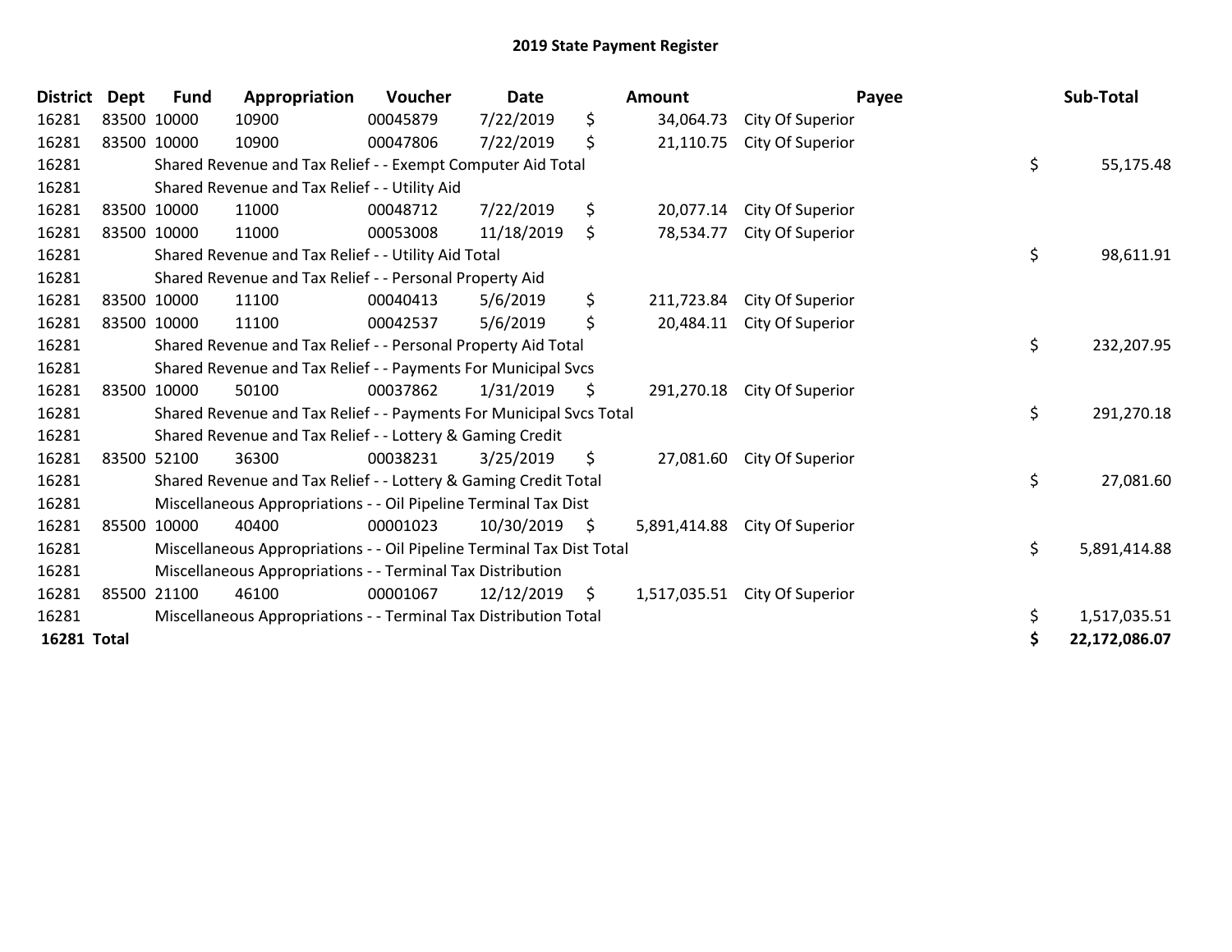# 2019 State Payment Register

| District | Dept | Fund | Appropriation | Voucher | Date | Amount | Payee | Sub-Total |
|---|---|---|---|---|---|---|---|---|
| 16281 | 83500 | 10000 | 10900 | 00045879 | 7/22/2019 | $ 34,064.73 | City Of Superior | |
| 16281 | 83500 | 10000 | 10900 | 00047806 | 7/22/2019 | $ 21,110.75 | City Of Superior | |
| 16281 | | Shared Revenue and Tax Relief - - Exempt Computer Aid Total | | | | | | $ 55,175.48 |
| 16281 | | Shared Revenue and Tax Relief - - Utility Aid | | | | | | |
| 16281 | 83500 | 10000 | 11000 | 00048712 | 7/22/2019 | $ 20,077.14 | City Of Superior | |
| 16281 | 83500 | 10000 | 11000 | 00053008 | 11/18/2019 | $ 78,534.77 | City Of Superior | |
| 16281 | | Shared Revenue and Tax Relief - - Utility Aid Total | | | | | | $ 98,611.91 |
| 16281 | | Shared Revenue and Tax Relief - - Personal Property Aid | | | | | | |
| 16281 | 83500 | 10000 | 11100 | 00040413 | 5/6/2019 | $ 211,723.84 | City Of Superior | |
| 16281 | 83500 | 10000 | 11100 | 00042537 | 5/6/2019 | $ 20,484.11 | City Of Superior | |
| 16281 | | Shared Revenue and Tax Relief - - Personal Property Aid Total | | | | | | $ 232,207.95 |
| 16281 | | Shared Revenue and Tax Relief - - Payments For Municipal Svcs | | | | | | |
| 16281 | 83500 | 10000 | 50100 | 00037862 | 1/31/2019 | $ 291,270.18 | City Of Superior | |
| 16281 | | Shared Revenue and Tax Relief - - Payments For Municipal Svcs Total | | | | | | $ 291,270.18 |
| 16281 | | Shared Revenue and Tax Relief - - Lottery & Gaming Credit | | | | | | |
| 16281 | 83500 | 52100 | 36300 | 00038231 | 3/25/2019 | $ 27,081.60 | City Of Superior | |
| 16281 | | Shared Revenue and Tax Relief - - Lottery & Gaming Credit Total | | | | | | $ 27,081.60 |
| 16281 | | Miscellaneous Appropriations - - Oil Pipeline Terminal Tax Dist | | | | | | |
| 16281 | 85500 | 10000 | 40400 | 00001023 | 10/30/2019 | $ 5,891,414.88 | City Of Superior | |
| 16281 | | Miscellaneous Appropriations - - Oil Pipeline Terminal Tax Dist Total | | | | | | $ 5,891,414.88 |
| 16281 | | Miscellaneous Appropriations - - Terminal Tax Distribution | | | | | | |
| 16281 | 85500 | 21100 | 46100 | 00001067 | 12/12/2019 | $ 1,517,035.51 | City Of Superior | |
| 16281 | | Miscellaneous Appropriations - - Terminal Tax Distribution Total | | | | | | $ 1,517,035.51 |
| **16281 Total** | | | | | | | | **$ 22,172,086.07** |